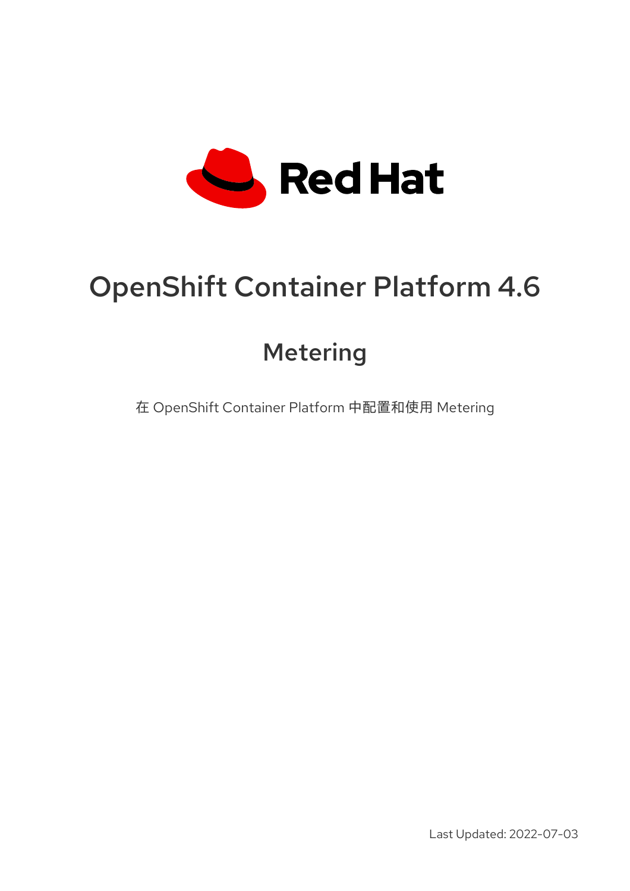# OpenShift Container Platform 4.6

## Metering

在 OpenShift Container Platform 中配置和使用 Metering

Last Updated: 2022-07-03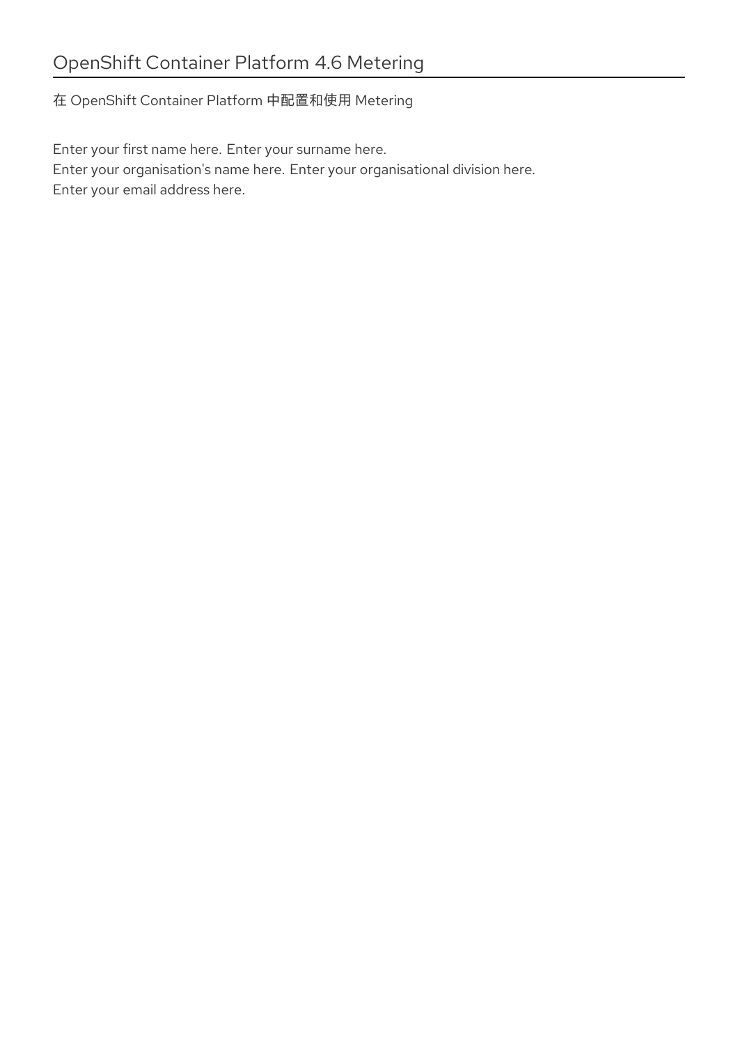# OpenShift Container Platform 4.6 Metering

在 OpenShift Container Platform 中配置和使用 Metering

Enter your first name here. Enter your surname here.
Enter your organisation's name here. Enter your organisational division here.
Enter your email address here.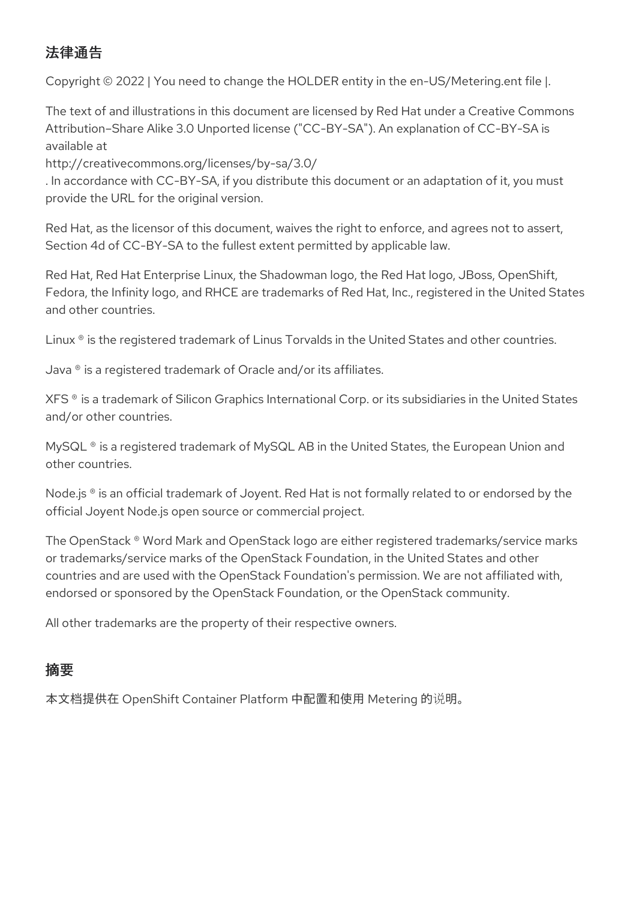## 法律通告

Copyright © 2022 | You need to change the HOLDER entity in the en-US/Metering.ent file |.

The text of and illustrations in this document are licensed by Red Hat under a Creative Commons Attribution–Share Alike 3.0 Unported license ("CC-BY-SA"). An explanation of CC-BY-SA is available at
http://creativecommons.org/licenses/by-sa/3.0/
. In accordance with CC-BY-SA, if you distribute this document or an adaptation of it, you must provide the URL for the original version.

Red Hat, as the licensor of this document, waives the right to enforce, and agrees not to assert, Section 4d of CC-BY-SA to the fullest extent permitted by applicable law.

Red Hat, Red Hat Enterprise Linux, the Shadowman logo, the Red Hat logo, JBoss, OpenShift, Fedora, the Infinity logo, and RHCE are trademarks of Red Hat, Inc., registered in the United States and other countries.

Linux ® is the registered trademark of Linus Torvalds in the United States and other countries.

Java ® is a registered trademark of Oracle and/or its affiliates.

XFS ® is a trademark of Silicon Graphics International Corp. or its subsidiaries in the United States and/or other countries.

MySQL ® is a registered trademark of MySQL AB in the United States, the European Union and other countries.

Node.js ® is an official trademark of Joyent. Red Hat is not formally related to or endorsed by the official Joyent Node.js open source or commercial project.

The OpenStack ® Word Mark and OpenStack logo are either registered trademarks/service marks or trademarks/service marks of the OpenStack Foundation, in the United States and other countries and are used with the OpenStack Foundation's permission. We are not affiliated with, endorsed or sponsored by the OpenStack Foundation, or the OpenStack community.

All other trademarks are the property of their respective owners.

## 摘要

本文档提供在 OpenShift Container Platform 中配置和使用 Metering 的说明。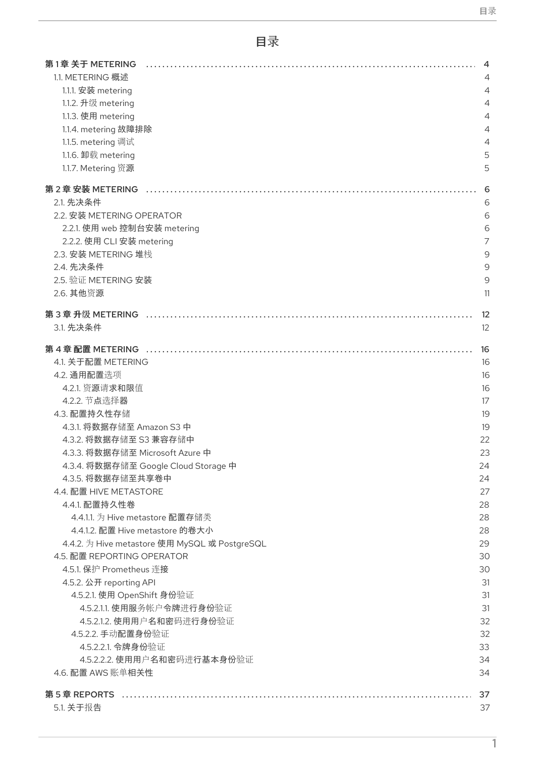# 目录

- **第 1 章 关于 METERING** ..... 4
  - 1.1. METERING 概述 4
    - 1.1.1. 安装 metering 4
    - 1.1.2. 升级 metering 4
    - 1.1.3. 使用 metering 4
    - 1.1.4. metering 故障排除 4
    - 1.1.5. metering 调试 4
    - 1.1.6. 卸载 metering 5
    - 1.1.7. Metering 资源 5
- **第 2 章 安装 METERING** ..... 6
  - 2.1. 先决条件 6
  - 2.2. 安装 METERING OPERATOR 6
    - 2.2.1. 使用 web 控制台安装 metering 6
    - 2.2.2. 使用 CLI 安装 metering 7
  - 2.3. 安装 METERING 堆栈 9
  - 2.4. 先决条件 9
  - 2.5. 验证 METERING 安装 9
  - 2.6. 其他资源 11
- **第 3 章 升级 METERING** ..... 12
  - 3.1. 先决条件 12
- **第 4 章 配置 METERING** ..... 16
  - 4.1. 关于配置 METERING 16
  - 4.2. 通用配置选项 16
    - 4.2.1. 资源请求和限值 16
    - 4.2.2. 节点选择器 17
  - 4.3. 配置持久性存储 19
    - 4.3.1. 将数据存储至 Amazon S3 中 19
    - 4.3.2. 将数据存储至 S3 兼容存储中 22
    - 4.3.3. 将数据存储至 Microsoft Azure 中 23
    - 4.3.4. 将数据存储至 Google Cloud Storage 中 24
    - 4.3.5. 将数据存储至共享卷中 24
  - 4.4. 配置 HIVE METASTORE 27
    - 4.4.1. 配置持久性卷 28
      - 4.4.1.1. 为 Hive metastore 配置存储类 28
      - 4.4.1.2. 配置 Hive metastore 的卷大小 28
    - 4.4.2. 为 Hive metastore 使用 MySQL 或 PostgreSQL 29
  - 4.5. 配置 REPORTING OPERATOR 30
    - 4.5.1. 保护 Prometheus 连接 30
    - 4.5.2. 公开 reporting API 31
      - 4.5.2.1. 使用 OpenShift 身份验证 31
        - 4.5.2.1.1. 使用服务帐户令牌进行身份验证 31
        - 4.5.2.1.2. 使用用户名和密码进行身份验证 32
      - 4.5.2.2. 手动配置身份验证 32
        - 4.5.2.2.1. 令牌身份验证 33
        - 4.5.2.2.2. 使用用户名和密码进行基本身份验证 34
  - 4.6. 配置 AWS 账单相关性 34
- **第 5 章 REPORTS** ..... 37
  - 5.1. 关于报告 37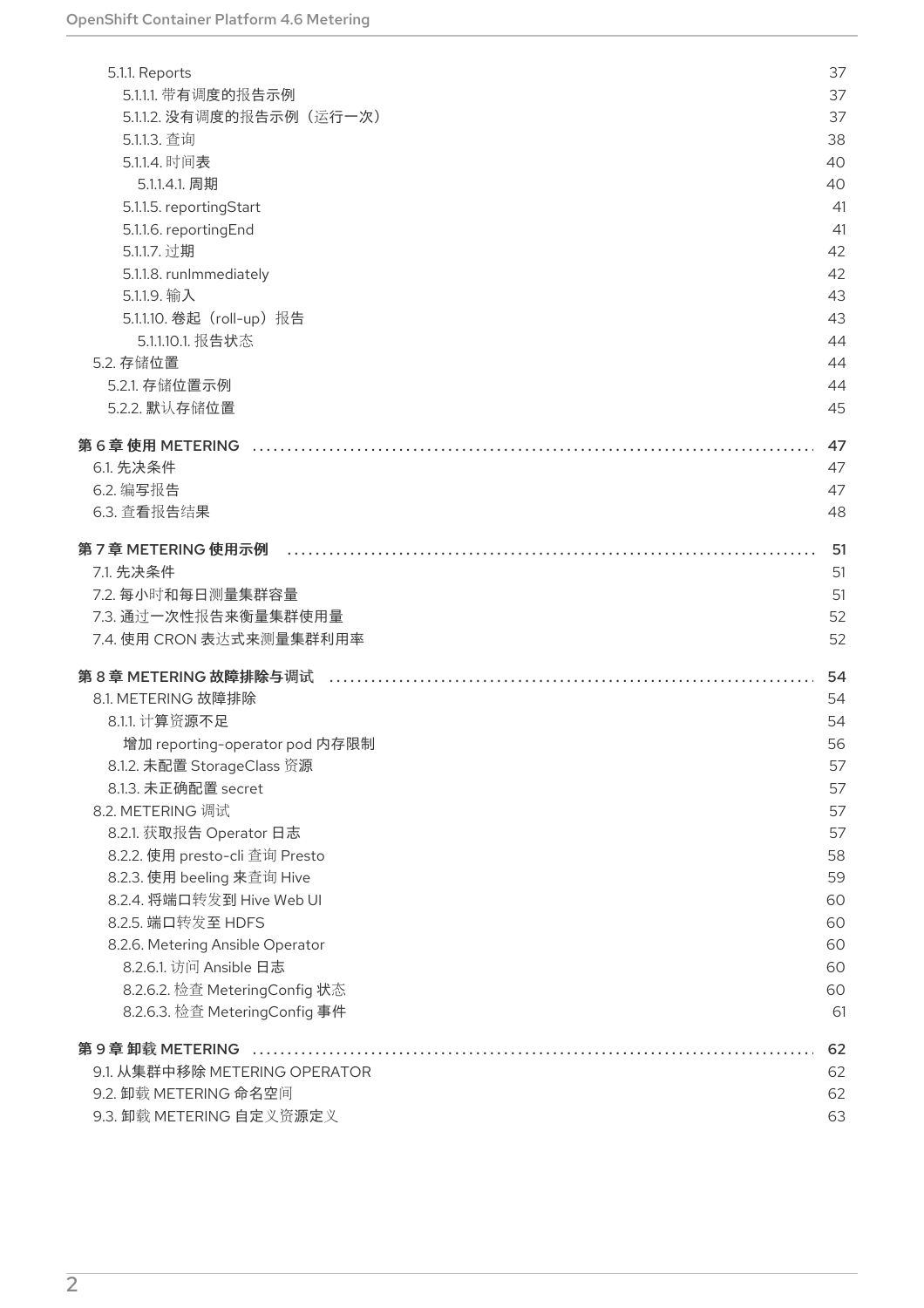5.1.1. Reports 37

5.1.1.1. 带有调度的报告示例 37

5.1.1.2. 没有调度的报告示例（运行一次） 37

5.1.1.3. 查询 38

5.1.1.4. 时间表 40

5.1.1.4.1. 周期 40

5.1.1.5. reportingStart 41

5.1.1.6. reportingEnd 41

5.1.1.7. 过期 42

5.1.1.8. runImmediately 42

5.1.1.9. 输入 43

5.1.1.10. 卷起（roll-up）报告 43

5.1.1.10.1. 报告状态 44

5.2. 存储位置 44

5.2.1. 存储位置示例 44

5.2.2. 默认存储位置 45

**第 6 章 使用 METERING 47**

6.1. 先决条件 47

6.2. 编写报告 47

6.3. 查看报告结果 48

**第 7 章 METERING 使用示例 51**

7.1. 先决条件 51

7.2. 每小时和每日测量集群容量 51

7.3. 通过一次性报告来衡量集群使用量 52

7.4. 使用 CRON 表达式来测量集群利用率 52

**第 8 章 METERING 故障排除与调试 54**

8.1. METERING 故障排除 54

8.1.1. 计算资源不足 54

增加 reporting-operator pod 内存限制 56

8.1.2. 未配置 StorageClass 资源 57

8.1.3. 未正确配置 secret 57

8.2. METERING 调试 57

8.2.1. 获取报告 Operator 日志 57

8.2.2. 使用 presto-cli 查询 Presto 58

8.2.3. 使用 beeling 来查询 Hive 59

8.2.4. 将端口转发到 Hive Web UI 60

8.2.5. 端口转发至 HDFS 60

8.2.6. Metering Ansible Operator 60

8.2.6.1. 访问 Ansible 日志 60

8.2.6.2. 检查 MeteringConfig 状态 60

8.2.6.3. 检查 MeteringConfig 事件 61

**第 9 章 卸载 METERING 62**

9.1. 从集群中移除 METERING OPERATOR 62

9.2. 卸载 METERING 命名空间 62

9.3. 卸载 METERING 自定义资源定义 63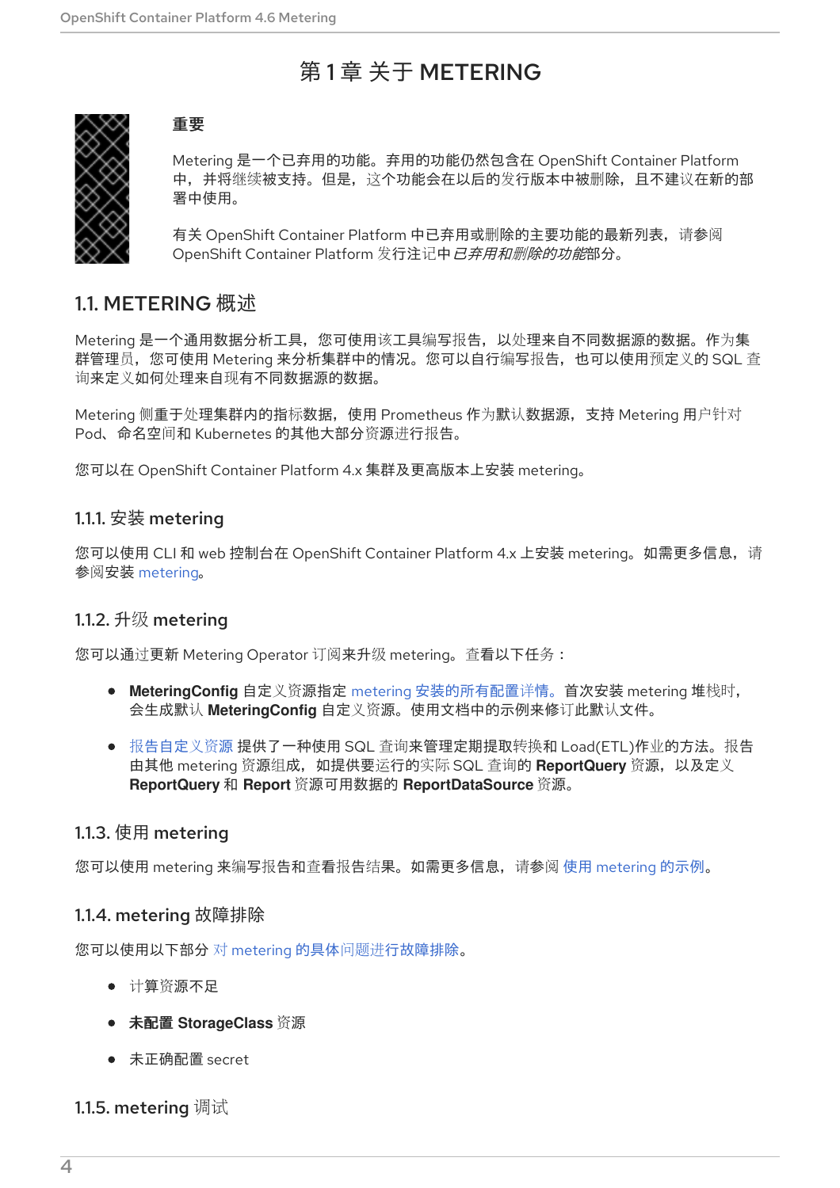# 第 1 章 关于 METERING

**重要**

Metering 是一个已弃用的功能。弃用的功能仍然包含在 OpenShift Container Platform 中，并将继续被支持。但是，这个功能会在以后的发行版本中被删除，且不建议在新的部署中使用。

有关 OpenShift Container Platform 中已弃用或删除的主要功能的最新列表，请参阅 OpenShift Container Platform 发行注记中*已弃用和删除的功能*部分。

## 1.1. METERING 概述

Metering 是一个通用数据分析工具，您可使用该工具编写报告，以处理来自不同数据源的数据。作为集群管理员，您可使用 Metering 来分析集群中的情况。您可以自行编写报告，也可以使用预定义的 SQL 查询来定义如何处理来自现有不同数据源的数据。

Metering 侧重于处理集群内的指标数据，使用 Prometheus 作为默认数据源，支持 Metering 用户针对 Pod、命名空间和 Kubernetes 的其他大部分资源进行报告。

您可以在 OpenShift Container Platform 4.x 集群及更高版本上安装 metering。

### 1.1.1. 安装 metering

您可以使用 CLI 和 web 控制台在 OpenShift Container Platform 4.x 上安装 metering。如需更多信息，请参阅安装 metering。

### 1.1.2. 升级 metering

您可以通过更新 Metering Operator 订阅来升级 metering。查看以下任务：

- **MeteringConfig** 自定义资源指定 metering 安装的所有配置详情。首次安装 metering 堆栈时，会生成默认 **MeteringConfig** 自定义资源。使用文档中的示例来修订此默认文件。
- 报告自定义资源 提供了一种使用 SQL 查询来管理定期提取转换和 Load(ETL)作业的方法。报告由其他 metering 资源组成，如提供要运行的实际 SQL 查询的 **ReportQuery** 资源，以及定义 **ReportQuery** 和 **Report** 资源可用数据的 **ReportDataSource** 资源。

### 1.1.3. 使用 metering

您可以使用 metering 来编写报告和查看报告结果。如需更多信息，请参阅 使用 metering 的示例。

### 1.1.4. metering 故障排除

您可以使用以下部分 对 metering 的具体问题进行故障排除。

- 计算资源不足
- 未配置 **StorageClass** 资源
- 未正确配置 secret

### 1.1.5. metering 调试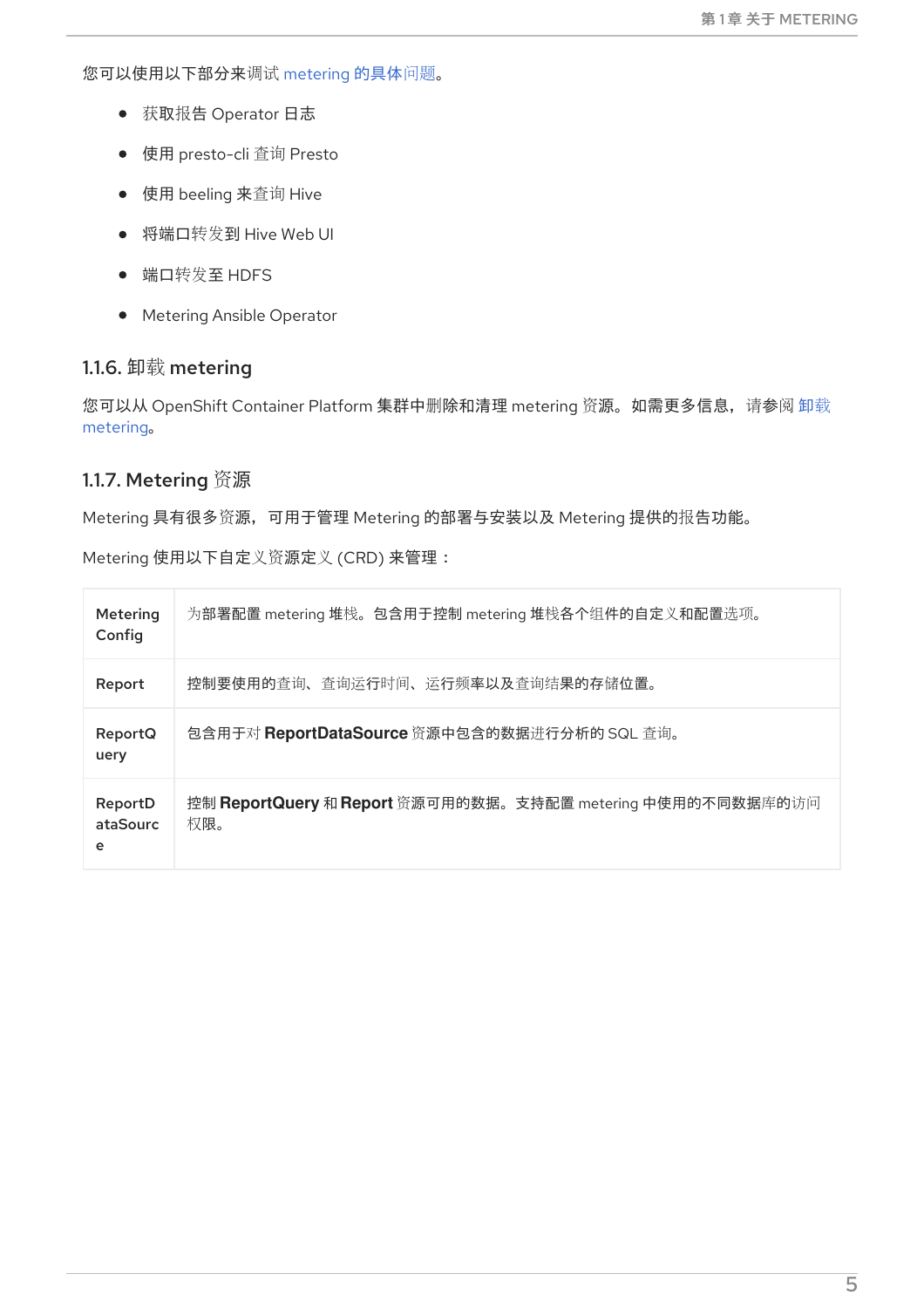您可以使用以下部分来调试 metering 的具体问题。

- 获取报告 Operator 日志
- 使用 presto-cli 查询 Presto
- 使用 beeling 来查询 Hive
- 将端口转发到 Hive Web UI
- 端口转发至 HDFS
- Metering Ansible Operator

### 1.1.6. 卸载 metering

您可以从 OpenShift Container Platform 集群中删除和清理 metering 资源。如需更多信息，请参阅 卸载 metering。

### 1.1.7. Metering 资源

Metering 具有很多资源，可用于管理 Metering 的部署与安装以及 Metering 提供的报告功能。

Metering 使用以下自定义资源定义 (CRD) 来管理：

| | |
|---|---|
| **MeteringConfig** | 为部署配置 metering 堆栈。包含用于控制 metering 堆栈各个组件的自定义和配置选项。 |
| **Report** | 控制要使用的查询、查询运行时间、运行频率以及查询结果的存储位置。 |
| **ReportQuery** | 包含用于对 **ReportDataSource** 资源中包含的数据进行分析的 SQL 查询。 |
| **ReportDataSource** | 控制 **ReportQuery** 和 **Report** 资源可用的数据。支持配置 metering 中使用的不同数据库的访问权限。 |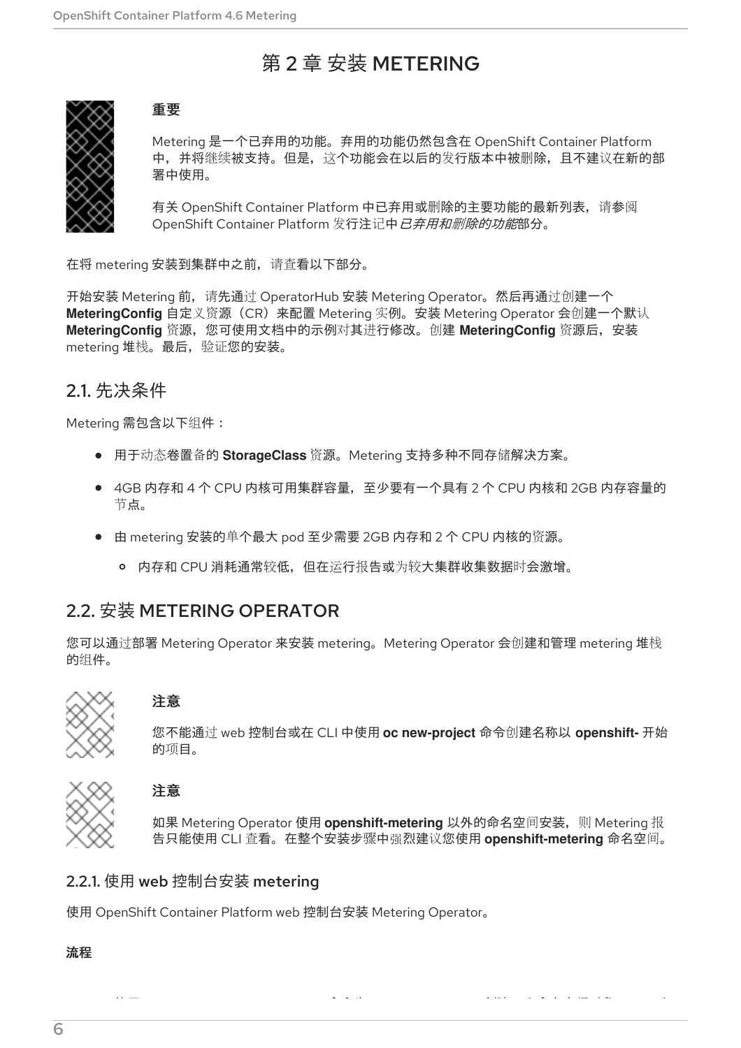# 第 2 章 安装 METERING

**重要**

Metering 是一个已弃用的功能。弃用的功能仍然包含在 OpenShift Container Platform 中，并将继续被支持。但是，这个功能会在以后的发行版本中被删除，且不建议在新的部署中使用。

有关 OpenShift Container Platform 中已弃用或删除的主要功能的最新列表，请参阅 OpenShift Container Platform 发行注记中*已弃用和删除的功能*部分。

在将 metering 安装到集群中之前，请查看以下部分。

开始安装 Metering 前，请先通过 OperatorHub 安装 Metering Operator。然后再通过创建一个 **MeteringConfig** 自定义资源（CR）来配置 Metering 实例。安装 Metering Operator 会创建一个默认 **MeteringConfig** 资源，您可使用文档中的示例对其进行修改。创建 **MeteringConfig** 资源后，安装 metering 堆栈。最后，验证您的安装。

## 2.1. 先决条件

Metering 需包含以下组件：

- 用于动态卷置备的 **StorageClass** 资源。Metering 支持多种不同存储解决方案。
- 4GB 内存和 4 个 CPU 内核可用集群容量，至少要有一个具有 2 个 CPU 内核和 2GB 内存容量的节点。
- 由 metering 安装的单个最大 pod 至少需要 2GB 内存和 2 个 CPU 内核的资源。
  - 内存和 CPU 消耗通常较低，但在运行报告或为较大集群收集数据时会激增。

## 2.2. 安装 METERING OPERATOR

您可以通过部署 Metering Operator 来安装 metering。Metering Operator 会创建和管理 metering 堆栈的组件。

**注意**

您不能通过 web 控制台或在 CLI 中使用 **oc new-project** 命令创建名称以 **openshift-** 开始的项目。

**注意**

如果 Metering Operator 使用 **openshift-metering** 以外的命名空间安装，则 Metering 报告只能使用 CLI 查看。在整个安装步骤中强烈建议您使用 **openshift-metering** 命名空间。

### 2.2.1. 使用 web 控制台安装 metering

使用 OpenShift Container Platform web 控制台安装 Metering Operator。

**流程**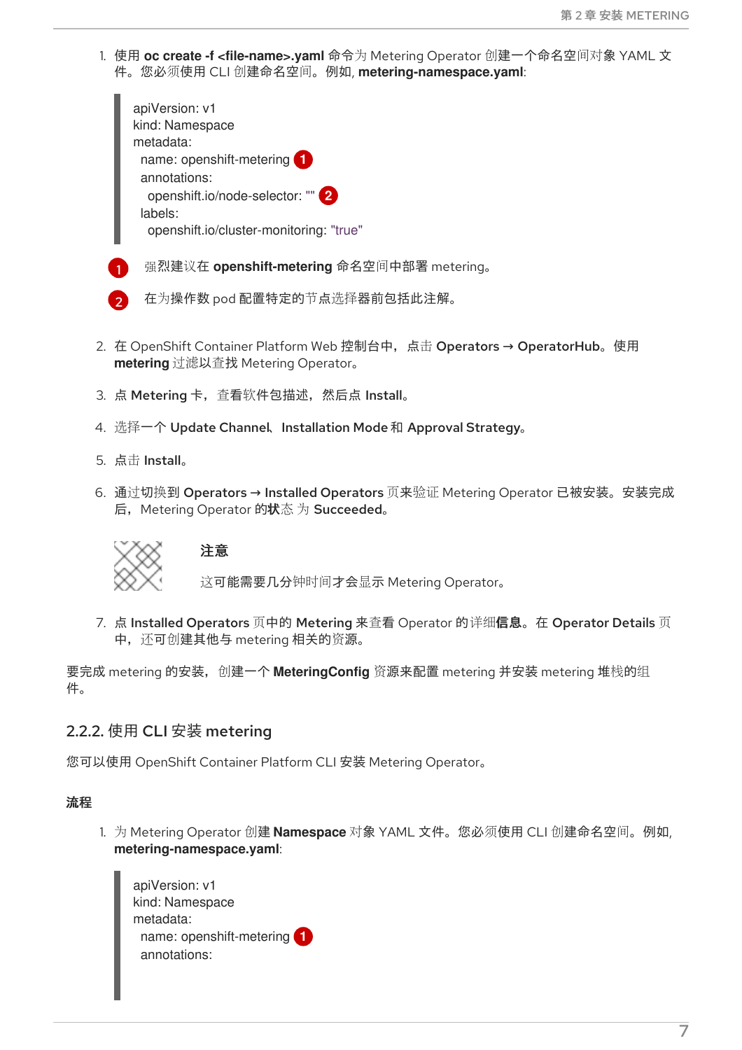1. 使用 **oc create -f <file-name>.yaml** 命令为 Metering Operator 创建一个命名空间对象 YAML 文件。您必须使用 CLI 创建命名空间。例如, **metering-namespace.yaml**:

```
apiVersion: v1
kind: Namespace
metadata:
  name: openshift-metering (1)
  annotations:
    openshift.io/node-selector: "" (2)
  labels:
    openshift.io/cluster-monitoring: "true"
```

(1) 强烈建议在 **openshift-metering** 命名空间中部署 metering。

(2) 在为操作数 pod 配置特定的节点选择器前包括此注解。

2. 在 OpenShift Container Platform Web 控制台中，点击 **Operators → OperatorHub**。使用 **metering** 过滤以查找 Metering Operator。

3. 点 **Metering** 卡，查看软件包描述，然后点 **Install**。

4. 选择一个 **Update Channel**、**Installation Mode** 和 **Approval Strategy**。

5. 点击 **Install**。

6. 通过切换到 **Operators → Installed Operators** 页来验证 Metering Operator 已被安装。安装完成后，Metering Operator 的**状态** 为 **Succeeded**。

> **注意**
>
> 这可能需要几分钟时间才会显示 Metering Operator。

7. 点 **Installed Operators** 页中的 **Metering** 来查看 Operator 的详细**信息**。在 **Operator Details** 页中，还可创建其他与 metering 相关的资源。

要完成 metering 的安装，创建一个 **MeteringConfig** 资源来配置 metering 并安装 metering 堆栈的组件。

### 2.2.2. 使用 CLI 安装 metering

您可以使用 OpenShift Container Platform CLI 安装 Metering Operator。

#### 流程

1. 为 Metering Operator 创建 **Namespace** 对象 YAML 文件。您必须使用 CLI 创建命名空间。例如, **metering-namespace.yaml**:

```
apiVersion: v1
kind: Namespace
metadata:
  name: openshift-metering (1)
  annotations:
```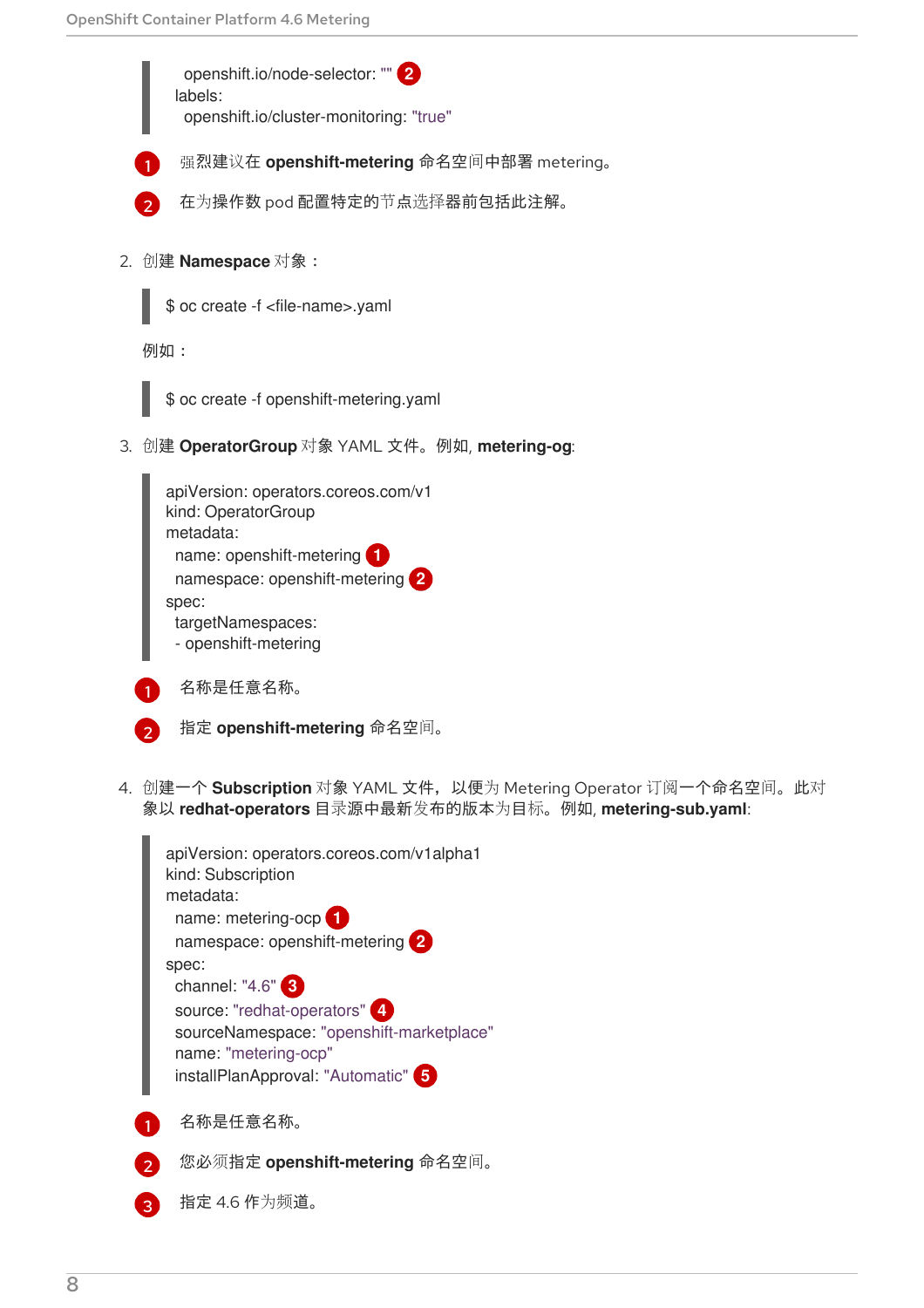```
  openshift.io/node-selector: "" 2
labels:
  openshift.io/cluster-monitoring: "true"
```

1. 强烈建议在 **openshift-metering** 命名空间中部署 metering。
2. 在为操作数 pod 配置特定的节点选择器前包括此注解。

2. 创建 **Namespace** 对象：

```
$ oc create -f <file-name>.yaml
```

例如：

```
$ oc create -f openshift-metering.yaml
```

3. 创建 **OperatorGroup** 对象 YAML 文件。例如, **metering-og**:

```
apiVersion: operators.coreos.com/v1
kind: OperatorGroup
metadata:
  name: openshift-metering 1
  namespace: openshift-metering 2
spec:
  targetNamespaces:
  - openshift-metering
```

1. 名称是任意名称。
2. 指定 **openshift-metering** 命名空间。

4. 创建一个 **Subscription** 对象 YAML 文件，以便为 Metering Operator 订阅一个命名空间。此对象以 **redhat-operators** 目录源中最新发布的版本为目标。例如, **metering-sub.yaml**:

```
apiVersion: operators.coreos.com/v1alpha1
kind: Subscription
metadata:
  name: metering-ocp 1
  namespace: openshift-metering 2
spec:
  channel: "4.6" 3
  source: "redhat-operators" 4
  sourceNamespace: "openshift-marketplace"
  name: "metering-ocp"
  installPlanApproval: "Automatic" 5
```

1. 名称是任意名称。
2. 您必须指定 **openshift-metering** 命名空间。
3. 指定 4.6 作为频道。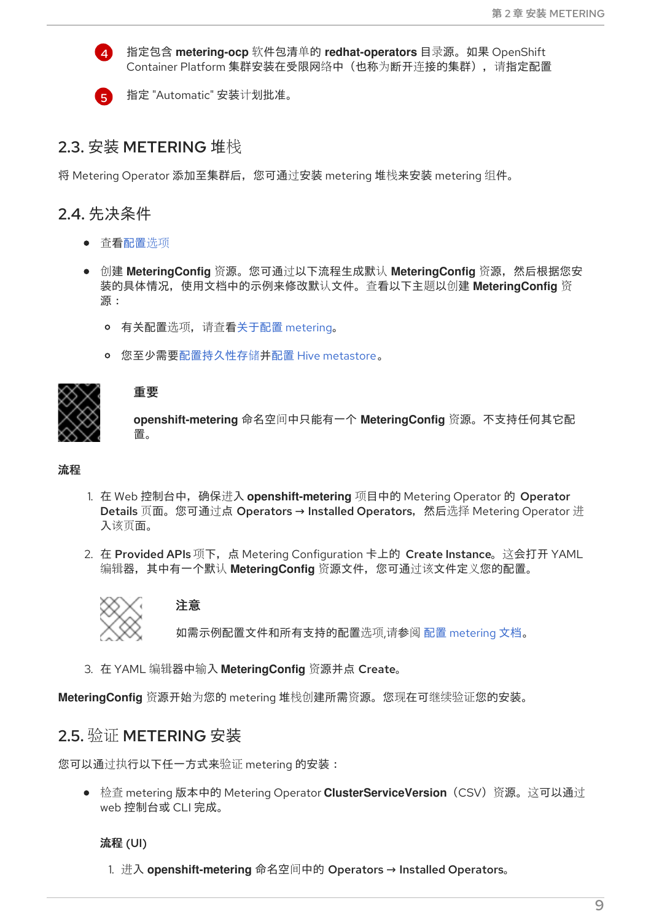4. 指定包含 **metering-ocp** 软件包清单的 **redhat-operators** 目录源。如果 OpenShift Container Platform 集群安装在受限网络中（也称为断开连接的集群），请指定配置

5. 指定 "Automatic" 安装计划批准。

## 2.3. 安装 METERING 堆栈

将 Metering Operator 添加至集群后，您可通过安装 metering 堆栈来安装 metering 组件。

## 2.4. 先决条件

- 查看配置选项
- 创建 **MeteringConfig** 资源。您可通过以下流程生成默认 **MeteringConfig** 资源，然后根据您安装的具体情况，使用文档中的示例来修改默认文件。查看以下主题以创建 **MeteringConfig** 资源：
  - 有关配置选项，请查看关于配置 metering。
  - 您至少需要配置持久性存储并配置 Hive metastore。

> **重要**
>
> **openshift-metering** 命名空间中只能有一个 **MeteringConfig** 资源。不支持任何其它配置。

**流程**

1. 在 Web 控制台中，确保进入 **openshift-metering** 项目中的 Metering Operator 的 **Operator Details** 页面。您可通过点 **Operators → Installed Operators**，然后选择 Metering Operator 进入该页面。

2. 在 **Provided APIs** 项下，点 Metering Configuration 卡上的 **Create Instance**。这会打开 YAML 编辑器，其中有一个默认 **MeteringConfig** 资源文件，您可通过该文件定义您的配置。

   > **注意**
   >
   > 如需示例配置文件和所有支持的配置选项,请参阅 配置 metering 文档。

3. 在 YAML 编辑器中输入 **MeteringConfig** 资源并点 **Create**。

**MeteringConfig** 资源开始为您的 metering 堆栈创建所需资源。您现在可继续验证您的安装。

## 2.5. 验证 METERING 安装

您可以通过执行以下任一方式来验证 metering 的安装：

- 检查 metering 版本中的 Metering Operator **ClusterServiceVersion**（CSV）资源。这可以通过 web 控制台或 CLI 完成。

  **流程 (UI)**

  1. 进入 **openshift-metering** 命名空间中的 **Operators → Installed Operators**。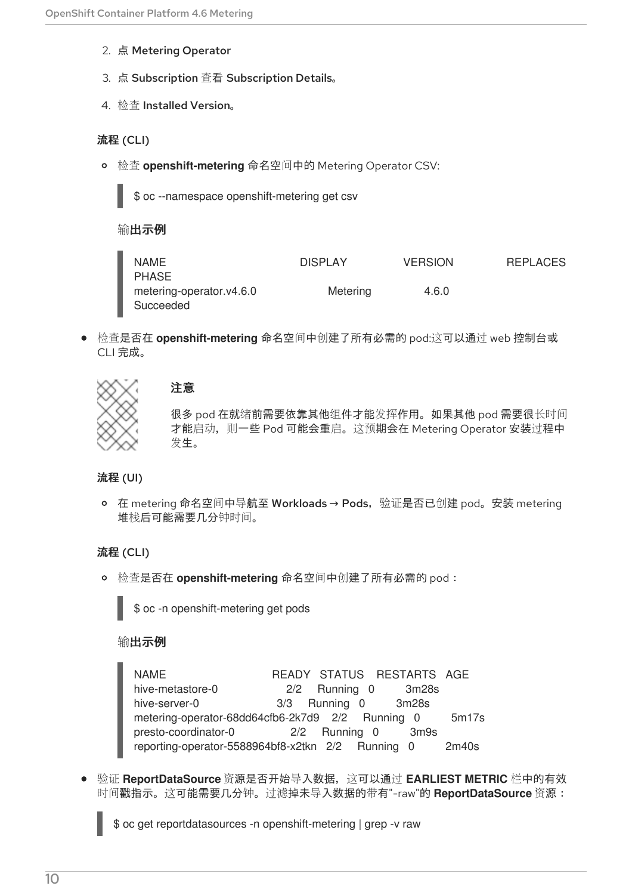2. 点 Metering Operator
3. 点 Subscription 查看 Subscription Details。
4. 检查 Installed Version。

**流程 (CLI)**

- 检查 **openshift-metering** 命名空间中的 Metering Operator CSV:

```
$ oc --namespace openshift-metering get csv
```

输出示例

```
NAME                        DISPLAY        VERSION       REPLACES
PHASE
metering-operator.v4.6.0       Metering         4.6.0
Succeeded
```

- 检查是否在 **openshift-metering** 命名空间中创建了所有必需的 pod:这可以通过 web 控制台或 CLI 完成。

**注意**

很多 pod 在就绪前需要依靠其他组件才能发挥作用。如果其他 pod 需要很长时间才能启动，则一些 Pod 可能会重启。这预期会在 Metering Operator 安装过程中发生。

**流程 (UI)**

- 在 metering 命名空间中导航至 **Workloads → Pods**，验证是否已创建 pod。安装 metering 堆栈后可能需要几分钟时间。

**流程 (CLI)**

- 检查是否在 **openshift-metering** 命名空间中创建了所有必需的 pod：

```
$ oc -n openshift-metering get pods
```

输出示例

```
NAME                                  READY   STATUS    RESTARTS   AGE
hive-metastore-0                        2/2     Running   0          3m28s
hive-server-0                          3/3     Running   0          3m28s
metering-operator-68dd64cfb6-2k7d9    2/2     Running   0          5m17s
presto-coordinator-0                    2/2     Running   0          3m9s
reporting-operator-5588964bf8-x2tkn   2/2     Running   0          2m40s
```

- 验证 **ReportDataSource** 资源是否开始导入数据，这可以通过 **EARLIEST METRIC** 栏中的有效时间戳指示。这可能需要几分钟。过滤掉未导入数据的带有"-raw"的 **ReportDataSource** 资源：

```
$ oc get reportdatasources -n openshift-metering | grep -v raw
```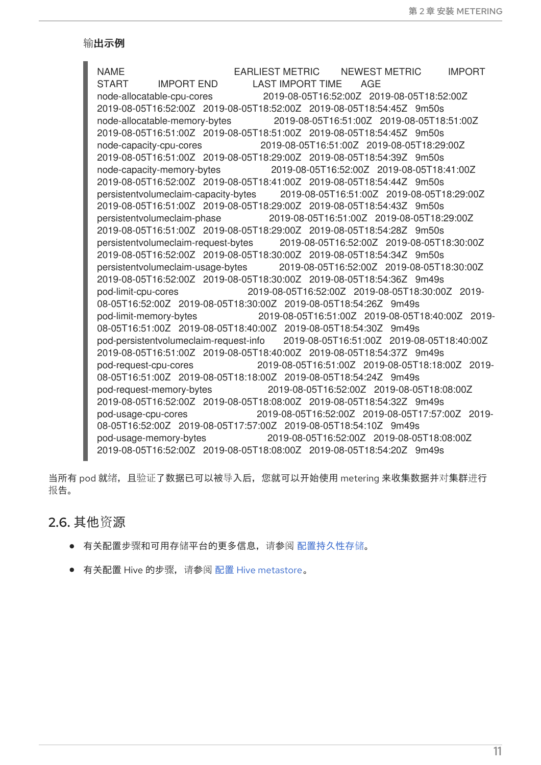输出示例

```
NAME                                     EARLIEST METRIC        NEWEST METRIC          IMPORT
START          IMPORT END           LAST IMPORT TIME      AGE
node-allocatable-cpu-cores                  2019-08-05T16:52:00Z  2019-08-05T18:52:00Z
2019-08-05T16:52:00Z  2019-08-05T18:52:00Z  2019-08-05T18:54:45Z  9m50s
node-allocatable-memory-bytes                  2019-08-05T16:51:00Z  2019-08-05T18:51:00Z
2019-08-05T16:51:00Z  2019-08-05T18:51:00Z  2019-08-05T18:54:45Z  9m50s
node-capacity-cpu-cores                     2019-08-05T16:51:00Z  2019-08-05T18:29:00Z
2019-08-05T16:51:00Z  2019-08-05T18:29:00Z  2019-08-05T18:54:39Z  9m50s
node-capacity-memory-bytes                  2019-08-05T16:52:00Z  2019-08-05T18:41:00Z
2019-08-05T16:52:00Z  2019-08-05T18:41:00Z  2019-08-05T18:54:44Z  9m50s
persistentvolumeclaim-capacity-bytes       2019-08-05T16:51:00Z  2019-08-05T18:29:00Z
2019-08-05T16:51:00Z  2019-08-05T18:29:00Z  2019-08-05T18:54:43Z  9m50s
persistentvolumeclaim-phase                 2019-08-05T16:51:00Z  2019-08-05T18:29:00Z
2019-08-05T16:51:00Z  2019-08-05T18:29:00Z  2019-08-05T18:54:28Z  9m50s
persistentvolumeclaim-request-bytes        2019-08-05T16:52:00Z  2019-08-05T18:30:00Z
2019-08-05T16:52:00Z  2019-08-05T18:30:00Z  2019-08-05T18:54:34Z  9m50s
persistentvolumeclaim-usage-bytes          2019-08-05T16:52:00Z  2019-08-05T18:30:00Z
2019-08-05T16:52:00Z  2019-08-05T18:30:00Z  2019-08-05T18:54:36Z  9m49s
pod-limit-cpu-cores                      2019-08-05T16:52:00Z  2019-08-05T18:30:00Z  2019-
08-05T16:52:00Z  2019-08-05T18:30:00Z  2019-08-05T18:54:26Z  9m49s
pod-limit-memory-bytes                      2019-08-05T16:51:00Z  2019-08-05T18:40:00Z  2019-
08-05T16:51:00Z  2019-08-05T18:40:00Z  2019-08-05T18:54:30Z  9m49s
pod-persistentvolumeclaim-request-info     2019-08-05T16:51:00Z  2019-08-05T18:40:00Z
2019-08-05T16:51:00Z  2019-08-05T18:40:00Z  2019-08-05T18:54:37Z  9m49s
pod-request-cpu-cores                       2019-08-05T16:51:00Z  2019-08-05T18:18:00Z  2019-
08-05T16:51:00Z  2019-08-05T18:18:00Z  2019-08-05T18:54:24Z  9m49s
pod-request-memory-bytes                    2019-08-05T16:52:00Z  2019-08-05T18:08:00Z
2019-08-05T16:52:00Z  2019-08-05T18:08:00Z  2019-08-05T18:54:32Z  9m49s
pod-usage-cpu-cores                         2019-08-05T16:52:00Z  2019-08-05T17:57:00Z  2019-
08-05T16:52:00Z  2019-08-05T17:57:00Z  2019-08-05T18:54:10Z  9m49s
pod-usage-memory-bytes                      2019-08-05T16:52:00Z  2019-08-05T18:08:00Z
2019-08-05T16:52:00Z  2019-08-05T18:08:00Z  2019-08-05T18:54:20Z  9m49s
```

当所有 pod 就绪，且验证了数据已可以被导入后，您就可以开始使用 metering 来收集数据并对集群进行报告。

## 2.6. 其他资源

- 有关配置步骤和可用存储平台的更多信息，请参阅 配置持久性存储。
- 有关配置 Hive 的步骤，请参阅 配置 Hive metastore。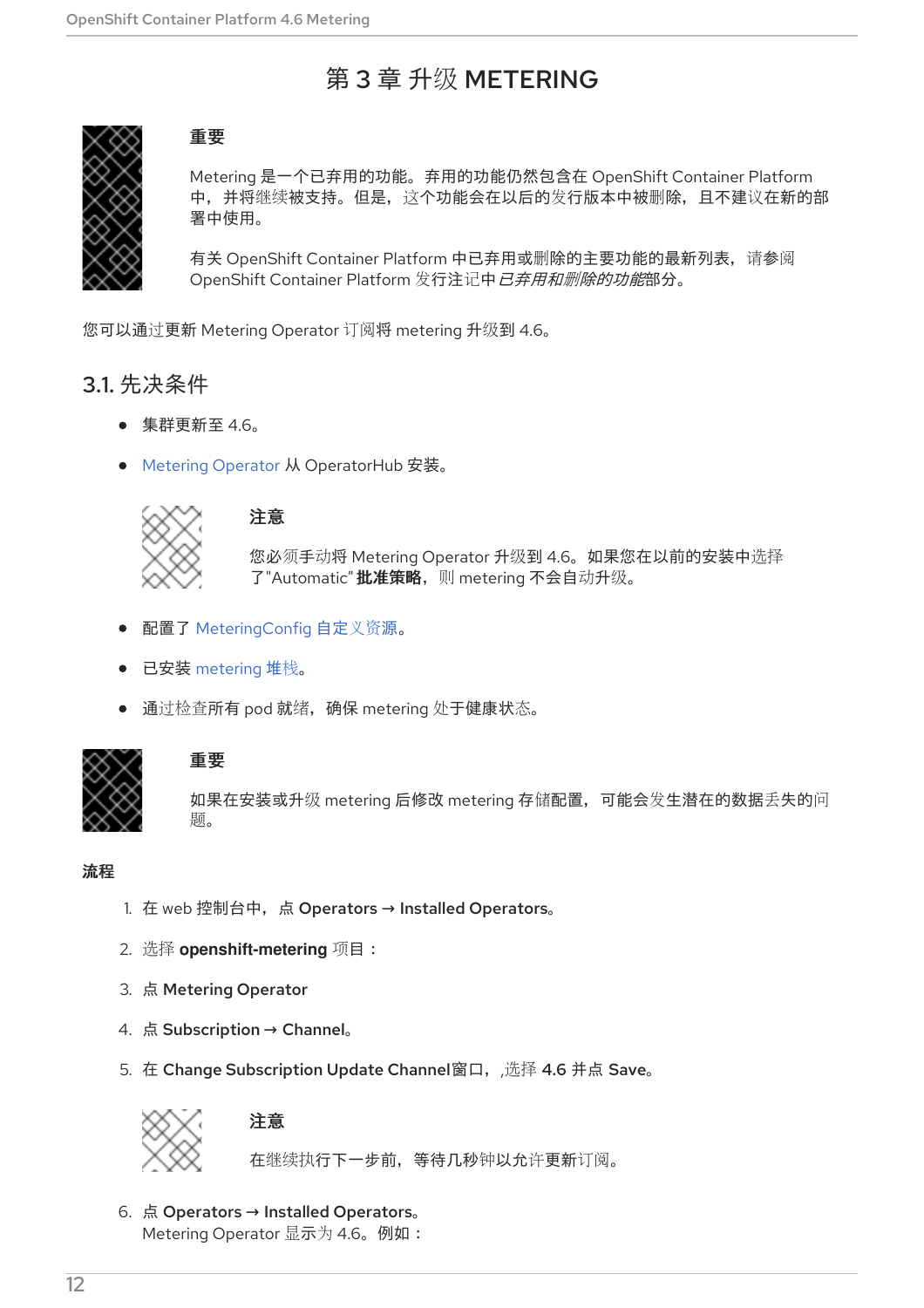# 第 3 章 升级 METERING

> **重要**
>
> Metering 是一个已弃用的功能。弃用的功能仍然包含在 OpenShift Container Platform 中，并将继续被支持。但是，这个功能会在以后的发行版本中被删除，且不建议在新的部署中使用。
>
> 有关 OpenShift Container Platform 中已弃用或删除的主要功能的最新列表，请参阅 OpenShift Container Platform 发行注记中*已弃用和删除的功能*部分。

您可以通过更新 Metering Operator 订阅将 metering 升级到 4.6。

## 3.1. 先决条件

- 集群更新至 4.6。
- Metering Operator 从 OperatorHub 安装。

  > **注意**
  >
  > 您必须手动将 Metering Operator 升级到 4.6。如果您在以前的安装中选择了"Automatic" **批准策略**，则 metering 不会自动升级。

- 配置了 MeteringConfig 自定义资源。
- 已安装 metering 堆栈。
- 通过检查所有 pod 就绪，确保 metering 处于健康状态。

> **重要**
>
> 如果在安装或升级 metering 后修改 metering 存储配置，可能会发生潜在的数据丢失的问题。

**流程**

1. 在 web 控制台中，点 **Operators → Installed Operators**。
2. 选择 **openshift-metering** 项目：
3. 点 **Metering Operator**
4. 点 **Subscription → Channel**。
5. 在 **Change Subscription Update Channel**窗口，,选择 **4.6** 并点 **Save**。

   > **注意**
   >
   > 在继续执行下一步前，等待几秒钟以允许更新订阅。

6. 点 **Operators → Installed Operators**。
   Metering Operator 显示为 4.6。例如：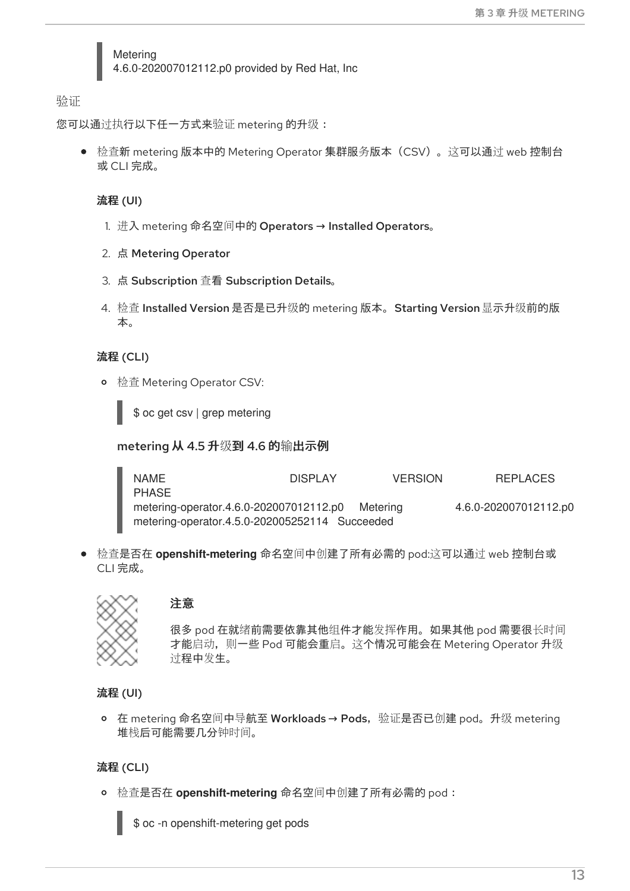```
Metering
4.6.0-202007012112.p0 provided by Red Hat, Inc
```

验证

您可以通过执行以下任一方式来验证 metering 的升级：

- 检查新 metering 版本中的 Metering Operator 集群服务版本（CSV）。这可以通过 web 控制台或 CLI 完成。

  **流程 (UI)**

  1. 进入 metering 命名空间中的 **Operators → Installed Operators**。
  2. 点 **Metering Operator**
  3. 点 **Subscription** 查看 **Subscription Details**。
  4. 检查 **Installed Version** 是否是已升级的 metering 版本。**Starting Version** 显示升级前的版本。

  **流程 (CLI)**

  - 检查 Metering Operator CSV:

    ```
    $ oc get csv | grep metering
    ```

    **metering 从 4.5 升级到 4.6 的输出示例**

    ```
    NAME                                       DISPLAY       VERSION                  REPLACES
    PHASE
    metering-operator.4.6.0-202007012112.p0    Metering      4.6.0-202007012112.p0
    metering-operator.4.5.0-202005252114   Succeeded
    ```

- 检查是否在 **openshift-metering** 命名空间中创建了所有必需的 pod:这可以通过 web 控制台或 CLI 完成。

  > **注意**
  >
  > 很多 pod 在就绪前需要依靠其他组件才能发挥作用。如果其他 pod 需要很长时间才能启动，则一些 Pod 可能会重启。这个情况可能会在 Metering Operator 升级过程中发生。

  **流程 (UI)**

  - 在 metering 命名空间中导航至 **Workloads → Pods**，验证是否已创建 pod。升级 metering 堆栈后可能需要几分钟时间。

  **流程 (CLI)**

  - 检查是否在 **openshift-metering** 命名空间中创建了所有必需的 pod：

    ```
    $ oc -n openshift-metering get pods
    ```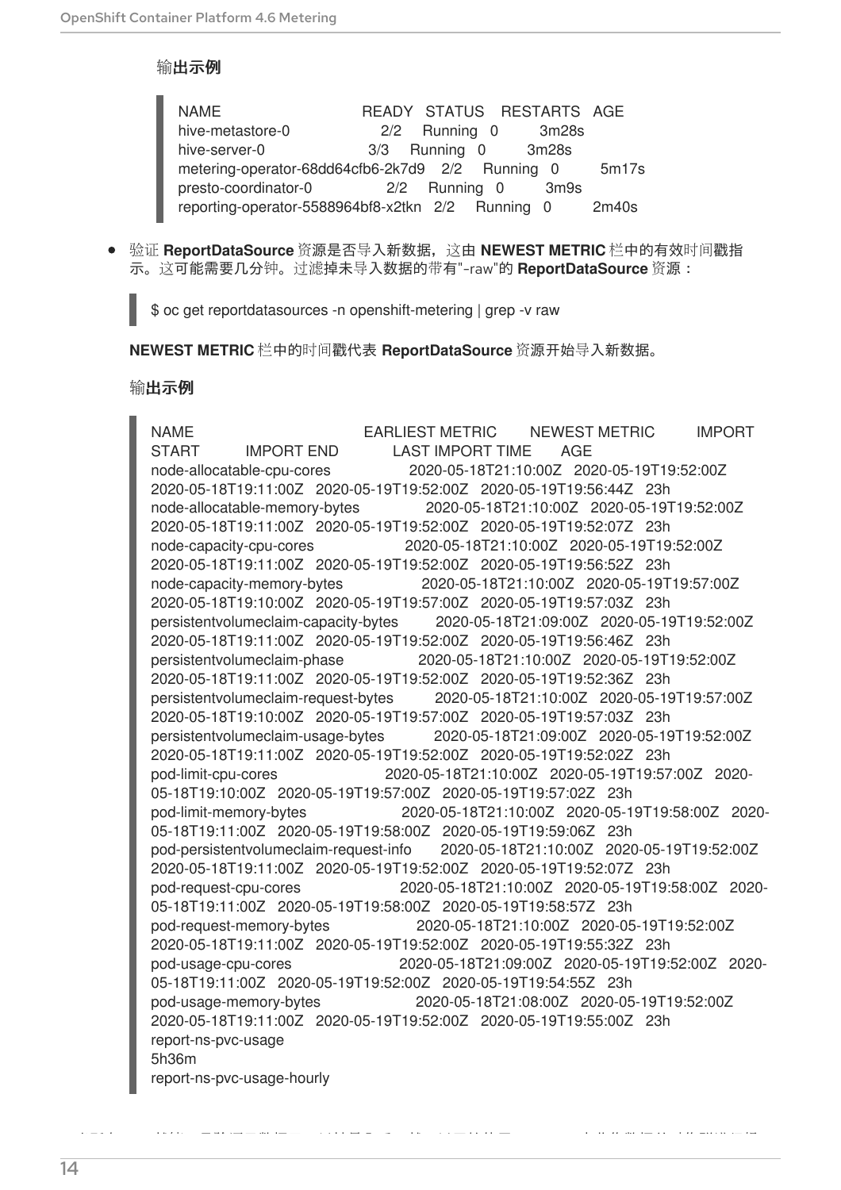输出示例

```
NAME                     READY   STATUS    RESTARTS   AGE
hive-metastore-0               2/2     Running   0          3m28s
hive-server-0                3/3     Running   0          3m28s
metering-operator-68dd64cfb6-2k7d9   2/2     Running   0          5m17s
presto-coordinator-0           2/2     Running   0          3m9s
reporting-operator-5588964bf8-x2tkn   2/2     Running   0          2m40s
```

- 验证 **ReportDataSource** 资源是否导入新数据，这由 **NEWEST METRIC** 栏中的有效时间戳指示。这可能需要几分钟。过滤掉未导入数据的带有"-raw"的 **ReportDataSource** 资源：

```
$ oc get reportdatasources -n openshift-metering | grep -v raw
```

**NEWEST METRIC** 栏中的时间戳代表 **ReportDataSource** 资源开始导入新数据。

输出示例

```
NAME                                  EARLIEST METRIC        NEWEST METRIC          IMPORT
START          IMPORT END             LAST IMPORT TIME       AGE
node-allocatable-cpu-cores                2020-05-18T21:10:00Z   2020-05-19T19:52:00Z
2020-05-18T19:11:00Z   2020-05-19T19:52:00Z   2020-05-19T19:56:44Z   23h
node-allocatable-memory-bytes             2020-05-18T21:10:00Z   2020-05-19T19:52:00Z
2020-05-18T19:11:00Z   2020-05-19T19:52:00Z   2020-05-19T19:52:07Z   23h
node-capacity-cpu-cores                   2020-05-18T21:10:00Z   2020-05-19T19:52:00Z
2020-05-18T19:11:00Z   2020-05-19T19:52:00Z   2020-05-19T19:56:52Z   23h
node-capacity-memory-bytes                2020-05-18T21:10:00Z   2020-05-19T19:57:00Z
2020-05-18T19:10:00Z   2020-05-19T19:57:00Z   2020-05-19T19:57:03Z   23h
persistentvolumeclaim-capacity-bytes      2020-05-18T21:09:00Z   2020-05-19T19:52:00Z
2020-05-18T19:11:00Z   2020-05-19T19:52:00Z   2020-05-19T19:56:46Z   23h
persistentvolumeclaim-phase               2020-05-18T21:10:00Z   2020-05-19T19:52:00Z
2020-05-18T19:11:00Z   2020-05-19T19:52:00Z   2020-05-19T19:52:36Z   23h
persistentvolumeclaim-request-bytes       2020-05-18T21:10:00Z   2020-05-19T19:57:00Z
2020-05-18T19:10:00Z   2020-05-19T19:57:00Z   2020-05-19T19:57:03Z   23h
persistentvolumeclaim-usage-bytes         2020-05-18T21:09:00Z   2020-05-19T19:52:00Z
2020-05-18T19:11:00Z   2020-05-19T19:52:00Z   2020-05-19T19:52:02Z   23h
pod-limit-cpu-cores                       2020-05-18T21:10:00Z   2020-05-19T19:57:00Z   2020-
05-18T19:10:00Z   2020-05-19T19:57:00Z   2020-05-19T19:57:02Z   23h
pod-limit-memory-bytes                    2020-05-18T21:10:00Z   2020-05-19T19:58:00Z   2020-
05-18T19:11:00Z   2020-05-19T19:58:00Z   2020-05-19T19:59:06Z   23h
pod-persistentvolumeclaim-request-info    2020-05-18T21:10:00Z   2020-05-19T19:52:00Z
2020-05-18T19:11:00Z   2020-05-19T19:52:00Z   2020-05-19T19:52:07Z   23h
pod-request-cpu-cores                     2020-05-18T21:10:00Z   2020-05-19T19:58:00Z   2020-
05-18T19:11:00Z   2020-05-19T19:58:00Z   2020-05-19T19:58:57Z   23h
pod-request-memory-bytes                  2020-05-18T21:10:00Z   2020-05-19T19:52:00Z
2020-05-18T19:11:00Z   2020-05-19T19:52:00Z   2020-05-19T19:55:32Z   23h
pod-usage-cpu-cores                       2020-05-18T21:09:00Z   2020-05-19T19:52:00Z   2020-
05-18T19:11:00Z   2020-05-19T19:52:00Z   2020-05-19T19:54:55Z   23h
pod-usage-memory-bytes                    2020-05-18T21:08:00Z   2020-05-19T19:52:00Z
2020-05-18T19:11:00Z   2020-05-19T19:52:00Z   2020-05-19T19:55:00Z   23h
report-ns-pvc-usage
5h36m
report-ns-pvc-usage-hourly
```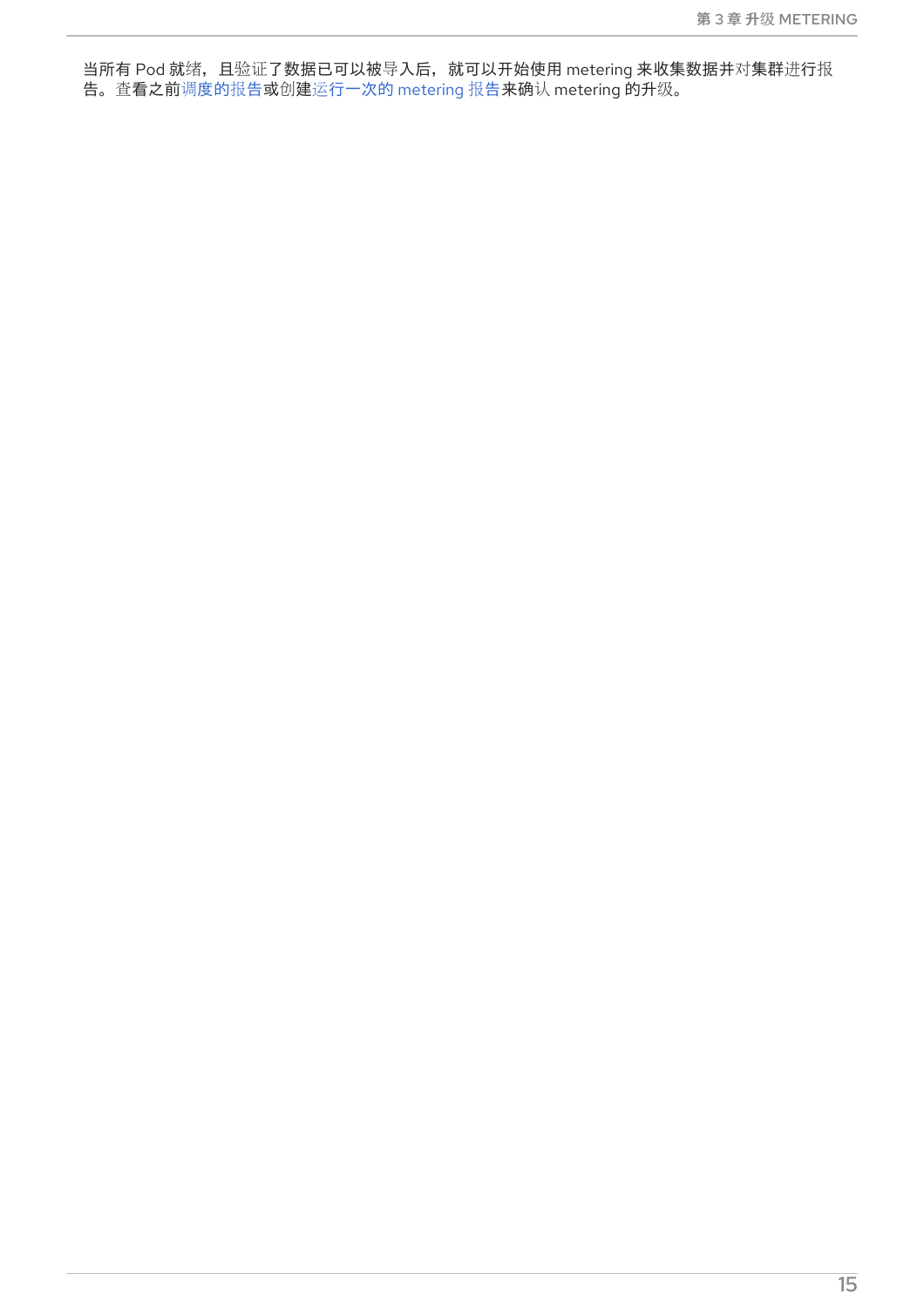当所有 Pod 就绪，且验证了数据已可以被导入后，就可以开始使用 metering 来收集数据并对集群进行报告。查看之前调度的报告或创建运行一次的 metering 报告来确认 metering 的升级。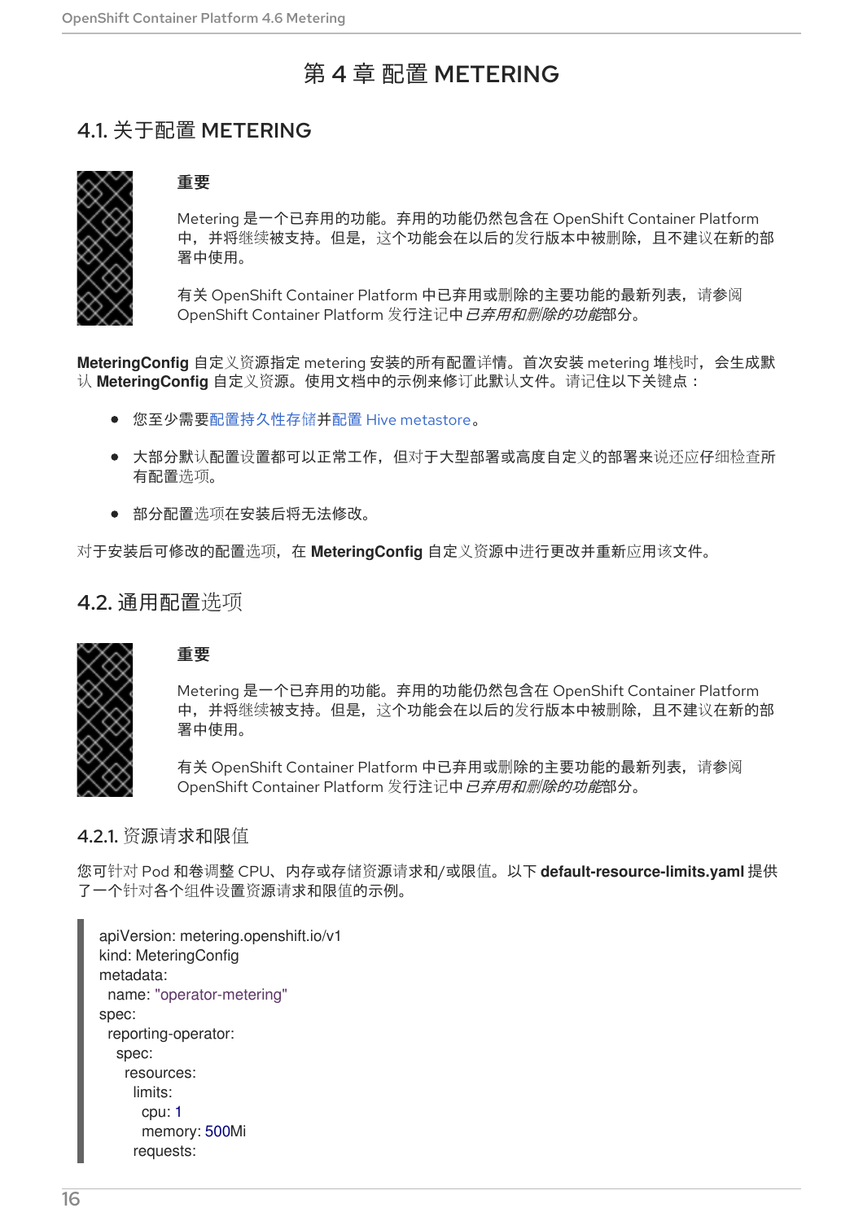# 第 4 章 配置 METERING

## 4.1. 关于配置 METERING

> **重要**
>
> Metering 是一个已弃用的功能。弃用的功能仍然包含在 OpenShift Container Platform 中，并将继续被支持。但是，这个功能会在以后的发行版本中被删除，且不建议在新的部署中使用。
>
> 有关 OpenShift Container Platform 中已弃用或删除的主要功能的最新列表，请参阅 OpenShift Container Platform 发行注记中*已弃用和删除的功能*部分。

**MeteringConfig** 自定义资源指定 metering 安装的所有配置详情。首次安装 metering 堆栈时，会生成默认 **MeteringConfig** 自定义资源。使用文档中的示例来修订此默认文件。请记住以下关键点：

- 您至少需要配置持久性存储并配置 Hive metastore。
- 大部分默认配置设置都可以正常工作，但对于大型部署或高度自定义的部署来说还应仔细检查所有配置选项。
- 部分配置选项在安装后将无法修改。

对于安装后可修改的配置选项，在 **MeteringConfig** 自定义资源中进行更改并重新应用该文件。

## 4.2. 通用配置选项

> **重要**
>
> Metering 是一个已弃用的功能。弃用的功能仍然包含在 OpenShift Container Platform 中，并将继续被支持。但是，这个功能会在以后的发行版本中被删除，且不建议在新的部署中使用。
>
> 有关 OpenShift Container Platform 中已弃用或删除的主要功能的最新列表，请参阅 OpenShift Container Platform 发行注记中*已弃用和删除的功能*部分。

### 4.2.1. 资源请求和限值

您可针对 Pod 和卷调整 CPU、内存或存储资源请求和/或限值。以下 **default-resource-limits.yaml** 提供了一个针对各个组件设置资源请求和限值的示例。

```
apiVersion: metering.openshift.io/v1
kind: MeteringConfig
metadata:
  name: "operator-metering"
spec:
  reporting-operator:
    spec:
      resources:
        limits:
          cpu: 1
          memory: 500Mi
        requests:
```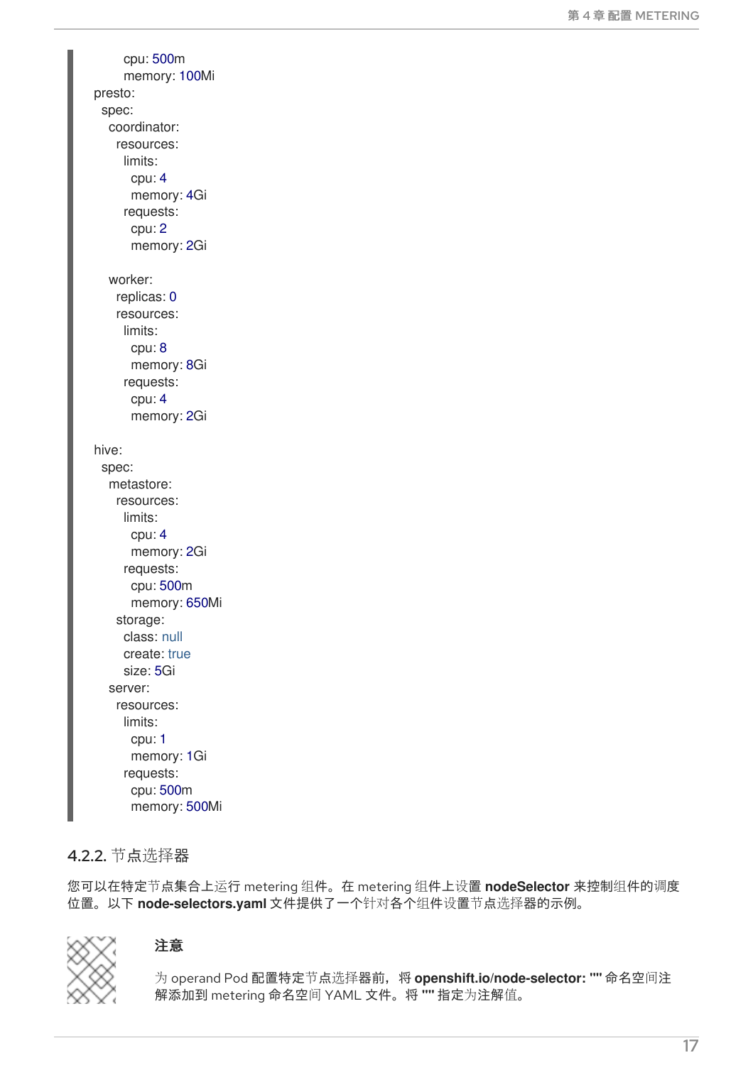```
      cpu: 500m
      memory: 100Mi
presto:
  spec:
    coordinator:
      resources:
        limits:
          cpu: 4
          memory: 4Gi
        requests:
          cpu: 2
          memory: 2Gi

    worker:
      replicas: 0
      resources:
        limits:
          cpu: 8
          memory: 8Gi
        requests:
          cpu: 4
          memory: 2Gi

hive:
  spec:
    metastore:
      resources:
        limits:
          cpu: 4
          memory: 2Gi
        requests:
          cpu: 500m
          memory: 650Mi
      storage:
        class: null
        create: true
        size: 5Gi
    server:
      resources:
        limits:
          cpu: 1
          memory: 1Gi
        requests:
          cpu: 500m
          memory: 500Mi
```

### 4.2.2. 节点选择器

您可以在特定节点集合上运行 metering 组件。在 metering 组件上设置 **nodeSelector** 来控制组件的调度位置。以下 **node-selectors.yaml** 文件提供了一个针对各个组件设置节点选择器的示例。

> **注意**
>
> 为 operand Pod 配置特定节点选择器前，将 **openshift.io/node-selector: ""** 命名空间注解添加到 metering 命名空间 YAML 文件。将 **""** 指定为注解值。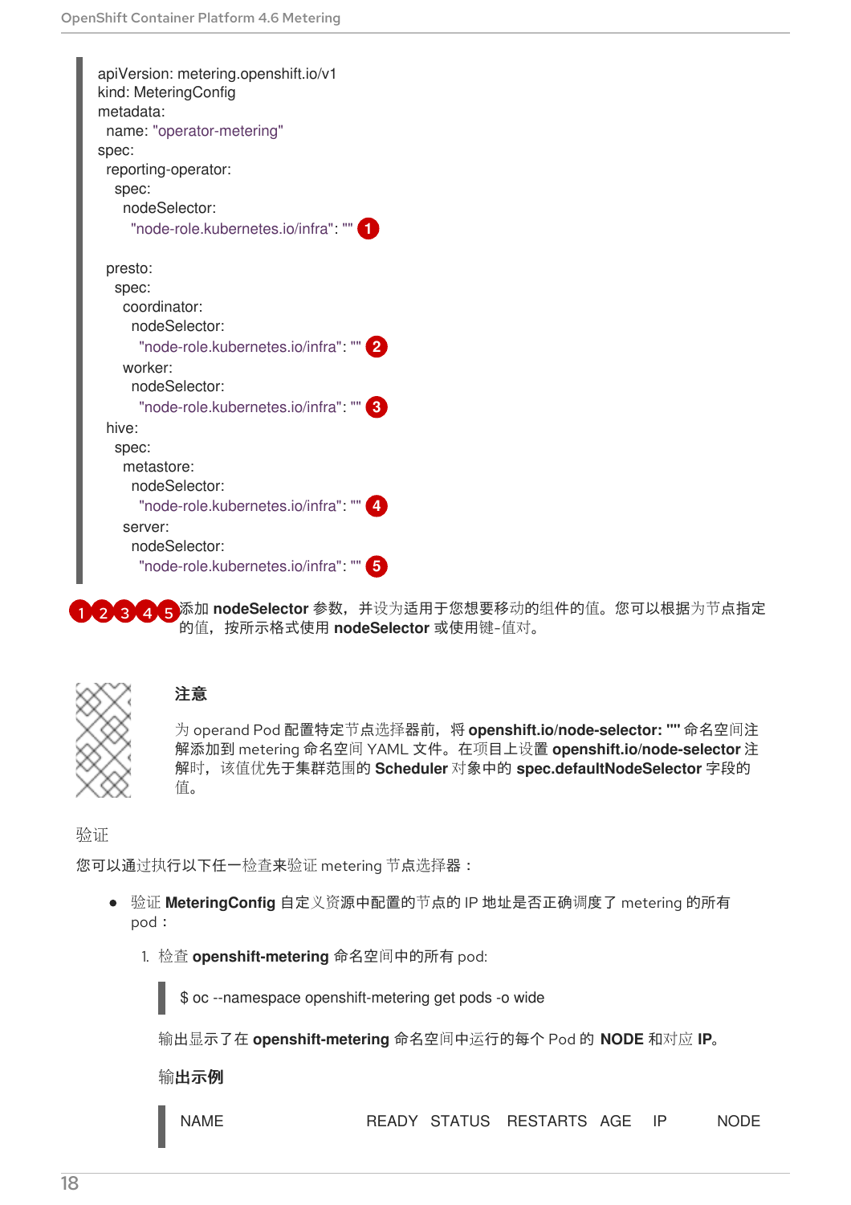```yaml
apiVersion: metering.openshift.io/v1
kind: MeteringConfig
metadata:
  name: "operator-metering"
spec:
  reporting-operator:
    spec:
      nodeSelector:
        "node-role.kubernetes.io/infra": "" 1

  presto:
    spec:
      coordinator:
        nodeSelector:
          "node-role.kubernetes.io/infra": "" 2
      worker:
        nodeSelector:
          "node-role.kubernetes.io/infra": "" 3
  hive:
    spec:
      metastore:
        nodeSelector:
          "node-role.kubernetes.io/infra": "" 4
      server:
        nodeSelector:
          "node-role.kubernetes.io/infra": "" 5
```

1 2 3 4 5 添加 **nodeSelector** 参数，并设为适用于您想要移动的组件的值。您可以根据为节点指定的值，按所示格式使用 **nodeSelector** 或使用键-值对。

> **注意**
>
> 为 operand Pod 配置特定节点选择器前，将 **openshift.io/node-selector: ""** 命名空间注解添加到 metering 命名空间 YAML 文件。在项目上设置 **openshift.io/node-selector** 注解时，该值优先于集群范围的 **Scheduler** 对象中的 **spec.defaultNodeSelector** 字段的值。

验证

您可以通过执行以下任一检查来验证 metering 节点选择器：

- 验证 **MeteringConfig** 自定义资源中配置的节点的 IP 地址是否正确调度了 metering 的所有 pod：

  1. 检查 **openshift-metering** 命名空间中的所有 pod:

     ```
     $ oc --namespace openshift-metering get pods -o wide
     ```

     输出显示了在 **openshift-metering** 命名空间中运行的每个 Pod 的 **NODE** 和对应 **IP**。

     **输出示例**

     ```
     NAME                READY   STATUS    RESTARTS   AGE   IP        NODE
     ```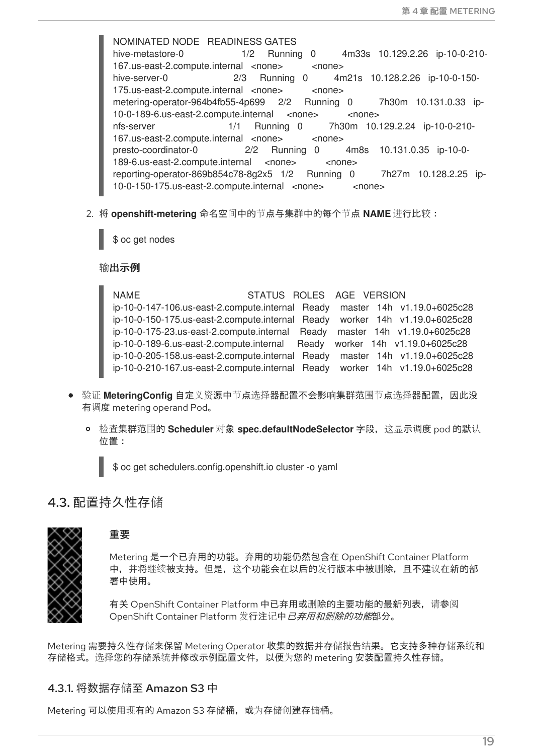```
NOMINATED NODE   READINESS GATES
hive-metastore-0                  1/2     Running   0          4m33s   10.129.2.26   ip-10-0-210-167.us-east-2.compute.internal   <none>           <none>
hive-server-0                     2/3     Running   0          4m21s   10.128.2.26   ip-10-0-150-175.us-east-2.compute.internal   <none>           <none>
metering-operator-964b4fb55-4p699     2/2     Running   0          7h30m   10.131.0.33   ip-10-0-189-6.us-east-2.compute.internal     <none>           <none>
nfs-server                        1/1     Running   0          7h30m   10.129.2.24   ip-10-0-210-167.us-east-2.compute.internal   <none>           <none>
presto-coordinator-0              2/2     Running   0          4m8s    10.131.0.35   ip-10-0-189-6.us-east-2.compute.internal     <none>           <none>
reporting-operator-869b854c78-8g2x5   1/2     Running   0          7h27m   10.128.2.25   ip-10-0-150-175.us-east-2.compute.internal   <none>           <none>
```

2. 将 **openshift-metering** 命名空间中的节点与集群中的每个节点 **NAME** 进行比较：

```
$ oc get nodes
```

**输出示例**

```
NAME                                         STATUS   ROLES    AGE   VERSION
ip-10-0-147-106.us-east-2.compute.internal   Ready    master   14h   v1.19.0+6025c28
ip-10-0-150-175.us-east-2.compute.internal   Ready    worker   14h   v1.19.0+6025c28
ip-10-0-175-23.us-east-2.compute.internal    Ready    master   14h   v1.19.0+6025c28
ip-10-0-189-6.us-east-2.compute.internal     Ready    worker   14h   v1.19.0+6025c28
ip-10-0-205-158.us-east-2.compute.internal   Ready    master   14h   v1.19.0+6025c28
ip-10-0-210-167.us-east-2.compute.internal   Ready    worker   14h   v1.19.0+6025c28
```

- 验证 **MeteringConfig** 自定义资源中节点选择器配置不会影响集群范围节点选择器配置，因此没有调度 metering operand Pod。
  - 检查集群范围的 **Scheduler** 对象 **spec.defaultNodeSelector** 字段，这显示调度 pod 的默认位置：

```
$ oc get schedulers.config.openshift.io cluster -o yaml
```

## 4.3. 配置持久性存储

> **重要**
>
> Metering 是一个已弃用的功能。弃用的功能仍然包含在 OpenShift Container Platform 中，并将继续被支持。但是，这个功能会在以后的发行版本中被删除，且不建议在新的部署中使用。
>
> 有关 OpenShift Container Platform 中已弃用或删除的主要功能的最新列表，请参阅 OpenShift Container Platform 发行注记中*已弃用和删除的功能*部分。

Metering 需要持久性存储来保留 Metering Operator 收集的数据并存储报告结果。它支持多种存储系统和存储格式。选择您的存储系统并修改示例配置文件，以便为您的 metering 安装配置持久性存储。

### 4.3.1. 将数据存储至 Amazon S3 中

Metering 可以使用现有的 Amazon S3 存储桶，或为存储创建存储桶。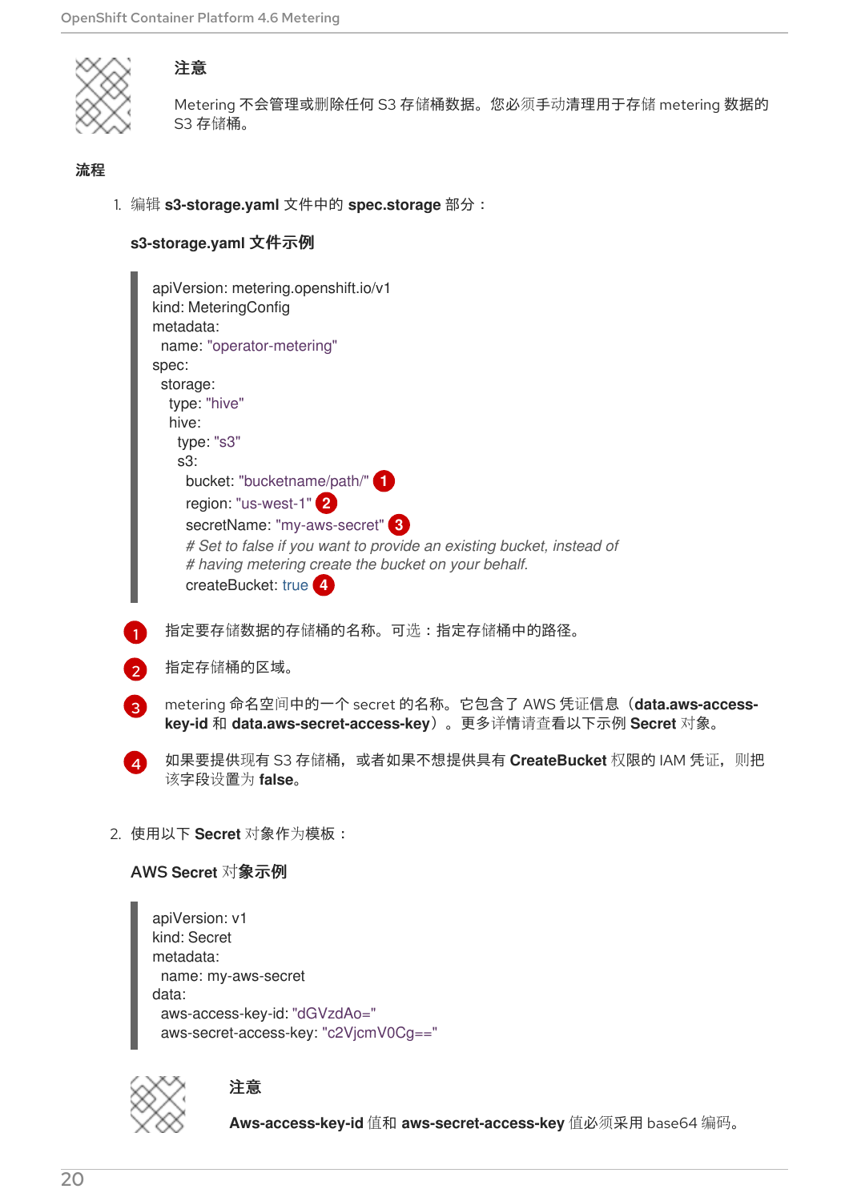> **注意**
>
> Metering 不会管理或删除任何 S3 存储桶数据。您必须手动清理用于存储 metering 数据的 S3 存储桶。

**流程**

1. 编辑 **s3-storage.yaml** 文件中的 **spec.storage** 部分：

   **s3-storage.yaml 文件示例**

   ```
   apiVersion: metering.openshift.io/v1
   kind: MeteringConfig
   metadata:
     name: "operator-metering"
   spec:
     storage:
       type: "hive"
       hive:
         type: "s3"
         s3:
           bucket: "bucketname/path/" (1)
           region: "us-west-1" (2)
           secretName: "my-aws-secret" (3)
           # Set to false if you want to provide an existing bucket, instead of
           # having metering create the bucket on your behalf.
           createBucket: true (4)
   ```

   (1) 指定要存储数据的存储桶的名称。可选：指定存储桶中的路径。

   (2) 指定存储桶的区域。

   (3) metering 命名空间中的一个 secret 的名称。它包含了 AWS 凭证信息（**data.aws-access-key-id** 和 **data.aws-secret-access-key**）。更多详情请查看以下示例 **Secret** 对象。

   (4) 如果要提供现有 S3 存储桶，或者如果不想提供具有 **CreateBucket** 权限的 IAM 凭证，则把该字段设置为 **false**。

2. 使用以下 **Secret** 对象作为模板：

   **AWS Secret 对象示例**

   ```
   apiVersion: v1
   kind: Secret
   metadata:
     name: my-aws-secret
   data:
     aws-access-key-id: "dGVzdAo="
     aws-secret-access-key: "c2VjcmV0Cg=="
   ```

   > **注意**
   >
   > **Aws-access-key-id** 值和 **aws-secret-access-key** 值必须采用 base64 编码。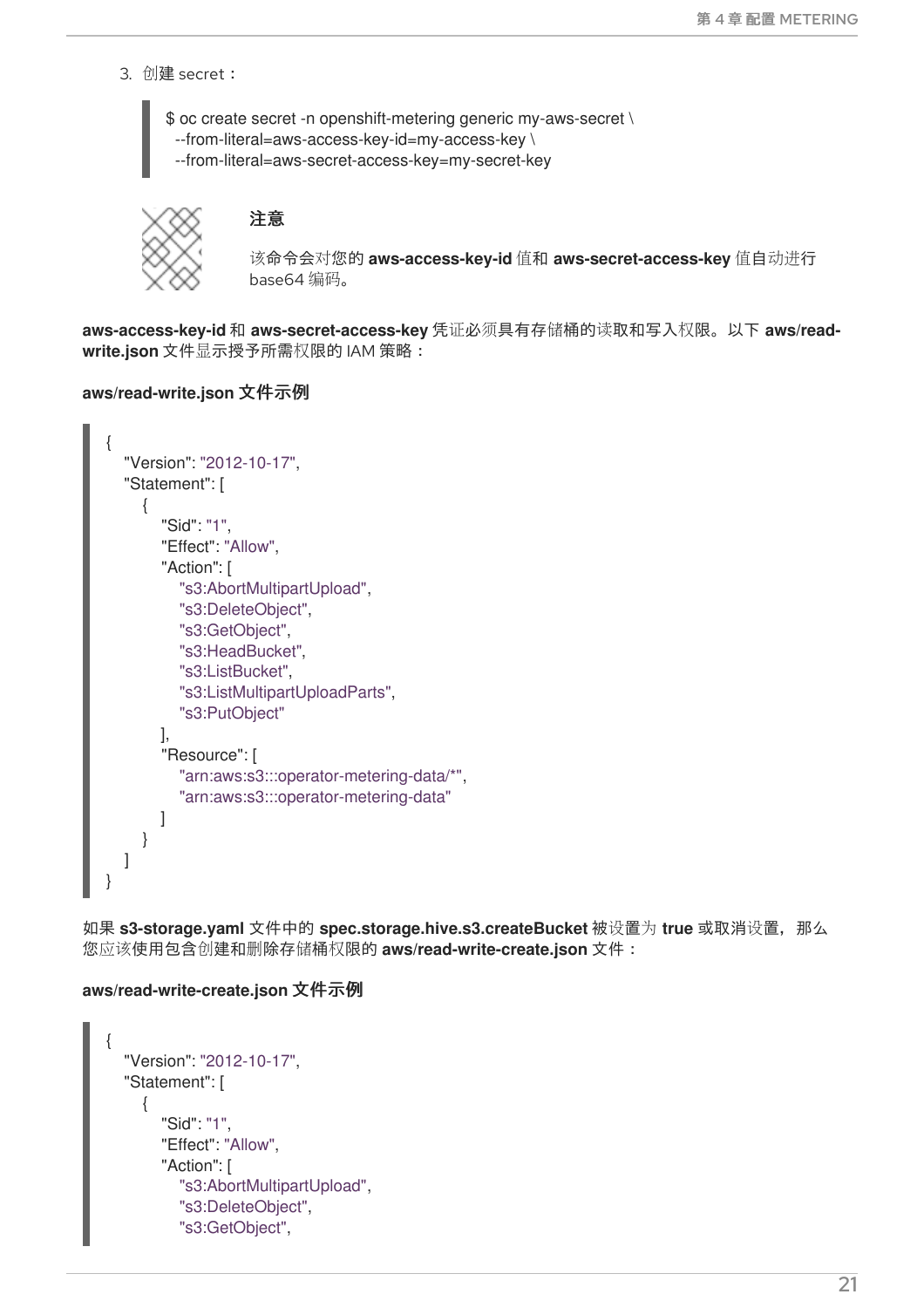3. 创建 secret：

```
$ oc create secret -n openshift-metering generic my-aws-secret \
  --from-literal=aws-access-key-id=my-access-key \
  --from-literal=aws-secret-access-key=my-secret-key
```

> **注意**
>
> 该命令会对您的 **aws-access-key-id** 值和 **aws-secret-access-key** 值自动进行 base64 编码。

**aws-access-key-id** 和 **aws-secret-access-key** 凭证必须具有存储桶的读取和写入权限。以下 **aws/read-write.json** 文件显示授予所需权限的 IAM 策略：

**aws/read-write.json 文件示例**

```
{
    "Version": "2012-10-17",
    "Statement": [
        {
            "Sid": "1",
            "Effect": "Allow",
            "Action": [
                "s3:AbortMultipartUpload",
                "s3:DeleteObject",
                "s3:GetObject",
                "s3:HeadBucket",
                "s3:ListBucket",
                "s3:ListMultipartUploadParts",
                "s3:PutObject"
            ],
            "Resource": [
                "arn:aws:s3:::operator-metering-data/*",
                "arn:aws:s3:::operator-metering-data"
            ]
        }
    ]
}
```

如果 **s3-storage.yaml** 文件中的 **spec.storage.hive.s3.createBucket** 被设置为 **true** 或取消设置，那么您应该使用包含创建和删除存储桶权限的 **aws/read-write-create.json** 文件：

**aws/read-write-create.json 文件示例**

```
{
    "Version": "2012-10-17",
    "Statement": [
        {
            "Sid": "1",
            "Effect": "Allow",
            "Action": [
                "s3:AbortMultipartUpload",
                "s3:DeleteObject",
                "s3:GetObject",
```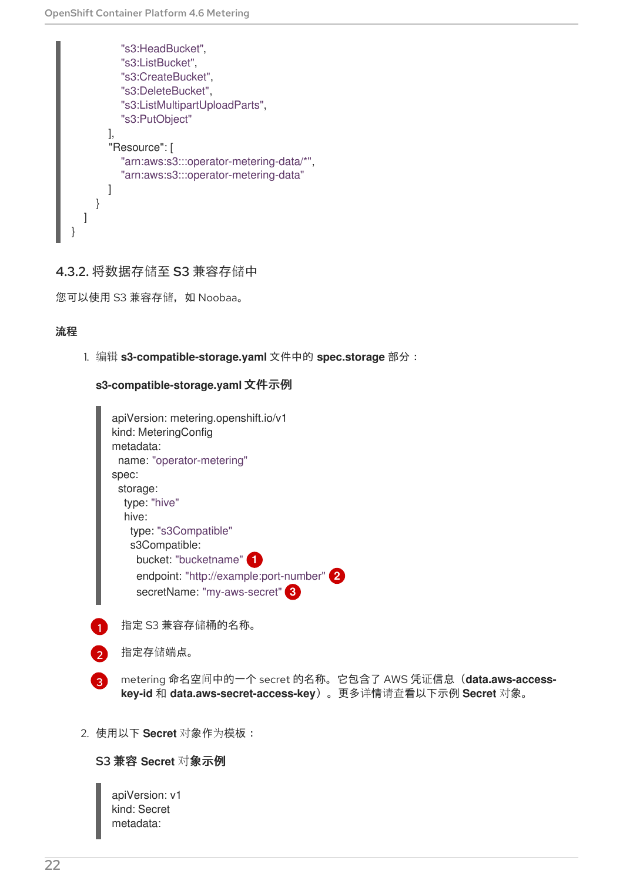```
            "s3:HeadBucket",
            "s3:ListBucket",
            "s3:CreateBucket",
            "s3:DeleteBucket",
            "s3:ListMultipartUploadParts",
            "s3:PutObject"
          ],
          "Resource": [
            "arn:aws:s3:::operator-metering-data/*",
            "arn:aws:s3:::operator-metering-data"
          ]
        }
      ]
    }
```

### 4.3.2. 将数据存储至 S3 兼容存储中

您可以使用 S3 兼容存储，如 Noobaa。

**流程**

1. 编辑 **s3-compatible-storage.yaml** 文件中的 **spec.storage** 部分：

**s3-compatible-storage.yaml 文件示例**

```
apiVersion: metering.openshift.io/v1
kind: MeteringConfig
metadata:
  name: "operator-metering"
spec:
  storage:
    type: "hive"
    hive:
      type: "s3Compatible"
      s3Compatible:
        bucket: "bucketname" (1)
        endpoint: "http://example:port-number" (2)
        secretName: "my-aws-secret" (3)
```

(1) 指定 S3 兼容存储桶的名称。

(2) 指定存储端点。

(3) metering 命名空间中的一个 secret 的名称。它包含了 AWS 凭证信息（**data.aws-access-key-id** 和 **data.aws-secret-access-key**）。更多详情请查看以下示例 **Secret** 对象。

2. 使用以下 **Secret** 对象作为模板：

**S3 兼容 Secret 对象示例**

```
apiVersion: v1
kind: Secret
metadata:
```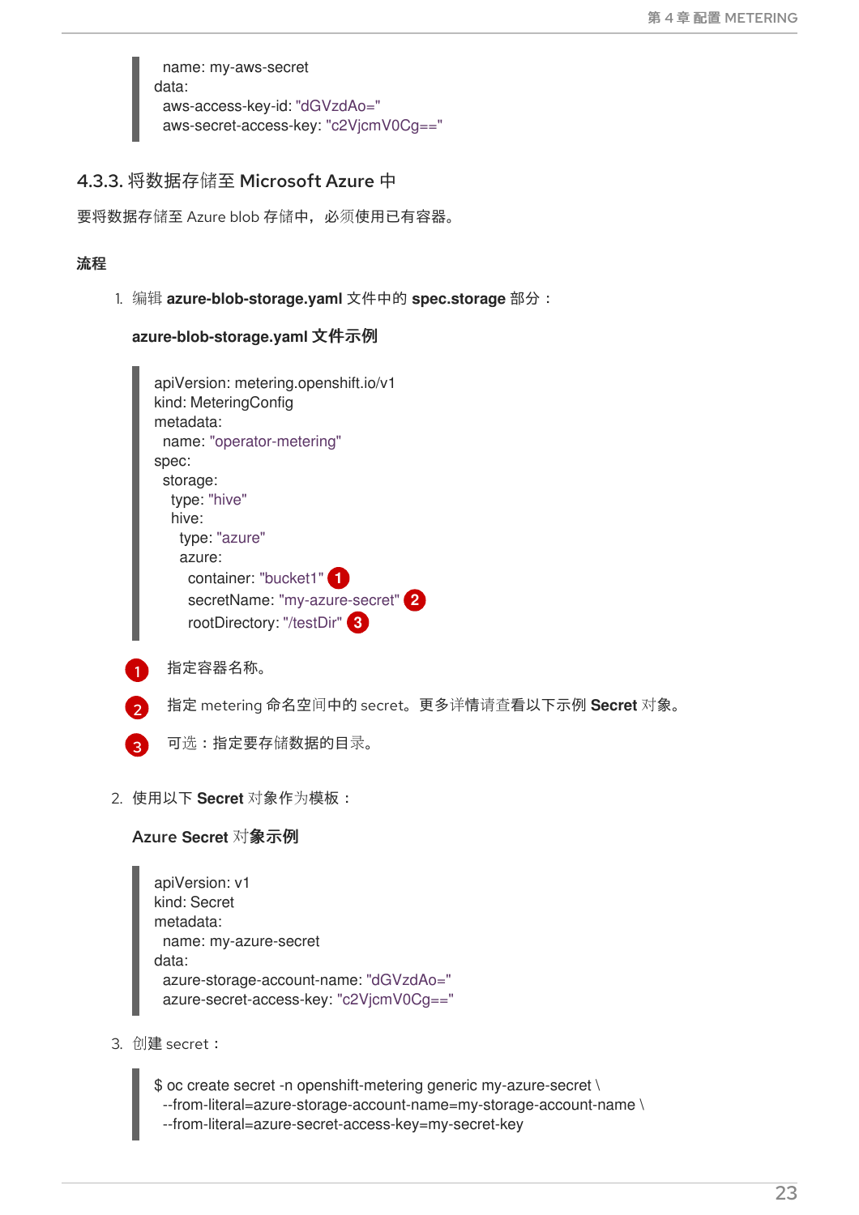```
  name: my-aws-secret
data:
  aws-access-key-id: "dGVzdAo="
  aws-secret-access-key: "c2VjcmV0Cg=="
```

### 4.3.3. 将数据存储至 Microsoft Azure 中

要将数据存储至 Azure blob 存储中，必须使用已有容器。

**流程**

1. 编辑 **azure-blob-storage.yaml** 文件中的 **spec.storage** 部分：

   **azure-blob-storage.yaml 文件示例**

```
apiVersion: metering.openshift.io/v1
kind: MeteringConfig
metadata:
  name: "operator-metering"
spec:
  storage:
    type: "hive"
    hive:
      type: "azure"
      azure:
        container: "bucket1" (1)
        secretName: "my-azure-secret" (2)
        rootDirectory: "/testDir" (3)
```

(1) 指定容器名称。

(2) 指定 metering 命名空间中的 secret。更多详情请查看以下示例 **Secret** 对象。

(3) 可选：指定要存储数据的目录。

2. 使用以下 **Secret** 对象作为模板：

   **Azure Secret 对象示例**

```
apiVersion: v1
kind: Secret
metadata:
  name: my-azure-secret
data:
  azure-storage-account-name: "dGVzdAo="
  azure-secret-access-key: "c2VjcmV0Cg=="
```

3. 创建 secret：

```
$ oc create secret -n openshift-metering generic my-azure-secret \
  --from-literal=azure-storage-account-name=my-storage-account-name \
  --from-literal=azure-secret-access-key=my-secret-key
```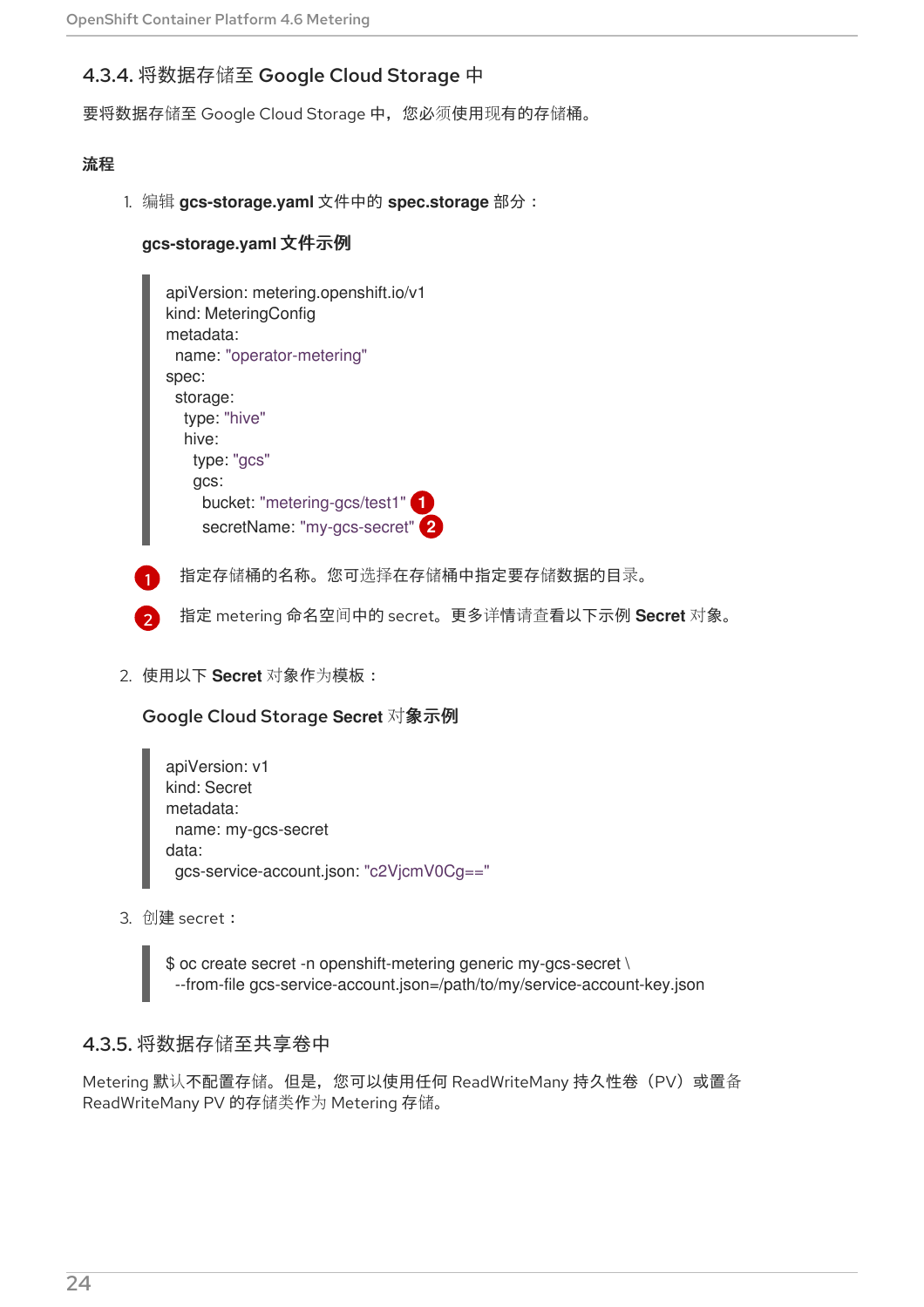### 4.3.4. 将数据存储至 Google Cloud Storage 中

要将数据存储至 Google Cloud Storage 中，您必须使用现有的存储桶。

**流程**

1. 编辑 **gcs-storage.yaml** 文件中的 **spec.storage** 部分：

   **gcs-storage.yaml 文件示例**

   ```
   apiVersion: metering.openshift.io/v1
   kind: MeteringConfig
   metadata:
     name: "operator-metering"
   spec:
     storage:
       type: "hive"
       hive:
         type: "gcs"
         gcs:
           bucket: "metering-gcs/test1" 1
           secretName: "my-gcs-secret" 2
   ```

   1. 指定存储桶的名称。您可选择在存储桶中指定要存储数据的目录。
   2. 指定 metering 命名空间中的 secret。更多详情请查看以下示例 **Secret** 对象。

2. 使用以下 **Secret** 对象作为模板：

   **Google Cloud Storage Secret 对象示例**

   ```
   apiVersion: v1
   kind: Secret
   metadata:
     name: my-gcs-secret
   data:
     gcs-service-account.json: "c2VjcmV0Cg=="
   ```

3. 创建 secret：

   ```
   $ oc create secret -n openshift-metering generic my-gcs-secret \
     --from-file gcs-service-account.json=/path/to/my/service-account-key.json
   ```

### 4.3.5. 将数据存储至共享卷中

Metering 默认不配置存储。但是，您可以使用任何 ReadWriteMany 持久性卷（PV）或置备 ReadWriteMany PV 的存储类作为 Metering 存储。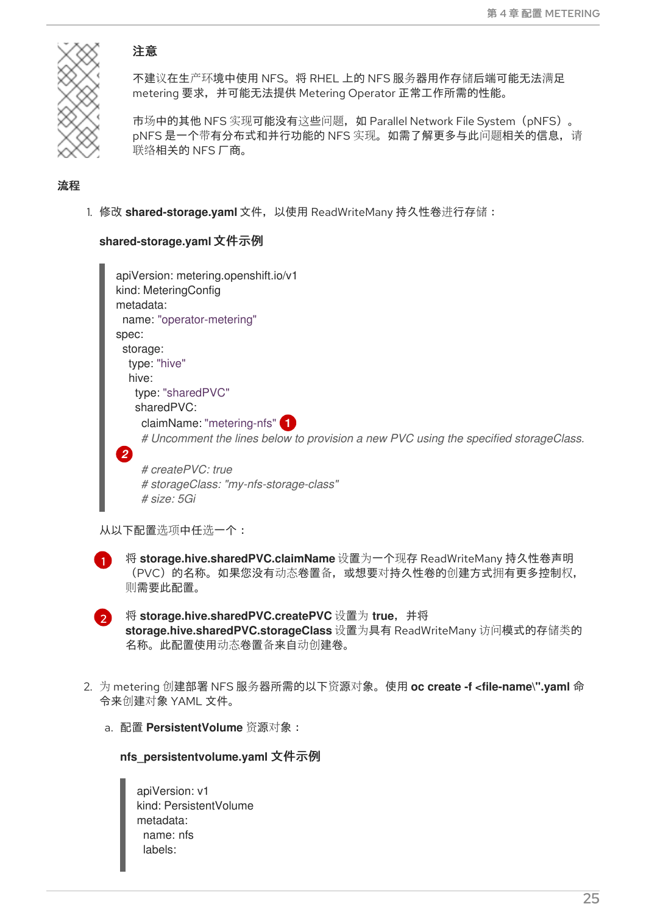**注意**

不建议在生产环境中使用 NFS。将 RHEL 上的 NFS 服务器用作存储后端可能无法满足 metering 要求，并可能无法提供 Metering Operator 正常工作所需的性能。

市场中的其他 NFS 实现可能没有这些问题，如 Parallel Network File System（pNFS）。pNFS 是一个带有分布式和并行功能的 NFS 实现。如需了解更多与此问题相关的信息，请联络相关的 NFS 厂商。

**流程**

1. 修改 **shared-storage.yaml** 文件，以使用 ReadWriteMany 持久性卷进行存储：

   **shared-storage.yaml 文件示例**

```
apiVersion: metering.openshift.io/v1
kind: MeteringConfig
metadata:
  name: "operator-metering"
spec:
  storage:
    type: "hive"
    hive:
      type: "sharedPVC"
      sharedPVC:
        claimName: "metering-nfs" 1
        # Uncomment the lines below to provision a new PVC using the specified storageClass.
2
        # createPVC: true
        # storageClass: "my-nfs-storage-class"
        # size: 5Gi
```

   从以下配置选项中任选一个：

   1. 将 **storage.hive.sharedPVC.claimName** 设置为一个现存 ReadWriteMany 持久性卷声明（PVC）的名称。如果您没有动态卷置备，或想要对持久性卷的创建方式拥有更多控制权，则需要此配置。

   2. 将 **storage.hive.sharedPVC.createPVC** 设置为 **true**，并将 **storage.hive.sharedPVC.storageClass** 设置为具有 ReadWriteMany 访问模式的存储类的名称。此配置使用动态卷置备来自动创建卷。

2. 为 metering 创建部署 NFS 服务器所需的以下资源对象。使用 **oc create -f <file-name\".yaml** 命令来创建对象 YAML 文件。

   a. 配置 **PersistentVolume** 资源对象：

   **nfs_persistentvolume.yaml 文件示例**

```
apiVersion: v1
kind: PersistentVolume
metadata:
  name: nfs
  labels:
```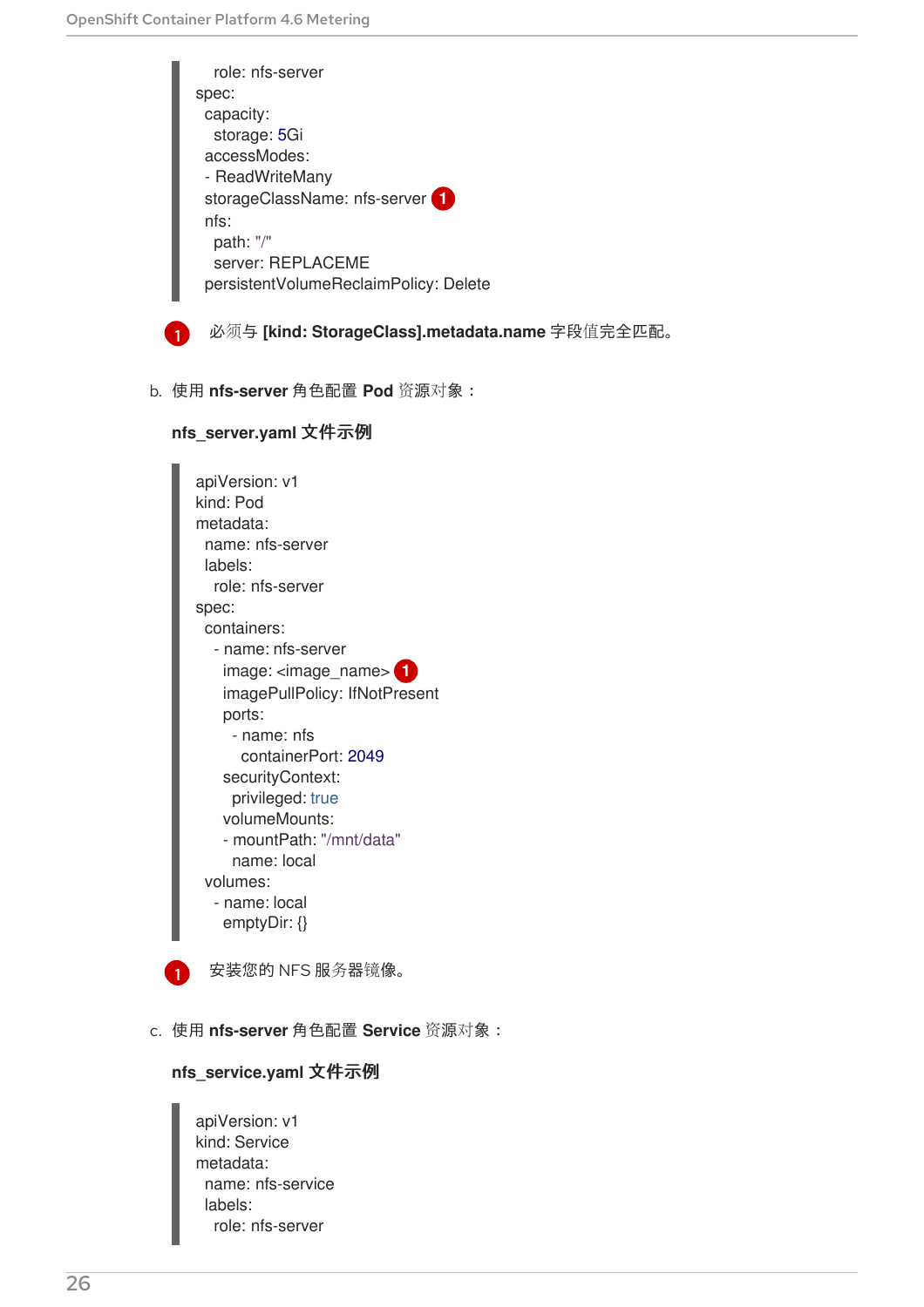```
    role: nfs-server
spec:
  capacity:
    storage: 5Gi
  accessModes:
  - ReadWriteMany
  storageClassName: nfs-server (1)
  nfs:
    path: "/"
    server: REPLACEME
  persistentVolumeReclaimPolicy: Delete
```

1. 必须与 **[kind: StorageClass].metadata.name** 字段值完全匹配。

b. 使用 **nfs-server** 角色配置 **Pod** 资源对象：

**nfs_server.yaml 文件示例**

```
apiVersion: v1
kind: Pod
metadata:
  name: nfs-server
  labels:
    role: nfs-server
spec:
  containers:
    - name: nfs-server
      image: <image_name> (1)
      imagePullPolicy: IfNotPresent
      ports:
        - name: nfs
          containerPort: 2049
      securityContext:
        privileged: true
      volumeMounts:
      - mountPath: "/mnt/data"
        name: local
  volumes:
    - name: local
      emptyDir: {}
```

1. 安装您的 NFS 服务器镜像。

c. 使用 **nfs-server** 角色配置 **Service** 资源对象：

**nfs_service.yaml 文件示例**

```
apiVersion: v1
kind: Service
metadata:
  name: nfs-service
  labels:
    role: nfs-server
```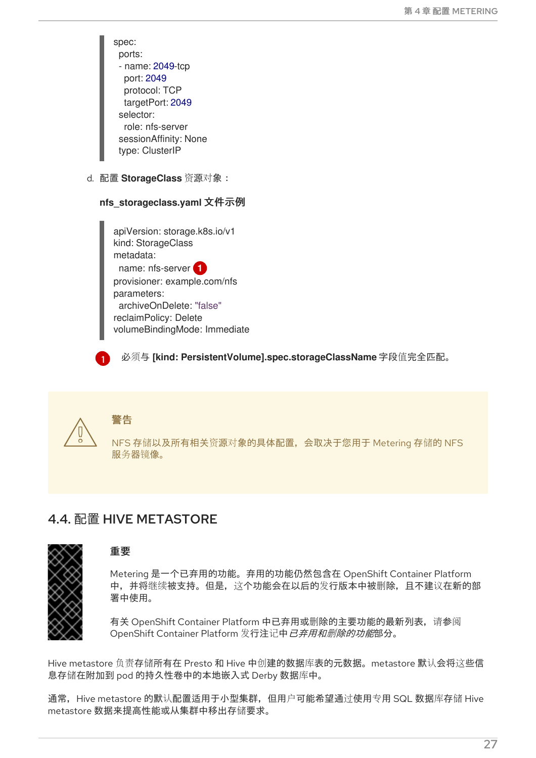```
spec:
  ports:
  - name: 2049-tcp
    port: 2049
    protocol: TCP
    targetPort: 2049
  selector:
    role: nfs-server
  sessionAffinity: None
  type: ClusterIP
```

d. 配置 **StorageClass** 资源对象：

**nfs_storageclass.yaml 文件示例**

```
apiVersion: storage.k8s.io/v1
kind: StorageClass
metadata:
  name: nfs-server 1
provisioner: example.com/nfs
parameters:
  archiveOnDelete: "false"
reclaimPolicy: Delete
volumeBindingMode: Immediate
```

1. 必须与 **[kind: PersistentVolume].spec.storageClassName** 字段值完全匹配。

> **警告**
>
> NFS 存储以及所有相关资源对象的具体配置，会取决于您用于 Metering 存储的 NFS 服务器镜像。

## 4.4. 配置 HIVE METASTORE

> **重要**
>
> Metering 是一个已弃用的功能。弃用的功能仍然包含在 OpenShift Container Platform 中，并将继续被支持。但是，这个功能会在以后的发行版本中被删除，且不建议在新的部署中使用。
>
> 有关 OpenShift Container Platform 中已弃用或删除的主要功能的最新列表，请参阅 OpenShift Container Platform 发行注记中*已弃用和删除的功能*部分。

Hive metastore 负责存储所有在 Presto 和 Hive 中创建的数据库表的元数据。metastore 默认会将这些信息存储在附加到 pod 的持久性卷中的本地嵌入式 Derby 数据库中。

通常，Hive metastore 的默认配置适用于小型集群，但用户可能希望通过使用专用 SQL 数据库存储 Hive metastore 数据来提高性能或从集群中移出存储要求。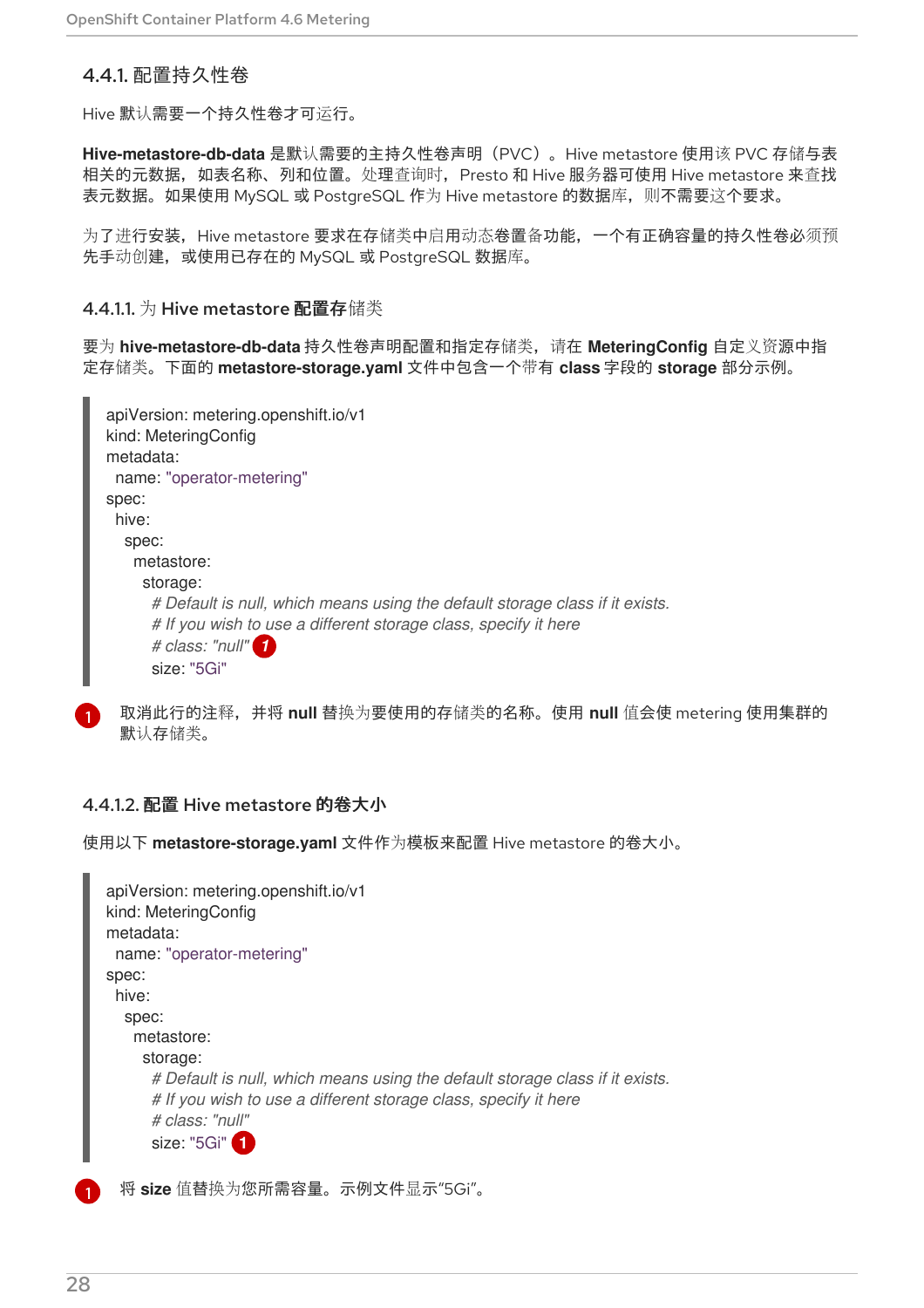#### 4.4.1. 配置持久性卷

Hive 默认需要一个持久性卷才可运行。

**Hive-metastore-db-data** 是默认需要的主持久性卷声明（PVC）。Hive metastore 使用该 PVC 存储与表相关的元数据，如表名称、列和位置。处理查询时，Presto 和 Hive 服务器可使用 Hive metastore 来查找表元数据。如果使用 MySQL 或 PostgreSQL 作为 Hive metastore 的数据库，则不需要这个要求。

为了进行安装，Hive metastore 要求在存储类中启用动态卷置备功能，一个有正确容量的持久性卷必须预先手动创建，或使用已存在的 MySQL 或 PostgreSQL 数据库。

##### 4.4.1.1. 为 Hive metastore 配置存储类

要为 **hive-metastore-db-data** 持久性卷声明配置和指定存储类，请在 **MeteringConfig** 自定义资源中指定存储类。下面的 **metastore-storage.yaml** 文件中包含一个带有 **class** 字段的 **storage** 部分示例。

```
apiVersion: metering.openshift.io/v1
kind: MeteringConfig
metadata:
  name: "operator-metering"
spec:
  hive:
    spec:
      metastore:
        storage:
          # Default is null, which means using the default storage class if it exists.
          # If you wish to use a different storage class, specify it here
          # class: "null" (1)
          size: "5Gi"
```

(1) 取消此行的注释，并将 **null** 替换为要使用的存储类的名称。使用 **null** 值会使 metering 使用集群的默认存储类。

##### 4.4.1.2. 配置 Hive metastore 的卷大小

使用以下 **metastore-storage.yaml** 文件作为模板来配置 Hive metastore 的卷大小。

```
apiVersion: metering.openshift.io/v1
kind: MeteringConfig
metadata:
  name: "operator-metering"
spec:
  hive:
    spec:
      metastore:
        storage:
          # Default is null, which means using the default storage class if it exists.
          # If you wish to use a different storage class, specify it here
          # class: "null"
          size: "5Gi" (1)
```

(1) 将 **size** 值替换为您所需容量。示例文件显示"5Gi"。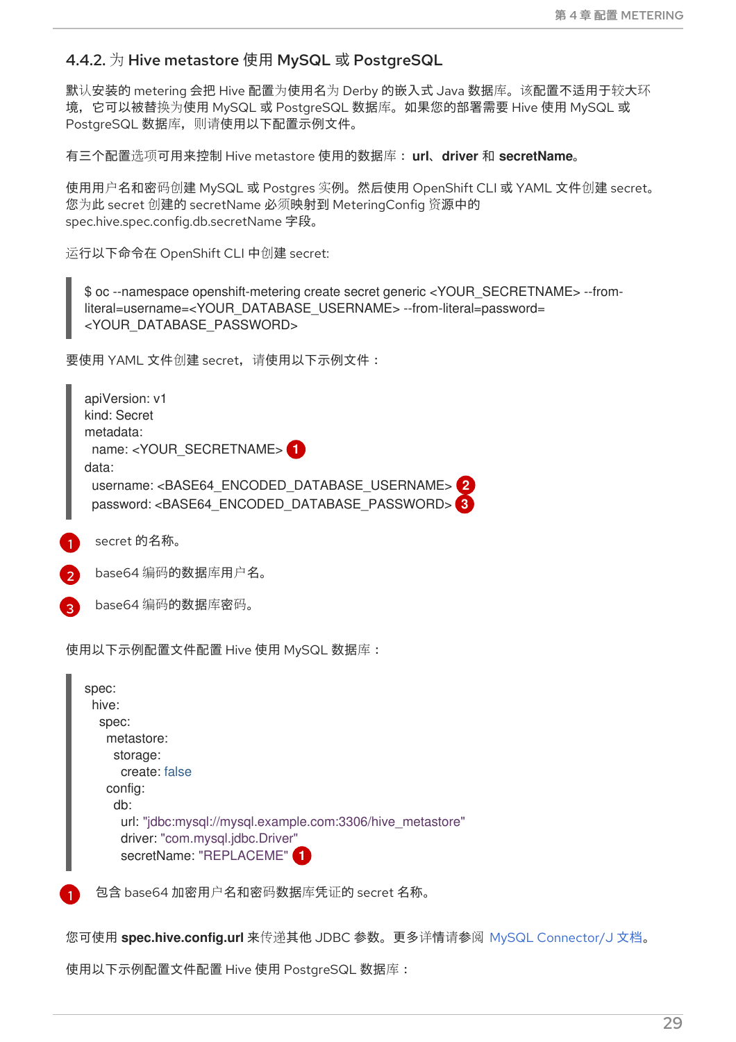### 4.4.2. 为 Hive metastore 使用 MySQL 或 PostgreSQL

默认安装的 metering 会把 Hive 配置为使用名为 Derby 的嵌入式 Java 数据库。该配置不适用于较大环境，它可以被替换为使用 MySQL 或 PostgreSQL 数据库。如果您的部署需要 Hive 使用 MySQL 或 PostgreSQL 数据库，则请使用以下配置示例文件。

有三个配置选项可用来控制 Hive metastore 使用的数据库： **url**、**driver** 和 **secretName**。

使用用户名和密码创建 MySQL 或 Postgres 实例。然后使用 OpenShift CLI 或 YAML 文件创建 secret。您为此 secret 创建的 secretName 必须映射到 MeteringConfig 资源中的 spec.hive.spec.config.db.secretName 字段。

运行以下命令在 OpenShift CLI 中创建 secret:

```
$ oc --namespace openshift-metering create secret generic <YOUR_SECRETNAME> --from-literal=username=<YOUR_DATABASE_USERNAME> --from-literal=password=<YOUR_DATABASE_PASSWORD>
```

要使用 YAML 文件创建 secret，请使用以下示例文件：

```
apiVersion: v1
kind: Secret
metadata:
  name: <YOUR_SECRETNAME> (1)
data:
  username: <BASE64_ENCODED_DATABASE_USERNAME> (2)
  password: <BASE64_ENCODED_DATABASE_PASSWORD> (3)
```

1. secret 的名称。
2. base64 编码的数据库用户名。
3. base64 编码的数据库密码。

使用以下示例配置文件配置 Hive 使用 MySQL 数据库：

```
spec:
  hive:
    spec:
      metastore:
        storage:
          create: false
      config:
        db:
          url: "jdbc:mysql://mysql.example.com:3306/hive_metastore"
          driver: "com.mysql.jdbc.Driver"
          secretName: "REPLACEME" (1)
```

1. 包含 base64 加密用户名和密码数据库凭证的 secret 名称。

您可使用 **spec.hive.config.url** 来传递其他 JDBC 参数。更多详情请参阅 MySQL Connector/J 文档。

使用以下示例配置文件配置 Hive 使用 PostgreSQL 数据库：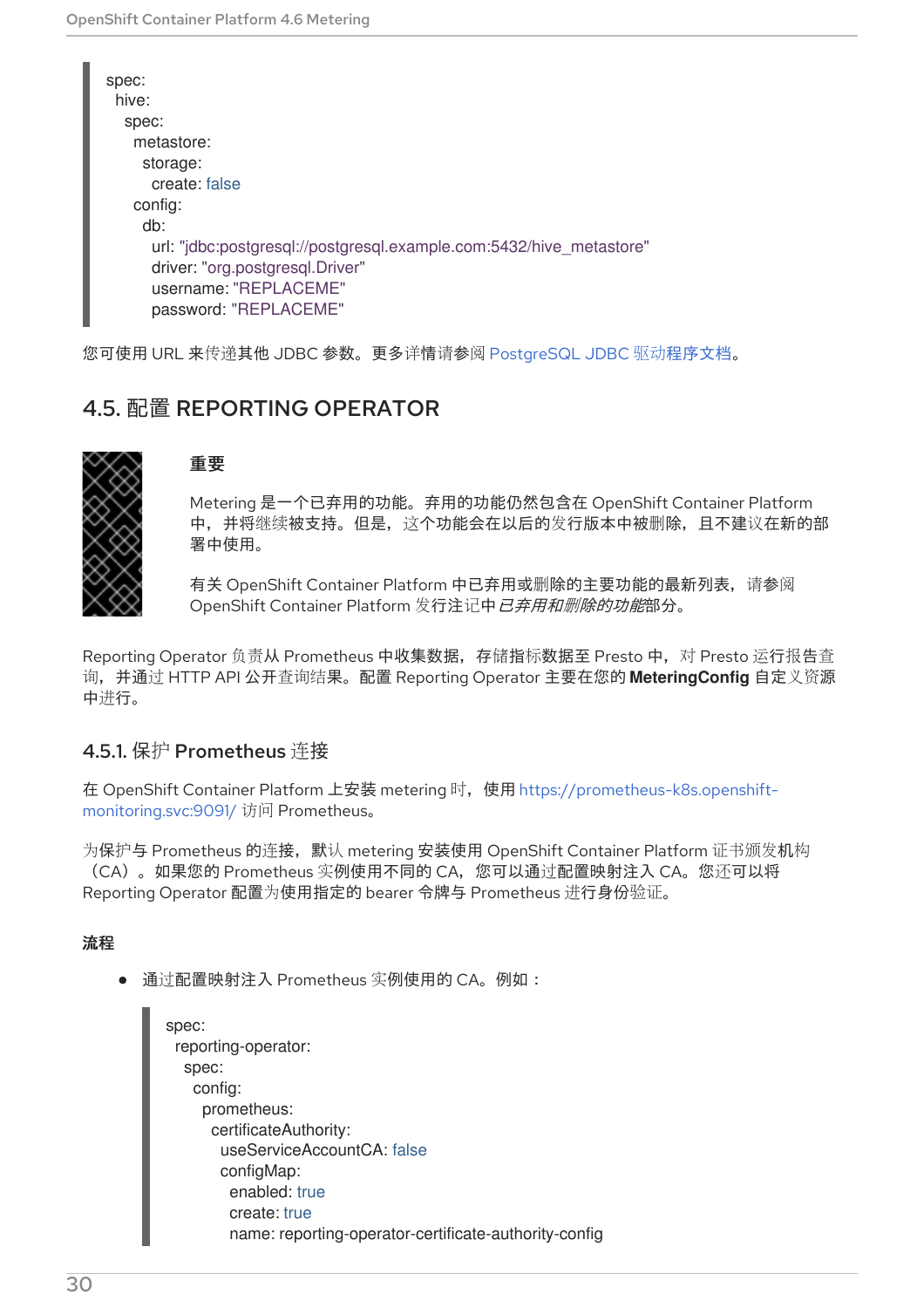```
spec:
  hive:
    spec:
      metastore:
        storage:
          create: false
      config:
        db:
          url: "jdbc:postgresql://postgresql.example.com:5432/hive_metastore"
          driver: "org.postgresql.Driver"
          username: "REPLACEME"
          password: "REPLACEME"
```

您可使用 URL 来传递其他 JDBC 参数。更多详情请参阅 PostgreSQL JDBC 驱动程序文档。

## 4.5. 配置 REPORTING OPERATOR

> **重要**
>
> Metering 是一个已弃用的功能。弃用的功能仍然包含在 OpenShift Container Platform 中，并将继续被支持。但是，这个功能会在以后的发行版本中被删除，且不建议在新的部署中使用。
>
> 有关 OpenShift Container Platform 中已弃用或删除的主要功能的最新列表，请参阅 OpenShift Container Platform 发行注记中*已弃用和删除的功能*部分。

Reporting Operator 负责从 Prometheus 中收集数据，存储指标数据至 Presto 中，对 Presto 运行报告查询，并通过 HTTP API 公开查询结果。配置 Reporting Operator 主要在您的 **MeteringConfig** 自定义资源中进行。

### 4.5.1. 保护 Prometheus 连接

在 OpenShift Container Platform 上安装 metering 时，使用 https://prometheus-k8s.openshift-monitoring.svc:9091/ 访问 Prometheus。

为保护与 Prometheus 的连接，默认 metering 安装使用 OpenShift Container Platform 证书颁发机构（CA）。如果您的 Prometheus 实例使用不同的 CA，您可以通过配置映射注入 CA。您还可以将 Reporting Operator 配置为使用指定的 bearer 令牌与 Prometheus 进行身份验证。

**流程**

- 通过配置映射注入 Prometheus 实例使用的 CA。例如：

```
spec:
  reporting-operator:
    spec:
      config:
        prometheus:
          certificateAuthority:
            useServiceAccountCA: false
            configMap:
              enabled: true
              create: true
              name: reporting-operator-certificate-authority-config
```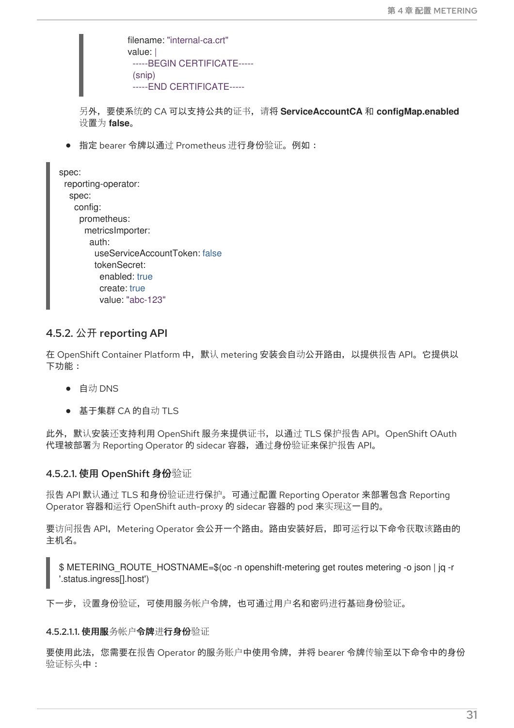```
            filename: "internal-ca.crt"
            value: |
              -----BEGIN CERTIFICATE-----
              (snip)
              -----END CERTIFICATE-----
```

另外，要使系统的 CA 可以支持公共的证书，请将 **ServiceAccountCA** 和 **configMap.enabled** 设置为 **false**。

- 指定 bearer 令牌以通过 Prometheus 进行身份验证。例如：

```
spec:
  reporting-operator:
    spec:
      config:
        prometheus:
          metricsImporter:
            auth:
              useServiceAccountToken: false
              tokenSecret:
                enabled: true
                create: true
                value: "abc-123"
```

### 4.5.2. 公开 reporting API

在 OpenShift Container Platform 中，默认 metering 安装会自动公开路由，以提供报告 API。它提供以下功能：

- 自动 DNS
- 基于集群 CA 的自动 TLS

此外，默认安装还支持利用 OpenShift 服务来提供证书，以通过 TLS 保护报告 API。OpenShift OAuth 代理被部署为 Reporting Operator 的 sidecar 容器，通过身份验证来保护报告 API。

#### 4.5.2.1. 使用 OpenShift 身份验证

报告 API 默认通过 TLS 和身份验证进行保护。可通过配置 Reporting Operator 来部署包含 Reporting Operator 容器和运行 OpenShift auth-proxy 的 sidecar 容器的 pod 来实现这一目的。

要访问报告 API，Metering Operator 会公开一个路由。路由安装好后，即可运行以下命令获取该路由的主机名。

```
$ METERING_ROUTE_HOSTNAME=$(oc -n openshift-metering get routes metering -o json | jq -r '.status.ingress[].host')
```

下一步，设置身份验证，可使用服务帐户令牌，也可通过用户名和密码进行基础身份验证。

##### 4.5.2.1.1. 使用服务帐户令牌进行身份验证

要使用此法，您需要在报告 Operator 的服务账户中使用令牌，并将 bearer 令牌传输至以下命令中的身份验证标头中：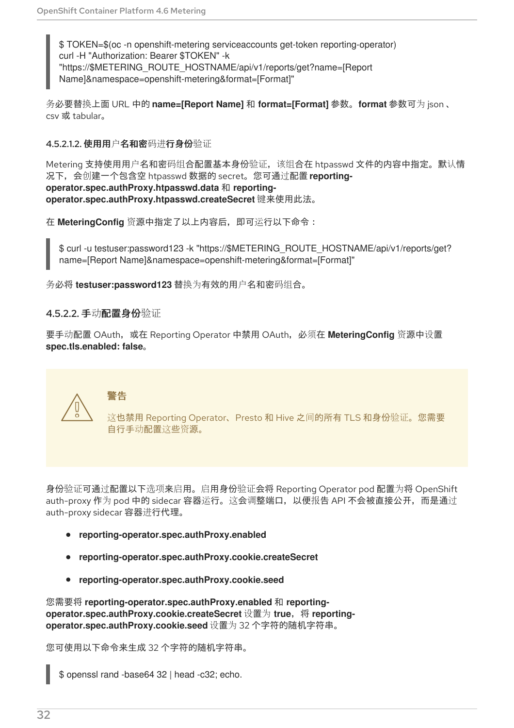```
$ TOKEN=$(oc -n openshift-metering serviceaccounts get-token reporting-operator)
curl -H "Authorization: Bearer $TOKEN" -k
"https://$METERING_ROUTE_HOSTNAME/api/v1/reports/get?name=[Report
Name]&namespace=openshift-metering&format=[Format]"
```

务必要替换上面 URL 中的 **name=[Report Name]** 和 **format=[Format]** 参数。**format** 参数可为 json、csv 或 tabular。

#### 4.5.2.1.2. 使用用户名和密码进行身份验证

Metering 支持使用用户名和密码组合配置基本身份验证，该组合在 htpasswd 文件的内容中指定。默认情况下，会创建一个包含空 htpasswd 数据的 secret。您可通过配置 **reporting-operator.spec.authProxy.htpasswd.data** 和 **reporting-operator.spec.authProxy.htpasswd.createSecret** 键来使用此法。

在 **MeteringConfig** 资源中指定了以上内容后，即可运行以下命令：

```
$ curl -u testuser:password123 -k "https://$METERING_ROUTE_HOSTNAME/api/v1/reports/get?
name=[Report Name]&namespace=openshift-metering&format=[Format]"
```

务必将 **testuser:password123** 替换为有效的用户名和密码组合。

### 4.5.2.2. 手动配置身份验证

要手动配置 OAuth，或在 Reporting Operator 中禁用 OAuth，必须在 **MeteringConfig** 资源中设置 **spec.tls.enabled: false**。

> **警告**
>
> 这也禁用 Reporting Operator、Presto 和 Hive 之间的所有 TLS 和身份验证。您需要自行手动配置这些资源。

身份验证可通过配置以下选项来启用。启用身份验证会将 Reporting Operator pod 配置为将 OpenShift auth-proxy 作为 pod 中的 sidecar 容器运行。这会调整端口，以便报告 API 不会被直接公开，而是通过 auth-proxy sidecar 容器进行代理。

- **reporting-operator.spec.authProxy.enabled**
- **reporting-operator.spec.authProxy.cookie.createSecret**
- **reporting-operator.spec.authProxy.cookie.seed**

您需要将 **reporting-operator.spec.authProxy.enabled** 和 **reporting-operator.spec.authProxy.cookie.createSecret** 设置为 **true**，将 **reporting-operator.spec.authProxy.cookie.seed** 设置为 32 个字符的随机字符串。

您可使用以下命令来生成 32 个字符的随机字符串。

```
$ openssl rand -base64 32 | head -c32; echo.
```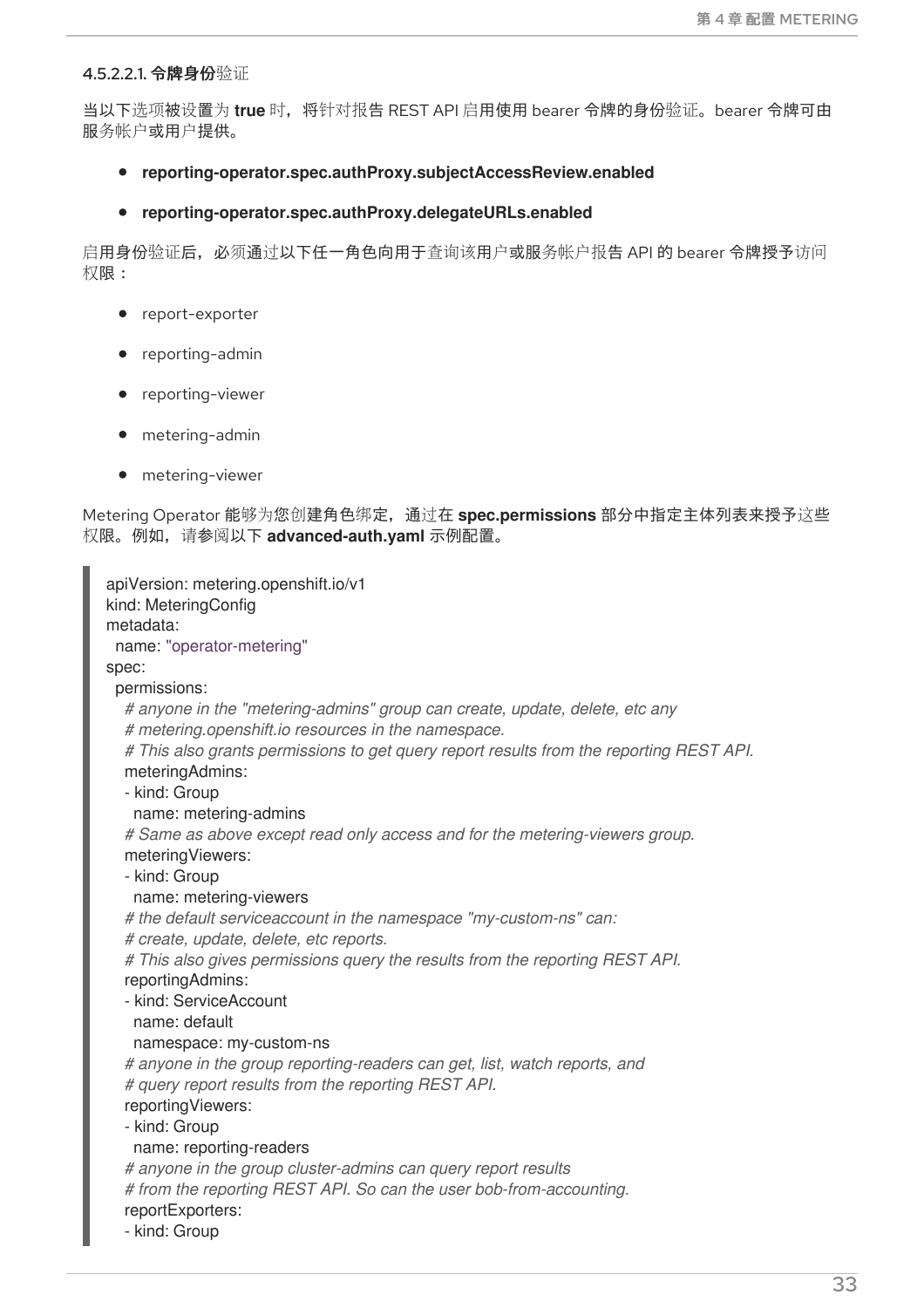#### 4.5.2.2.1. 令牌身份验证

当以下选项被设置为 **true** 时，将针对报告 REST API 启用使用 bearer 令牌的身份验证。bearer 令牌可由服务帐户或用户提供。

- **reporting-operator.spec.authProxy.subjectAccessReview.enabled**
- **reporting-operator.spec.authProxy.delegateURLs.enabled**

启用身份验证后，必须通过以下任一角色向用于查询该用户或服务帐户报告 API 的 bearer 令牌授予访问权限：

- report-exporter
- reporting-admin
- reporting-viewer
- metering-admin
- metering-viewer

Metering Operator 能够为您创建角色绑定，通过在 **spec.permissions** 部分中指定主体列表来授予这些权限。例如，请参阅以下 **advanced-auth.yaml** 示例配置。

```yaml
apiVersion: metering.openshift.io/v1
kind: MeteringConfig
metadata:
  name: "operator-metering"
spec:
  permissions:
    # anyone in the "metering-admins" group can create, update, delete, etc any
    # metering.openshift.io resources in the namespace.
    # This also grants permissions to get query report results from the reporting REST API.
    meteringAdmins:
    - kind: Group
      name: metering-admins
    # Same as above except read only access and for the metering-viewers group.
    meteringViewers:
    - kind: Group
      name: metering-viewers
    # the default serviceaccount in the namespace "my-custom-ns" can:
    # create, update, delete, etc reports.
    # This also gives permissions query the results from the reporting REST API.
    reportingAdmins:
    - kind: ServiceAccount
      name: default
      namespace: my-custom-ns
    # anyone in the group reporting-readers can get, list, watch reports, and
    # query report results from the reporting REST API.
    reportingViewers:
    - kind: Group
      name: reporting-readers
    # anyone in the group cluster-admins can query report results
    # from the reporting REST API. So can the user bob-from-accounting.
    reportExporters:
    - kind: Group
```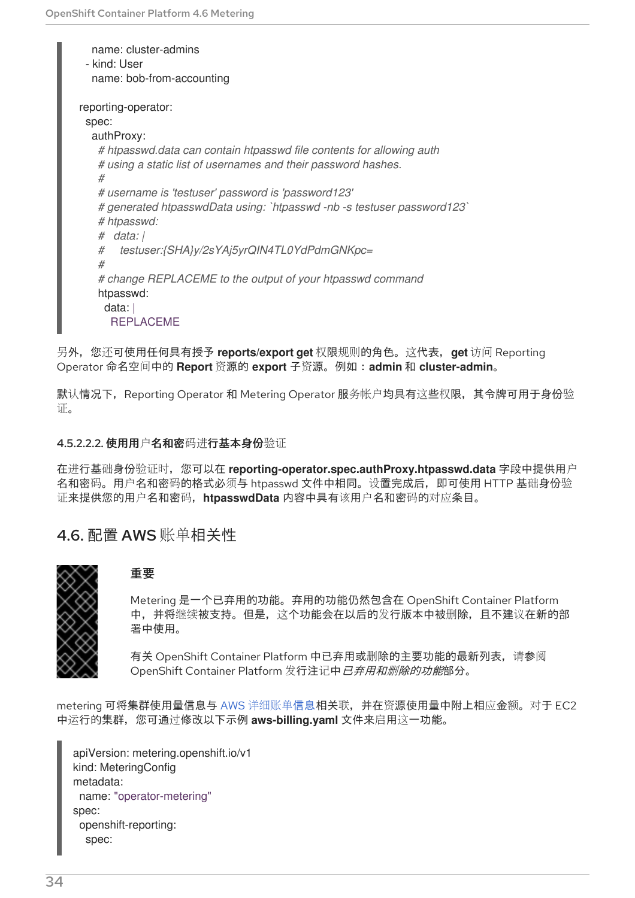```
    name: cluster-admins
  - kind: User
    name: bob-from-accounting

reporting-operator:
  spec:
    authProxy:
      # htpasswd.data can contain htpasswd file contents for allowing auth
      # using a static list of usernames and their password hashes.
      #
      # username is 'testuser' password is 'password123'
      # generated htpasswdData using: `htpasswd -nb -s testuser password123`
      # htpasswd:
      #   data: |
      #     testuser:{SHA}y/2sYAj5yrQIN4TL0YdPdmGNKpc=
      #
      # change REPLACEME to the output of your htpasswd command
      htpasswd:
        data: |
          REPLACEME
```

另外，您还可使用任何具有授予 **reports/export get** 权限规则的角色。这代表，**get** 访问 Reporting Operator 命名空间中的 **Report** 资源的 **export** 子资源。例如：**admin** 和 **cluster-admin**。

默认情况下，Reporting Operator 和 Metering Operator 服务帐户均具有这些权限，其令牌可用于身份验证。

#### 4.5.2.2.2. 使用用户名和密码进行基本身份验证

在进行基础身份验证时，您可以在 **reporting-operator.spec.authProxy.htpasswd.data** 字段中提供用户名和密码。用户名和密码的格式必须与 htpasswd 文件中相同。设置完成后，即可使用 HTTP 基础身份验证来提供您的用户名和密码，**htpasswdData** 内容中具有该用户名和密码的对应条目。

## 4.6. 配置 AWS 账单相关性

> **重要**
>
> Metering 是一个已弃用的功能。弃用的功能仍然包含在 OpenShift Container Platform 中，并将继续被支持。但是，这个功能会在以后的发行版本中被删除，且不建议在新的部署中使用。
>
> 有关 OpenShift Container Platform 中已弃用或删除的主要功能的最新列表，请参阅 OpenShift Container Platform 发行注记中*已弃用和删除的功能*部分。

metering 可将集群使用量信息与 AWS 详细账单信息相关联，并在资源使用量中附上相应金额。对于 EC2 中运行的集群，您可通过修改以下示例 **aws-billing.yaml** 文件来启用这一功能。

```
apiVersion: metering.openshift.io/v1
kind: MeteringConfig
metadata:
  name: "operator-metering"
spec:
  openshift-reporting:
    spec:
```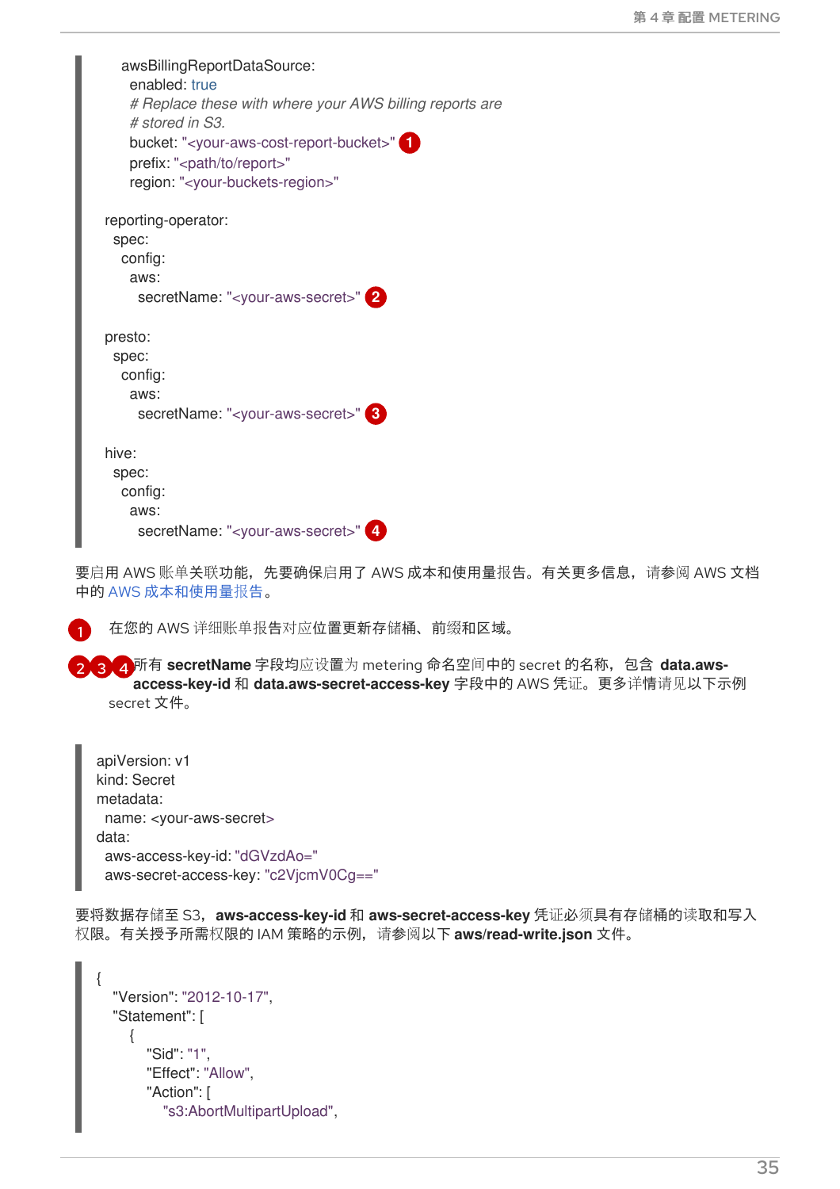```yaml
  awsBillingReportDataSource:
   enabled: true
   # Replace these with where your AWS billing reports are
   # stored in S3.
   bucket: "<your-aws-cost-report-bucket>" (1)
   prefix: "<path/to/report>"
   region: "<your-buckets-region>"

reporting-operator:
  spec:
   config:
    aws:
     secretName: "<your-aws-secret>" (2)

presto:
  spec:
   config:
    aws:
     secretName: "<your-aws-secret>" (3)

hive:
  spec:
   config:
    aws:
     secretName: "<your-aws-secret>" (4)
```

要启用 AWS 账单关联功能，先要确保启用了 AWS 成本和使用量报告。有关更多信息，请参阅 AWS 文档中的 AWS 成本和使用量报告。

1. 在您的 AWS 详细账单报告对应位置更新存储桶、前缀和区域。

2. 3. 4. 所有 **secretName** 字段均应设置为 metering 命名空间中的 secret 的名称，包含 **data.aws-access-key-id** 和 **data.aws-secret-access-key** 字段中的 AWS 凭证。更多详情请见以下示例 secret 文件。

```yaml
apiVersion: v1
kind: Secret
metadata:
  name: <your-aws-secret>
data:
  aws-access-key-id: "dGVzdAo="
  aws-secret-access-key: "c2VjcmV0Cg=="
```

要将数据存储至 S3，**aws-access-key-id** 和 **aws-secret-access-key** 凭证必须具有存储桶的读取和写入权限。有关授予所需权限的 IAM 策略的示例，请参阅以下 **aws/read-write.json** 文件。

```json
{
  "Version": "2012-10-17",
  "Statement": [
    {
      "Sid": "1",
      "Effect": "Allow",
      "Action": [
        "s3:AbortMultipartUpload",
```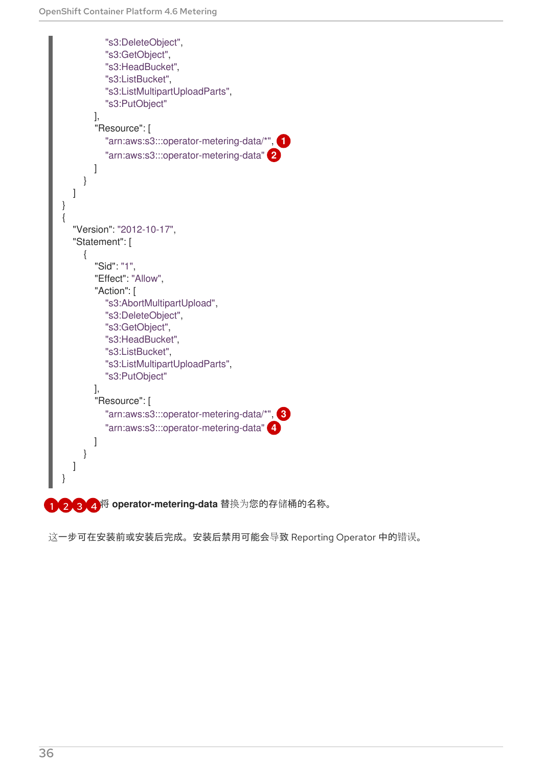```
                "s3:DeleteObject",
                "s3:GetObject",
                "s3:HeadBucket",
                "s3:ListBucket",
                "s3:ListMultipartUploadParts",
                "s3:PutObject"
            ],
            "Resource": [
                "arn:aws:s3:::operator-metering-data/*", (1)
                "arn:aws:s3:::operator-metering-data" (2)
            ]
        }
    ]
}
{
    "Version": "2012-10-17",
    "Statement": [
        {
            "Sid": "1",
            "Effect": "Allow",
            "Action": [
                "s3:AbortMultipartUpload",
                "s3:DeleteObject",
                "s3:GetObject",
                "s3:HeadBucket",
                "s3:ListBucket",
                "s3:ListMultipartUploadParts",
                "s3:PutObject"
            ],
            "Resource": [
                "arn:aws:s3:::operator-metering-data/*", (3)
                "arn:aws:s3:::operator-metering-data" (4)
            ]
        }
    ]
}
```

1 2 3 4 将 **operator-metering-data** 替换为您的存储桶的名称。

这一步可在安装前或安装后完成。安装后禁用可能会导致 Reporting Operator 中的错误。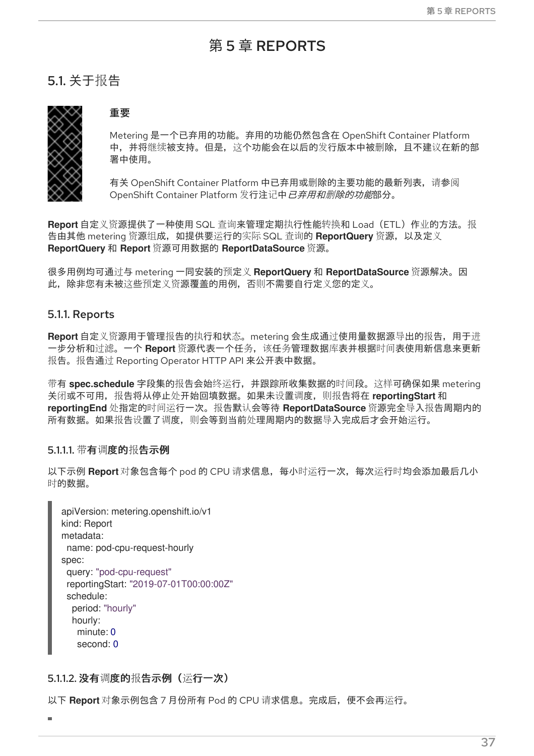# 第 5 章 REPORTS

## 5.1. 关于报告

> **重要**
>
> Metering 是一个已弃用的功能。弃用的功能仍然包含在 OpenShift Container Platform 中，并将继续被支持。但是，这个功能会在以后的发行版本中被删除，且不建议在新的部署中使用。
>
> 有关 OpenShift Container Platform 中已弃用或删除的主要功能的最新列表，请参阅 OpenShift Container Platform 发行注记中*已弃用和删除的功能*部分。

**Report** 自定义资源提供了一种使用 SQL 查询来管理定期执行性能转换和 Load（ETL）作业的方法。报告由其他 metering 资源组成，如提供要运行的实际 SQL 查询的 **ReportQuery** 资源，以及定义 **ReportQuery** 和 **Report** 资源可用数据的 **ReportDataSource** 资源。

很多用例均可通过与 metering 一同安装的预定义 **ReportQuery** 和 **ReportDataSource** 资源解决。因此，除非您有未被这些预定义资源覆盖的用例，否则不需要自行定义您的定义。

### 5.1.1. Reports

**Report** 自定义资源用于管理报告的执行和状态。metering 会生成通过使用量数据源导出的报告，用于进一步分析和过滤。一个 **Report** 资源代表一个任务，该任务管理数据库表并根据时间表使用新信息来更新报告。报告通过 Reporting Operator HTTP API 来公开表中数据。

带有 **spec.schedule** 字段集的报告会始终运行，并跟踪所收集数据的时间段。这样可确保如果 metering 关闭或不可用，报告将从停止处开始回填数据。如果未设置调度，则报告将在 **reportingStart** 和 **reportingEnd** 处指定的时间运行一次。报告默认会等待 **ReportDataSource** 资源完全导入报告周期内的所有数据。如果报告设置了调度，则会等到当前处理周期内的数据导入完成后才会开始运行。

#### 5.1.1.1. 带有调度的报告示例

以下示例 **Report** 对象包含每个 pod 的 CPU 请求信息，每小时运行一次，每次运行时均会添加最后几小时的数据。

```
apiVersion: metering.openshift.io/v1
kind: Report
metadata:
  name: pod-cpu-request-hourly
spec:
  query: "pod-cpu-request"
  reportingStart: "2019-07-01T00:00:00Z"
  schedule:
    period: "hourly"
    hourly:
      minute: 0
      second: 0
```

#### 5.1.1.2. 没有调度的报告示例（运行一次）

以下 **Report** 对象示例包含 7 月份所有 Pod 的 CPU 请求信息。完成后，便不会再运行。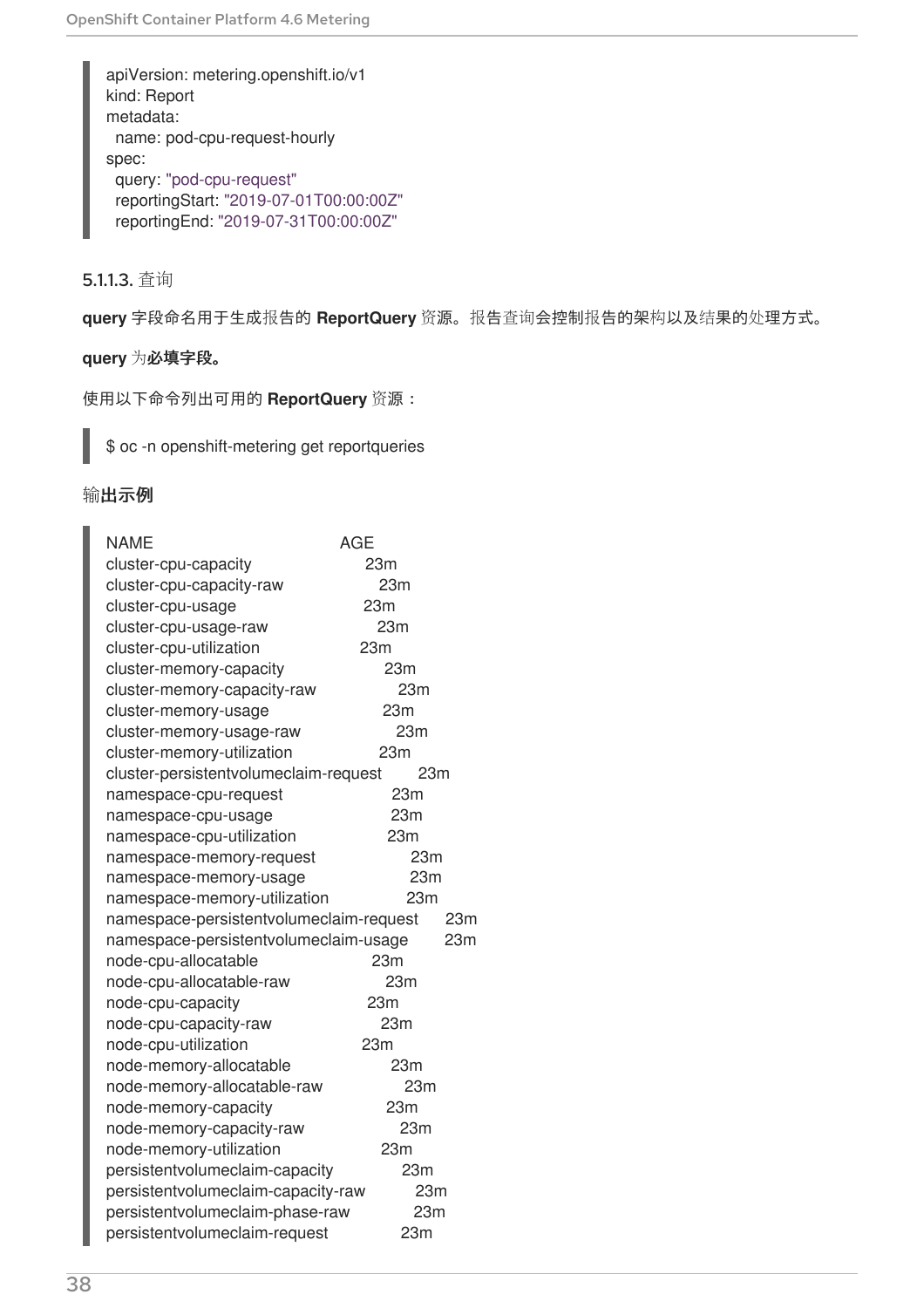```
apiVersion: metering.openshift.io/v1
kind: Report
metadata:
  name: pod-cpu-request-hourly
spec:
  query: "pod-cpu-request"
  reportingStart: "2019-07-01T00:00:00Z"
  reportingEnd: "2019-07-31T00:00:00Z"
```

#### 5.1.1.3. 查询

**query** 字段命名用于生成报告的 **ReportQuery** 资源。报告查询会控制报告的架构以及结果的处理方式。

**query** 为**必填字段。**

使用以下命令列出可用的 **ReportQuery** 资源：

```
$ oc -n openshift-metering get reportqueries
```

**输出示例**

```
NAME                                         AGE
cluster-cpu-capacity                         23m
cluster-cpu-capacity-raw                     23m
cluster-cpu-usage                            23m
cluster-cpu-usage-raw                        23m
cluster-cpu-utilization                      23m
cluster-memory-capacity                      23m
cluster-memory-capacity-raw                  23m
cluster-memory-usage                         23m
cluster-memory-usage-raw                     23m
cluster-memory-utilization                   23m
cluster-persistentvolumeclaim-request        23m
namespace-cpu-request                        23m
namespace-cpu-usage                          23m
namespace-cpu-utilization                    23m
namespace-memory-request                     23m
namespace-memory-usage                       23m
namespace-memory-utilization                 23m
namespace-persistentvolumeclaim-request      23m
namespace-persistentvolumeclaim-usage        23m
node-cpu-allocatable                         23m
node-cpu-allocatable-raw                     23m
node-cpu-capacity                            23m
node-cpu-capacity-raw                        23m
node-cpu-utilization                         23m
node-memory-allocatable                      23m
node-memory-allocatable-raw                  23m
node-memory-capacity                         23m
node-memory-capacity-raw                     23m
node-memory-utilization                      23m
persistentvolumeclaim-capacity               23m
persistentvolumeclaim-capacity-raw           23m
persistentvolumeclaim-phase-raw              23m
persistentvolumeclaim-request                23m
```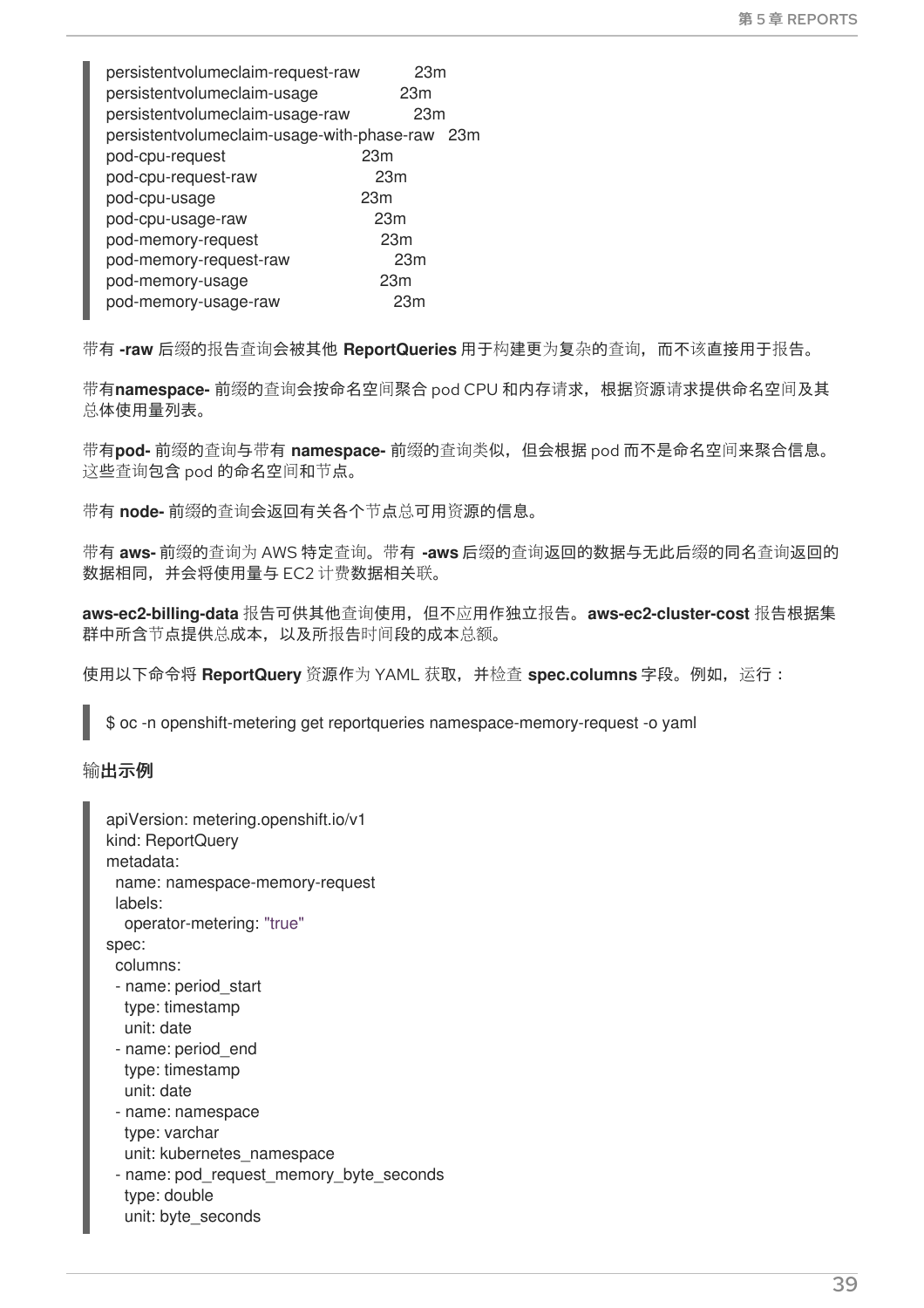```
persistentvolumeclaim-request-raw          23m
persistentvolumeclaim-usage                23m
persistentvolumeclaim-usage-raw            23m
persistentvolumeclaim-usage-with-phase-raw   23m
pod-cpu-request                            23m
pod-cpu-request-raw                        23m
pod-cpu-usage                              23m
pod-cpu-usage-raw                          23m
pod-memory-request                         23m
pod-memory-request-raw                     23m
pod-memory-usage                           23m
pod-memory-usage-raw                       23m
```

带有 **-raw** 后缀的报告查询会被其他 **ReportQueries** 用于构建更为复杂的查询，而不该直接用于报告。

带有**namespace-** 前缀的查询会按命名空间聚合 pod CPU 和内存请求，根据资源请求提供命名空间及其总体使用量列表。

带有**pod-** 前缀的查询与带有 **namespace-** 前缀的查询类似，但会根据 pod 而不是命名空间来聚合信息。这些查询包含 pod 的命名空间和节点。

带有 **node-** 前缀的查询会返回有关各个节点总可用资源的信息。

带有 **aws-** 前缀的查询为 AWS 特定查询。带有 **-aws** 后缀的查询返回的数据与无此后缀的同名查询返回的数据相同，并会将使用量与 EC2 计费数据相关联。

**aws-ec2-billing-data** 报告可供其他查询使用，但不应用作独立报告。**aws-ec2-cluster-cost** 报告根据集群中所含节点提供总成本，以及所报告时间段的成本总额。

使用以下命令将 **ReportQuery** 资源作为 YAML 获取，并检查 **spec.columns** 字段。例如，运行：

```
$ oc -n openshift-metering get reportqueries namespace-memory-request -o yaml
```

输出示例

```
apiVersion: metering.openshift.io/v1
kind: ReportQuery
metadata:
  name: namespace-memory-request
  labels:
    operator-metering: "true"
spec:
  columns:
  - name: period_start
    type: timestamp
    unit: date
  - name: period_end
    type: timestamp
    unit: date
  - name: namespace
    type: varchar
    unit: kubernetes_namespace
  - name: pod_request_memory_byte_seconds
    type: double
    unit: byte_seconds
```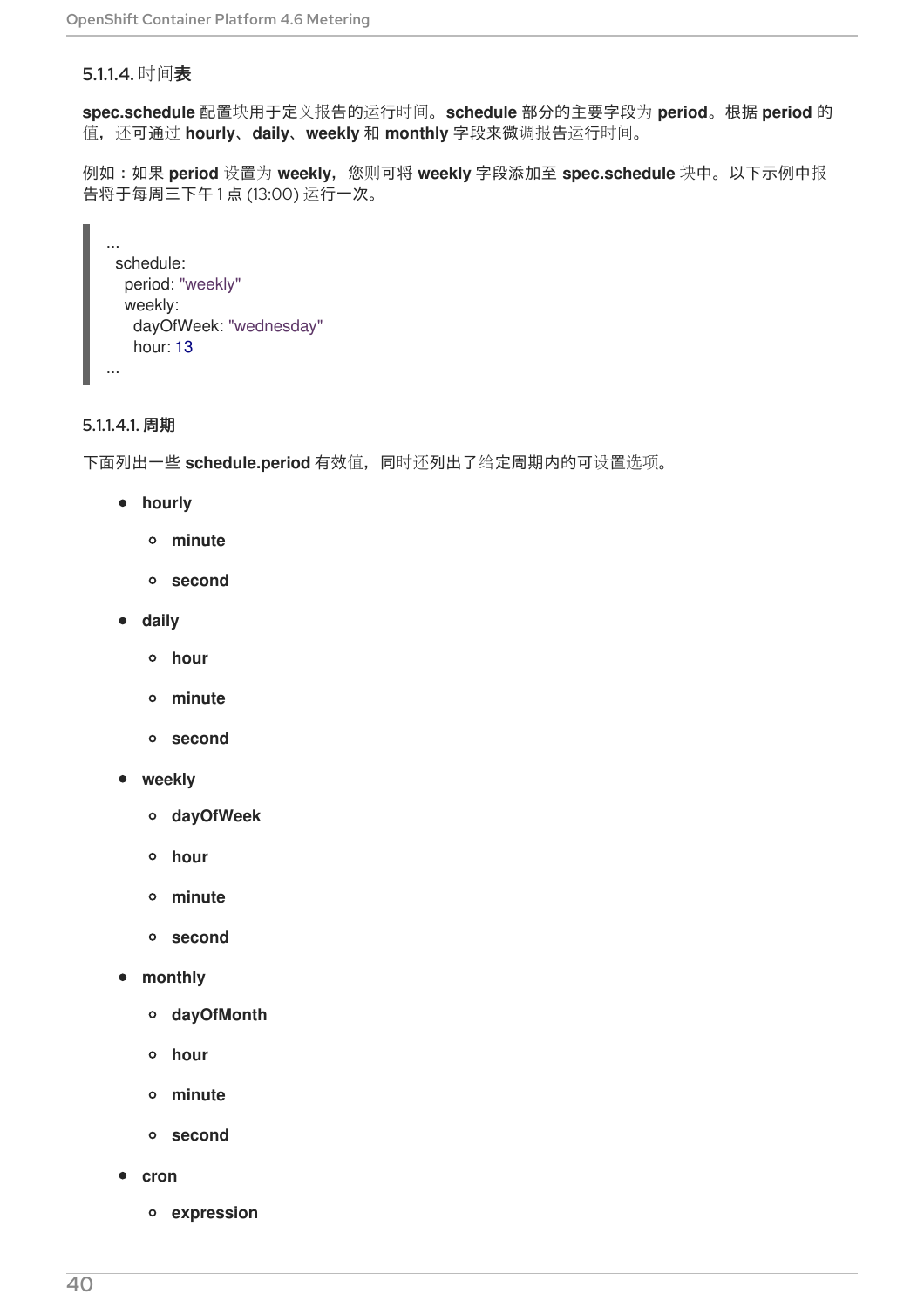#### 5.1.1.4. 时间表

**spec.schedule** 配置块用于定义报告的运行时间。**schedule** 部分的主要字段为 **period**。根据 **period** 的值，还可通过 **hourly**、**daily**、**weekly** 和 **monthly** 字段来微调报告运行时间。

例如：如果 **period** 设置为 **weekly**，您则可将 **weekly** 字段添加至 **spec.schedule** 块中。以下示例中报告将于每周三下午 1 点 (13:00) 运行一次。

```
...
  schedule:
    period: "weekly"
    weekly:
      dayOfWeek: "wednesday"
      hour: 13
...
```

##### 5.1.1.4.1. 周期

下面列出一些 **schedule.period** 有效值，同时还列出了给定周期内的可设置选项。

- **hourly**
  - **minute**
  - **second**
- **daily**
  - **hour**
  - **minute**
  - **second**
- **weekly**
  - **dayOfWeek**
  - **hour**
  - **minute**
  - **second**
- **monthly**
  - **dayOfMonth**
  - **hour**
  - **minute**
  - **second**
- **cron**
  - **expression**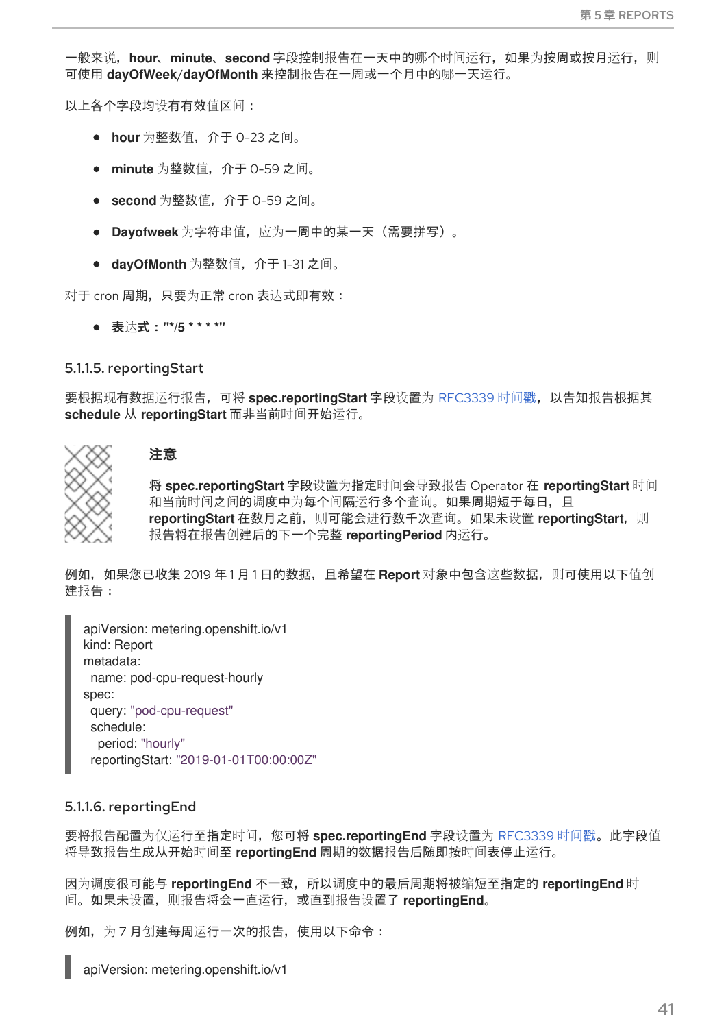一般来说，**hour**、**minute**、**second** 字段控制报告在一天中的哪个时间运行，如果为按周或按月运行，则可使用 **dayOfWeek**/**dayOfMonth** 来控制报告在一周或一个月中的哪一天运行。

以上各个字段均设有有效值区间：

- **hour** 为整数值，介于 0-23 之间。
- **minute** 为整数值，介于 0-59 之间。
- **second** 为整数值，介于 0-59 之间。
- **Dayofweek** 为字符串值，应为一周中的某一天（需要拼写）。
- **dayOfMonth** 为整数值，介于 1-31 之间。

对于 cron 周期，只要为正常 cron 表达式即有效：

- **表达式："*/5 * * * *"**

### 5.1.1.5. reportingStart

要根据现有数据运行报告，可将 **spec.reportingStart** 字段设置为 RFC3339 时间戳，以告知报告根据其 **schedule** 从 **reportingStart** 而非当前时间开始运行。

> **注意**
>
> 将 **spec.reportingStart** 字段设置为指定时间会导致报告 Operator 在 **reportingStart** 时间和当前时间之间的调度中为每个间隔运行多个查询。如果周期短于每日，且 **reportingStart** 在数月之前，则可能会进行数千次查询。如果未设置 **reportingStart**，则报告将在报告创建后的下一个完整 **reportingPeriod** 内运行。

例如，如果您已收集 2019 年 1 月 1 日的数据，且希望在 **Report** 对象中包含这些数据，则可使用以下值创建报告：

```
apiVersion: metering.openshift.io/v1
kind: Report
metadata:
  name: pod-cpu-request-hourly
spec:
  query: "pod-cpu-request"
  schedule:
    period: "hourly"
  reportingStart: "2019-01-01T00:00:00Z"
```

### 5.1.1.6. reportingEnd

要将报告配置为仅运行至指定时间，您可将 **spec.reportingEnd** 字段设置为 RFC3339 时间戳。此字段值将导致报告生成从开始时间至 **reportingEnd** 周期的数据报告后随即按时间表停止运行。

因为调度很可能与 **reportingEnd** 不一致，所以调度中的最后周期将被缩短至指定的 **reportingEnd** 时间。如果未设置，则报告将会一直运行，或直到报告设置了 **reportingEnd**。

例如，为 7 月创建每周运行一次的报告，使用以下命令：

```
apiVersion: metering.openshift.io/v1
```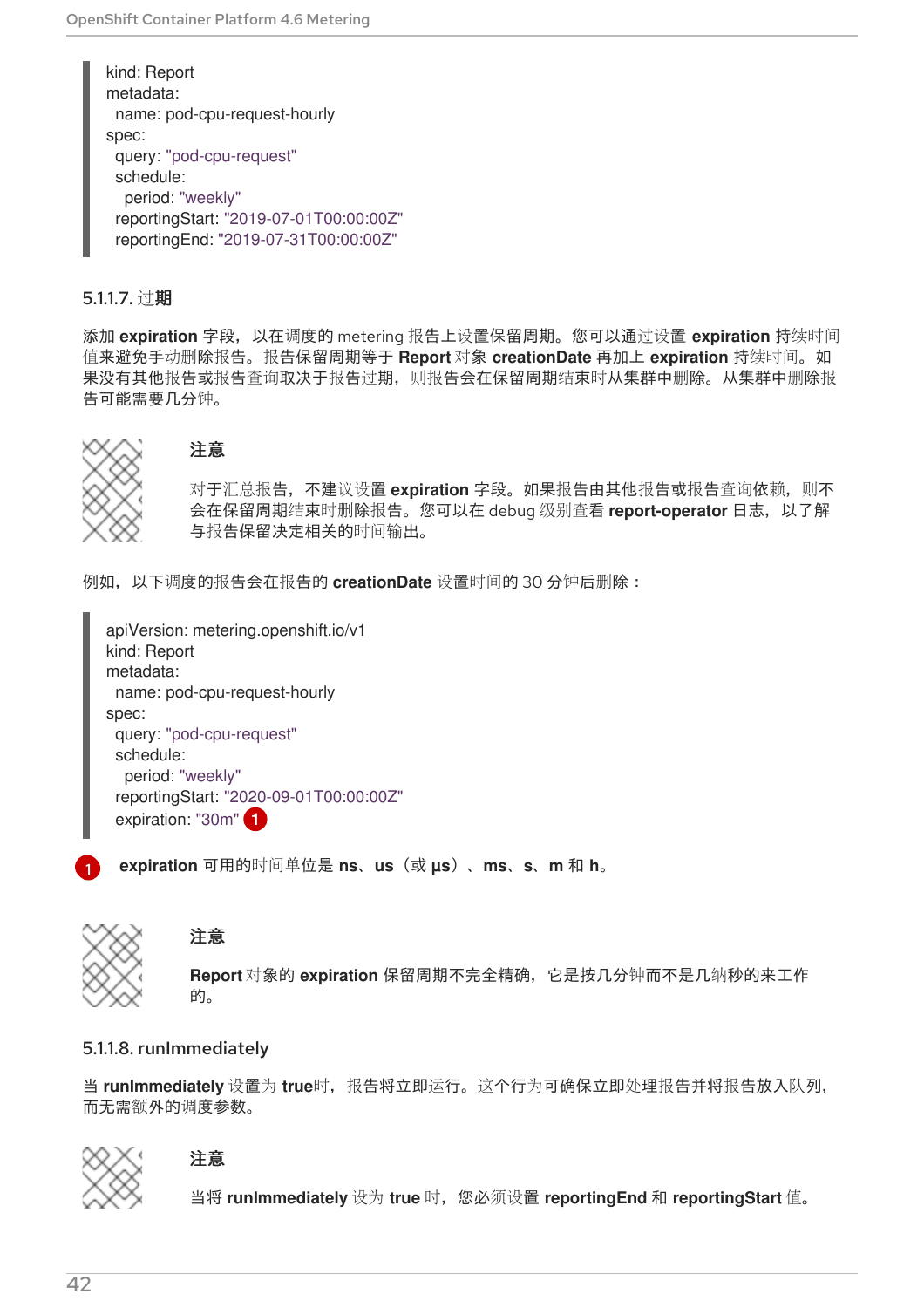```yaml
kind: Report
metadata:
  name: pod-cpu-request-hourly
spec:
  query: "pod-cpu-request"
  schedule:
    period: "weekly"
  reportingStart: "2019-07-01T00:00:00Z"
  reportingEnd: "2019-07-31T00:00:00Z"
```

#### 5.1.1.7. 过期

添加 **expiration** 字段，以在调度的 metering 报告上设置保留周期。您可以通过设置 **expiration** 持续时间值来避免手动删除报告。报告保留周期等于 **Report** 对象 **creationDate** 再加上 **expiration** 持续时间。如果没有其他报告或报告查询取决于报告过期，则报告会在保留周期结束时从集群中删除。从集群中删除报告可能需要几分钟。

> **注意**
>
> 对于汇总报告，不建议设置 **expiration** 字段。如果报告由其他报告或报告查询依赖，则不会在保留周期结束时删除报告。您可以在 debug 级别查看 **report-operator** 日志，以了解与报告保留决定相关的时间输出。

例如，以下调度的报告会在报告的 **creationDate** 设置时间的 30 分钟后删除：

```yaml
apiVersion: metering.openshift.io/v1
kind: Report
metadata:
  name: pod-cpu-request-hourly
spec:
  query: "pod-cpu-request"
  schedule:
    period: "weekly"
  reportingStart: "2020-09-01T00:00:00Z"
  expiration: "30m" (1)
```

(1) **expiration** 可用的时间单位是 **ns**、**us**（或 **µs**）、**ms**、**s**、**m** 和 **h**。

> **注意**
>
> **Report** 对象的 **expiration** 保留周期不完全精确，它是按几分钟而不是几纳秒的来工作的。

#### 5.1.1.8. runImmediately

当 **runImmediately** 设置为 **true**时，报告将立即运行。这个行为可确保立即处理报告并将报告放入队列，而无需额外的调度参数。

> **注意**
>
> 当将 **runImmediately** 设为 **true** 时，您必须设置 **reportingEnd** 和 **reportingStart** 值。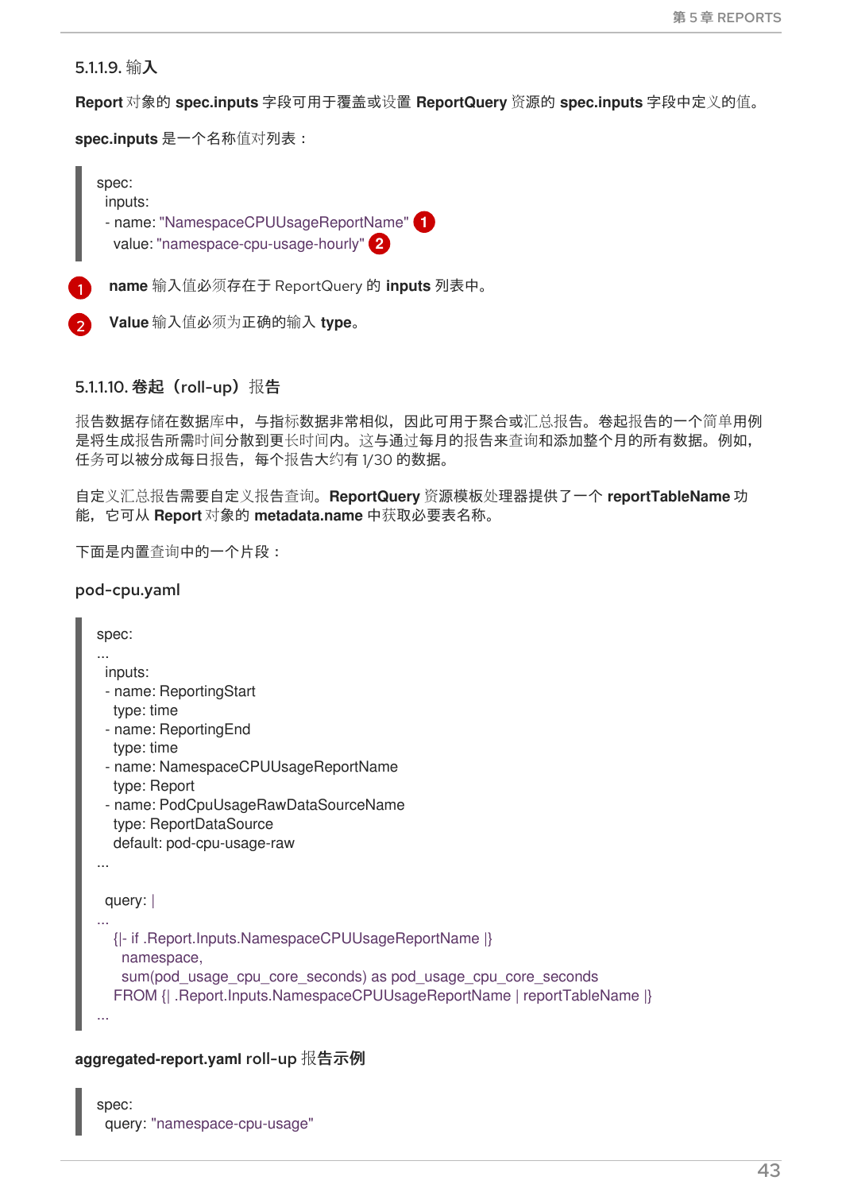#### 5.1.1.9. 输入

**Report** 对象的 **spec.inputs** 字段可用于覆盖或设置 **ReportQuery** 资源的 **spec.inputs** 字段中定义的值。

**spec.inputs** 是一个名称值对列表：

```
spec:
  inputs:
  - name: "NamespaceCPUUsageReportName" (1)
    value: "namespace-cpu-usage-hourly" (2)
```

1. **name** 输入值必须存在于 ReportQuery 的 **inputs** 列表中。
2. **Value** 输入值必须为正确的输入 **type**。

#### 5.1.1.10. 卷起（roll-up）报告

报告数据存储在数据库中，与指标数据非常相似，因此可用于聚合或汇总报告。卷起报告的一个简单用例是将生成报告所需时间分散到更长时间内。这与通过每月的报告来查询和添加整个月的所有数据。例如，任务可以被分成每日报告，每个报告大约有 1/30 的数据。

自定义汇总报告需要自定义报告查询。**ReportQuery** 资源模板处理器提供了一个 **reportTableName** 功能，它可从 **Report** 对象的 **metadata.name** 中获取必要表名称。

下面是内置查询中的一个片段：

**pod-cpu.yaml**

```
spec:
...
  inputs:
  - name: ReportingStart
    type: time
  - name: ReportingEnd
    type: time
  - name: NamespaceCPUUsageReportName
    type: Report
  - name: PodCpuUsageRawDataSourceName
    type: ReportDataSource
    default: pod-cpu-usage-raw
...

  query: |
...
    {|- if .Report.Inputs.NamespaceCPUUsageReportName |}
      namespace,
      sum(pod_usage_cpu_core_seconds) as pod_usage_cpu_core_seconds
    FROM {| .Report.Inputs.NamespaceCPUUsageReportName | reportTableName |}
...
```

**aggregated-report.yaml roll-up 报告示例**

```
spec:
  query: "namespace-cpu-usage"
```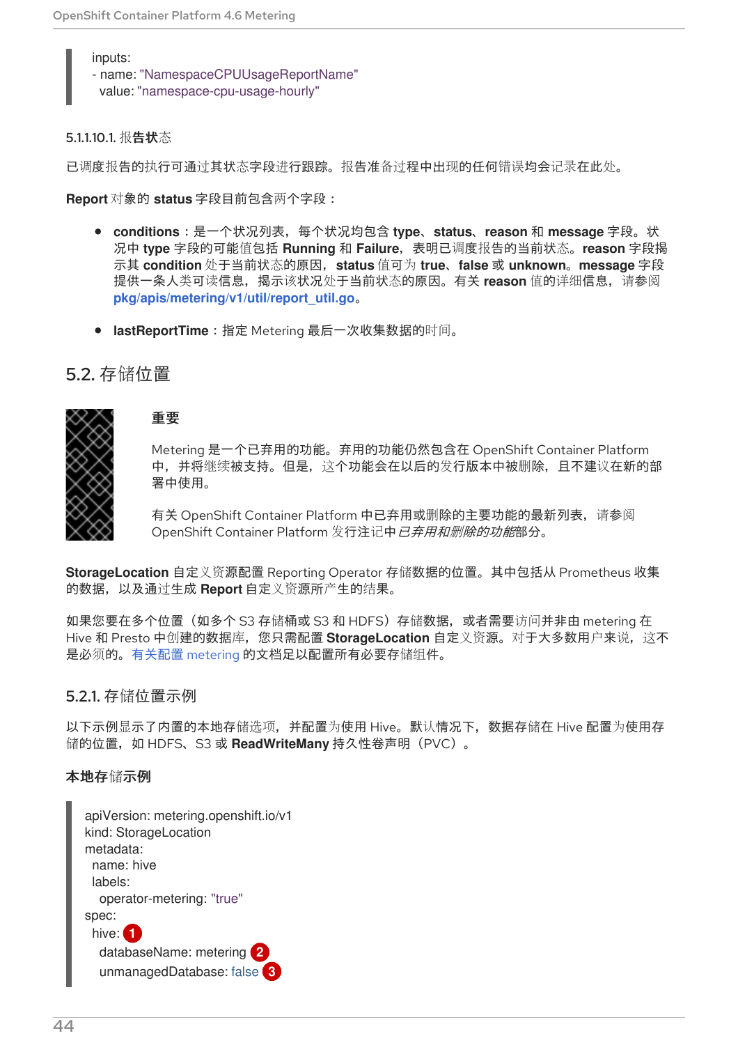```
inputs:
- name: "NamespaceCPUUsageReportName"
  value: "namespace-cpu-usage-hourly"
```

#### 5.1.1.10.1. 报告状态

已调度报告的执行可通过其状态字段进行跟踪。报告准备过程中出现的任何错误均会记录在此处。

**Report** 对象的 **status** 字段目前包含两个字段：

- **conditions**：是一个状况列表，每个状况均包含 **type**、**status**、**reason** 和 **message** 字段。状况中 **type** 字段的可能值包括 **Running** 和 **Failure**，表明已调度报告的当前状态。**reason** 字段揭示其 **condition** 处于当前状态的原因，**status** 值可为 **true**、**false** 或 **unknown**。**message** 字段提供一条人类可读信息，揭示该状况处于当前状态的原因。有关 **reason** 值的详细信息，请参阅 **pkg/apis/metering/v1/util/report_util.go**。

- **lastReportTime**：指定 Metering 最后一次收集数据的时间。

## 5.2. 存储位置

> **重要**
>
> Metering 是一个已弃用的功能。弃用的功能仍然包含在 OpenShift Container Platform 中，并将继续被支持。但是，这个功能会在以后的发行版本中被删除，且不建议在新的部署中使用。
>
> 有关 OpenShift Container Platform 中已弃用或删除的主要功能的最新列表，请参阅 OpenShift Container Platform 发行注记中*已弃用和删除的功能*部分。

**StorageLocation** 自定义资源配置 Reporting Operator 存储数据的位置。其中包括从 Prometheus 收集的数据，以及通过生成 **Report** 自定义资源所产生的结果。

如果您要在多个位置（如多个 S3 存储桶或 S3 和 HDFS）存储数据，或者需要访问并非由 metering 在 Hive 和 Presto 中创建的数据库，您只需配置 **StorageLocation** 自定义资源。对于大多数用户来说，这不是必须的。有关配置 metering 的文档足以配置所有必要存储组件。

### 5.2.1. 存储位置示例

以下示例显示了内置的本地存储选项，并配置为使用 Hive。默认情况下，数据存储在 Hive 配置为使用存储的位置，如 HDFS、S3 或 **ReadWriteMany** 持久性卷声明（PVC）。

**本地存储示例**

```
apiVersion: metering.openshift.io/v1
kind: StorageLocation
metadata:
  name: hive
  labels:
    operator-metering: "true"
spec:
  hive: (1)
    databaseName: metering (2)
    unmanagedDatabase: false (3)
```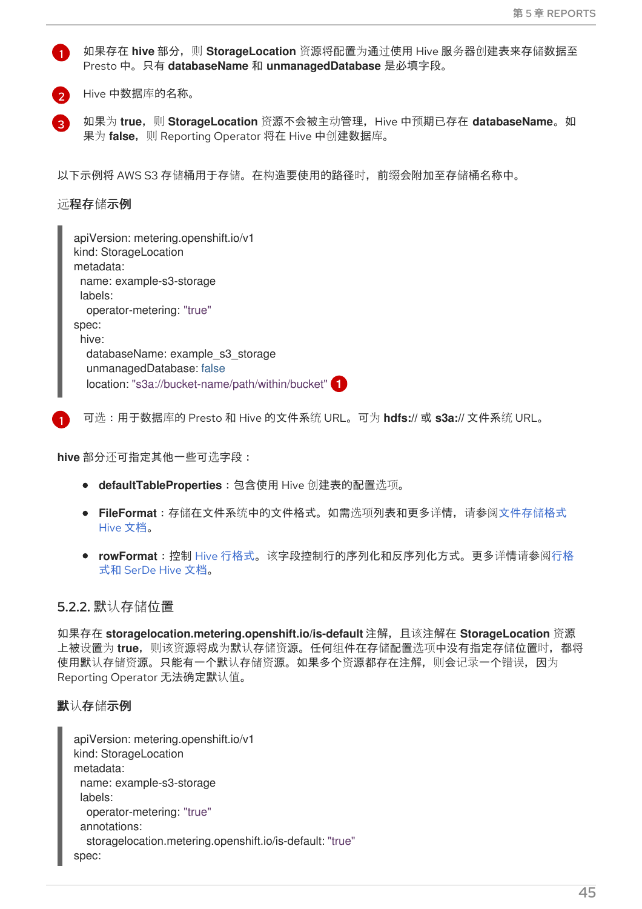1. 如果存在 **hive** 部分，则 **StorageLocation** 资源将配置为通过使用 Hive 服务器创建表来存储数据至 Presto 中。只有 **databaseName** 和 **unmanagedDatabase** 是必填字段。

2. Hive 中数据库的名称。

3. 如果为 **true**，则 **StorageLocation** 资源不会被主动管理，Hive 中预期已存在 **databaseName**。如果为 **false**，则 Reporting Operator 将在 Hive 中创建数据库。

以下示例将 AWS S3 存储桶用于存储。在构造要使用的路径时，前缀会附加至存储桶名称中。

**远程存储示例**

```
apiVersion: metering.openshift.io/v1
kind: StorageLocation
metadata:
  name: example-s3-storage
  labels:
    operator-metering: "true"
spec:
  hive:
    databaseName: example_s3_storage
    unmanagedDatabase: false
    location: "s3a://bucket-name/path/within/bucket" (1)
```

1. 可选：用于数据库的 Presto 和 Hive 的文件系统 URL。可为 **hdfs://** 或 **s3a://** 文件系统 URL。

**hive** 部分还可指定其他一些可选字段：

- **defaultTableProperties**：包含使用 Hive 创建表的配置选项。
- **FileFormat**：存储在文件系统中的文件格式。如需选项列表和更多详情，请参阅文件存储格式 Hive 文档。
- **rowFormat**：控制 Hive 行格式。该字段控制行的序列化和反序列化方式。更多详情请参阅行格式和 SerDe Hive 文档。

### 5.2.2. 默认存储位置

如果存在 **storagelocation.metering.openshift.io/is-default** 注解，且该注解在 **StorageLocation** 资源上被设置为 **true**，则该资源将成为默认存储资源。任何组件在存储配置选项中没有指定存储位置时，都将使用默认存储资源。只能有一个默认存储资源。如果多个资源都存在注解，则会记录一个错误，因为 Reporting Operator 无法确定默认值。

**默认存储示例**

```
apiVersion: metering.openshift.io/v1
kind: StorageLocation
metadata:
  name: example-s3-storage
  labels:
    operator-metering: "true"
  annotations:
    storagelocation.metering.openshift.io/is-default: "true"
spec:
```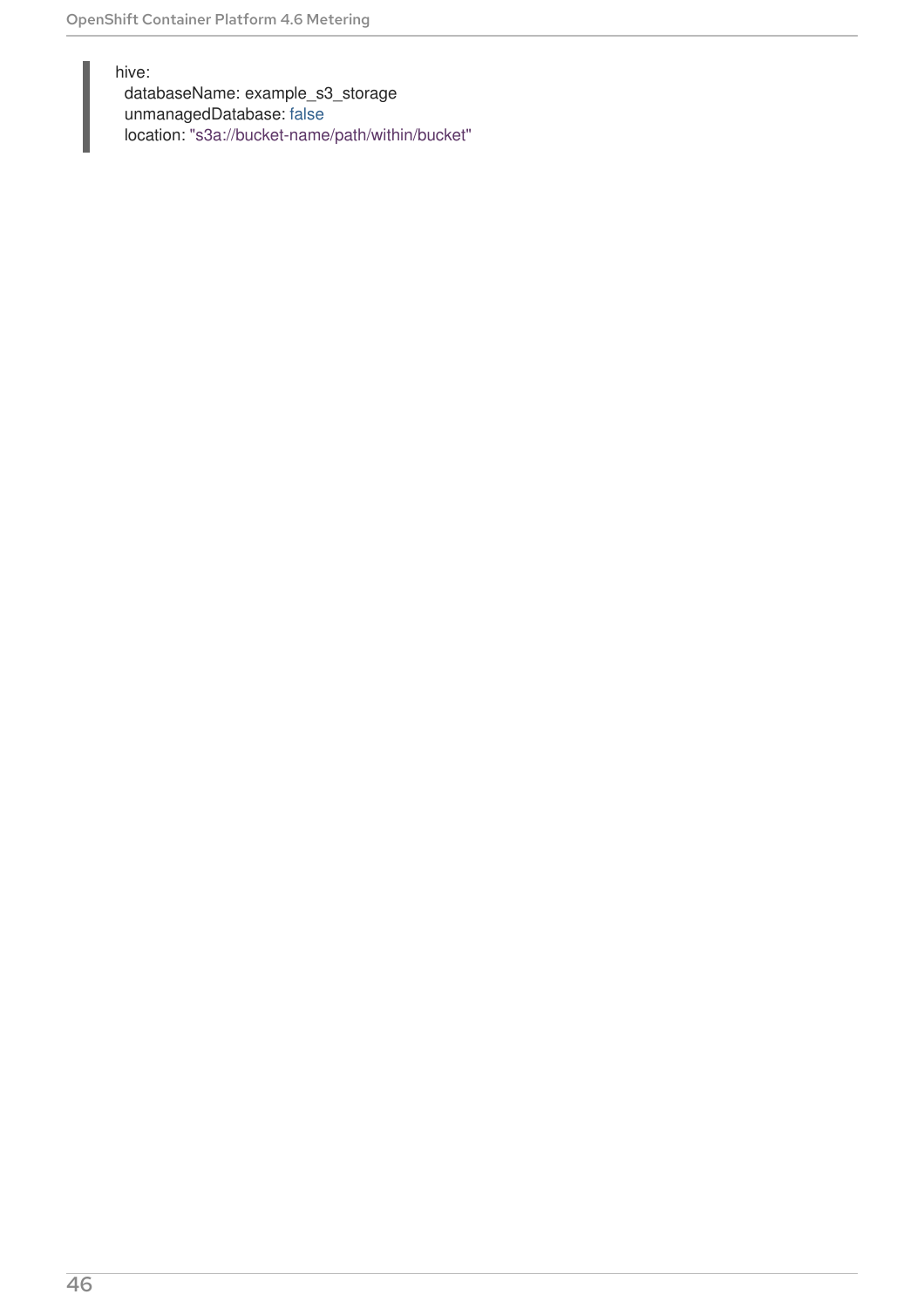```
hive:
  databaseName: example_s3_storage
  unmanagedDatabase: false
  location: "s3a://bucket-name/path/within/bucket"
```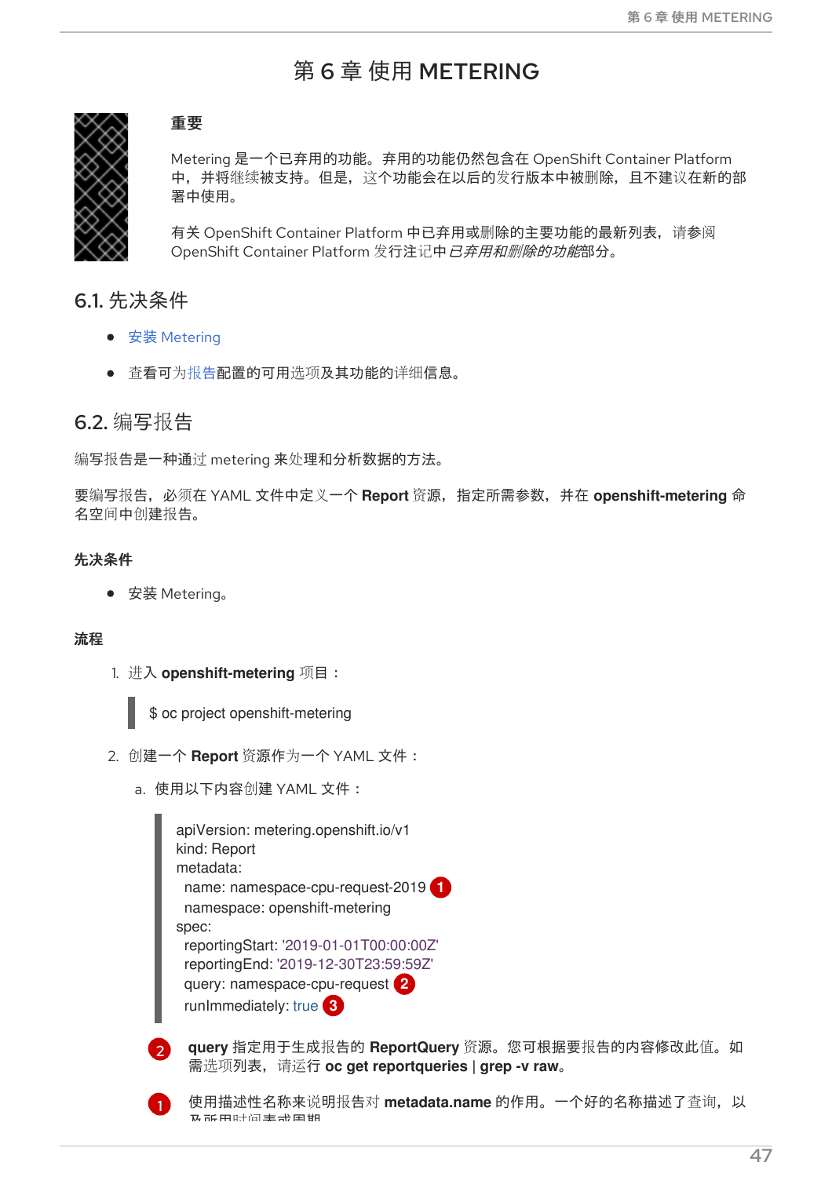# 第 6 章 使用 METERING

> **重要**
>
> Metering 是一个已弃用的功能。弃用的功能仍然包含在 OpenShift Container Platform 中，并将继续被支持。但是，这个功能会在以后的发行版本中被删除，且不建议在新的部署中使用。
>
> 有关 OpenShift Container Platform 中已弃用或删除的主要功能的最新列表，请参阅 OpenShift Container Platform 发行注记中*已弃用和删除的功能*部分。

## 6.1. 先决条件

- 安装 Metering
- 查看可为报告配置的可用选项及其功能的详细信息。

## 6.2. 编写报告

编写报告是一种通过 metering 来处理和分析数据的方法。

要编写报告，必须在 YAML 文件中定义一个 **Report** 资源，指定所需参数，并在 **openshift-metering** 命名空间中创建报告。

**先决条件**

- 安装 Metering。

**流程**

1. 进入 **openshift-metering** 项目：

```
$ oc project openshift-metering
```

2. 创建一个 **Report** 资源作为一个 YAML 文件：

   a. 使用以下内容创建 YAML 文件：

```
apiVersion: metering.openshift.io/v1
kind: Report
metadata:
  name: namespace-cpu-request-2019 1
  namespace: openshift-metering
spec:
  reportingStart: '2019-01-01T00:00:00Z'
  reportingEnd: '2019-12-30T23:59:59Z'
  query: namespace-cpu-request 2
  runImmediately: true 3
```

2. **query** 指定用于生成报告的 **ReportQuery** 资源。您可根据要报告的内容修改此值。如需选项列表，请运行 **oc get reportqueries | grep -v raw**。

1. 使用描述性名称来说明报告对 **metadata.name** 的作用。一个好的名称描述了查询，以及所用时间表或周期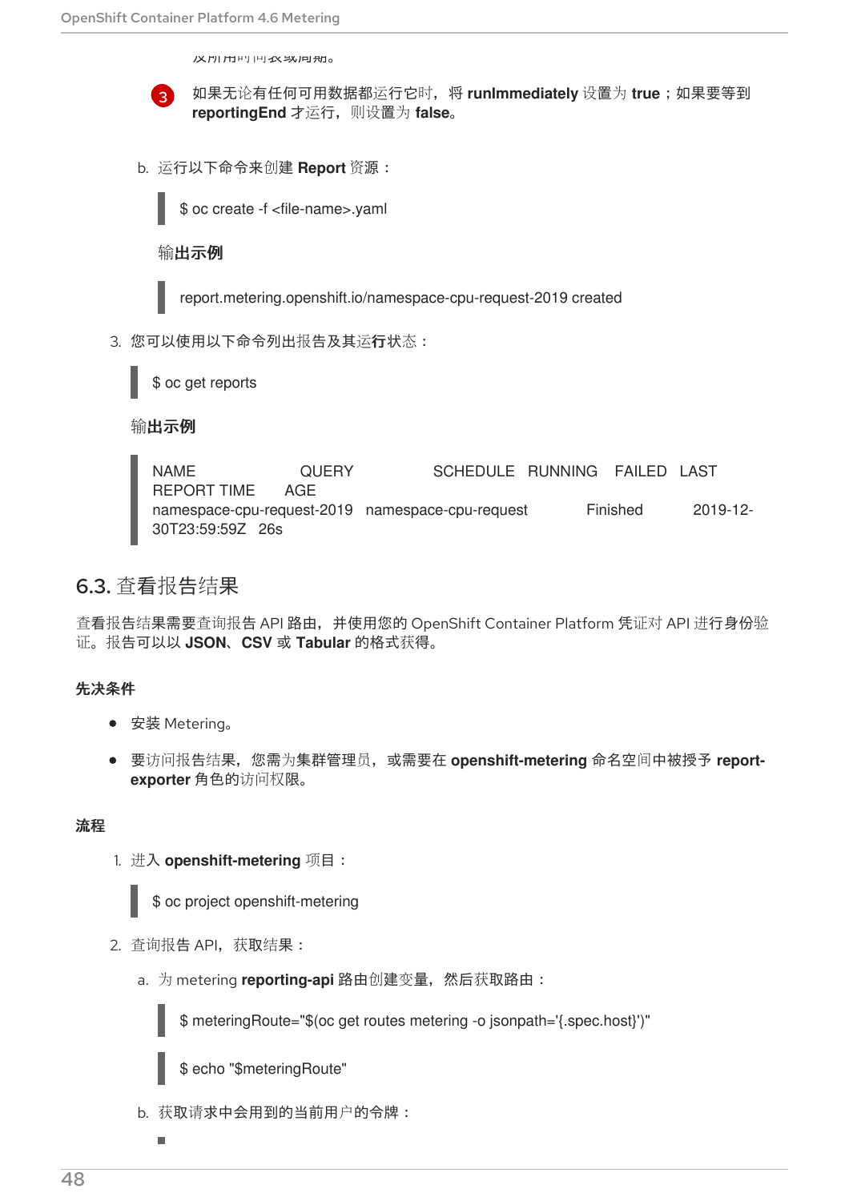及所用时间表或周期。

3. 如果无论有任何可用数据都运行它时，将 **runImmediately** 设置为 **true**；如果要等到 **reportingEnd** 才运行，则设置为 **false**。

b. 运行以下命令来创建 **Report** 资源：

```
$ oc create -f <file-name>.yaml
```

**输出示例**

```
report.metering.openshift.io/namespace-cpu-request-2019 created
```

3. 您可以使用以下命令列出报告及其运行状态：

```
$ oc get reports
```

**输出示例**

```
NAME                        QUERY                   SCHEDULE   RUNNING    FAILED   LAST
REPORT TIME        AGE
namespace-cpu-request-2019   namespace-cpu-request              Finished            2019-12-
30T23:59:59Z   26s
```

## 6.3. 查看报告结果

查看报告结果需要查询报告 API 路由，并使用您的 OpenShift Container Platform 凭证对 API 进行身份验证。报告可以以 **JSON**、**CSV** 或 **Tabular** 的格式获得。

**先决条件**

- 安装 Metering。
- 要访问报告结果，您需为集群管理员，或需要在 **openshift-metering** 命名空间中被授予 **report-exporter** 角色的访问权限。

**流程**

1. 进入 **openshift-metering** 项目：

```
$ oc project openshift-metering
```

2. 查询报告 API，获取结果：

a. 为 metering **reporting-api** 路由创建变量，然后获取路由：

```
$ meteringRoute="$(oc get routes metering -o jsonpath='{.spec.host}')"
```

```
$ echo "$meteringRoute"
```

b. 获取请求中会用到的当前用户的令牌：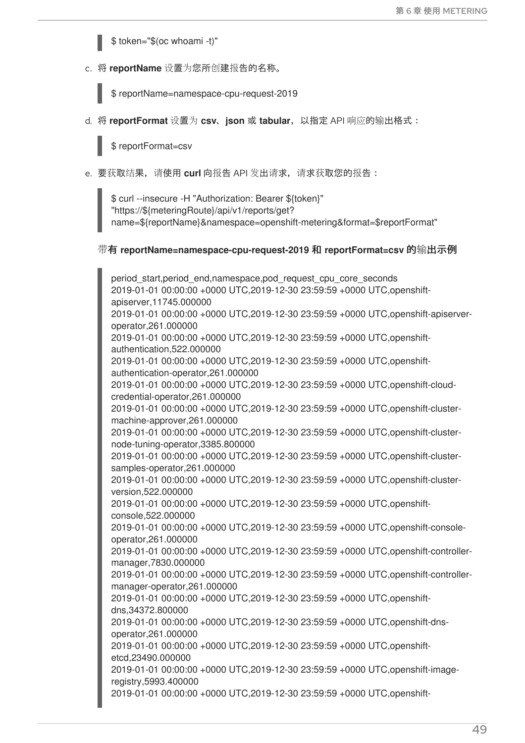```
$ token="$(oc whoami -t)"
```

c. 将 **reportName** 设置为您所创建报告的名称。

```
$ reportName=namespace-cpu-request-2019
```

d. 将 **reportFormat** 设置为 **csv**、**json** 或 **tabular**，以指定 API 响应的输出格式：

```
$ reportFormat=csv
```

e. 要获取结果，请使用 **curl** 向报告 API 发出请求，请求获取您的报告：

```
$ curl --insecure -H "Authorization: Bearer ${token}"
"https://${meteringRoute}/api/v1/reports/get?
name=${reportName}&namespace=openshift-metering&format=$reportFormat"
```

**带有 reportName=namespace-cpu-request-2019 和 reportFormat=csv 的输出示例**

```
period_start,period_end,namespace,pod_request_cpu_core_seconds
2019-01-01 00:00:00 +0000 UTC,2019-12-30 23:59:59 +0000 UTC,openshift-apiserver,11745.000000
2019-01-01 00:00:00 +0000 UTC,2019-12-30 23:59:59 +0000 UTC,openshift-apiserver-operator,261.000000
2019-01-01 00:00:00 +0000 UTC,2019-12-30 23:59:59 +0000 UTC,openshift-authentication,522.000000
2019-01-01 00:00:00 +0000 UTC,2019-12-30 23:59:59 +0000 UTC,openshift-authentication-operator,261.000000
2019-01-01 00:00:00 +0000 UTC,2019-12-30 23:59:59 +0000 UTC,openshift-cloud-credential-operator,261.000000
2019-01-01 00:00:00 +0000 UTC,2019-12-30 23:59:59 +0000 UTC,openshift-cluster-machine-approver,261.000000
2019-01-01 00:00:00 +0000 UTC,2019-12-30 23:59:59 +0000 UTC,openshift-cluster-node-tuning-operator,3385.800000
2019-01-01 00:00:00 +0000 UTC,2019-12-30 23:59:59 +0000 UTC,openshift-cluster-samples-operator,261.000000
2019-01-01 00:00:00 +0000 UTC,2019-12-30 23:59:59 +0000 UTC,openshift-cluster-version,522.000000
2019-01-01 00:00:00 +0000 UTC,2019-12-30 23:59:59 +0000 UTC,openshift-console,522.000000
2019-01-01 00:00:00 +0000 UTC,2019-12-30 23:59:59 +0000 UTC,openshift-console-operator,261.000000
2019-01-01 00:00:00 +0000 UTC,2019-12-30 23:59:59 +0000 UTC,openshift-controller-manager,7830.000000
2019-01-01 00:00:00 +0000 UTC,2019-12-30 23:59:59 +0000 UTC,openshift-controller-manager-operator,261.000000
2019-01-01 00:00:00 +0000 UTC,2019-12-30 23:59:59 +0000 UTC,openshift-dns,34372.800000
2019-01-01 00:00:00 +0000 UTC,2019-12-30 23:59:59 +0000 UTC,openshift-dns-operator,261.000000
2019-01-01 00:00:00 +0000 UTC,2019-12-30 23:59:59 +0000 UTC,openshift-etcd,23490.000000
2019-01-01 00:00:00 +0000 UTC,2019-12-30 23:59:59 +0000 UTC,openshift-image-registry,5993.400000
2019-01-01 00:00:00 +0000 UTC,2019-12-30 23:59:59 +0000 UTC,openshift-
```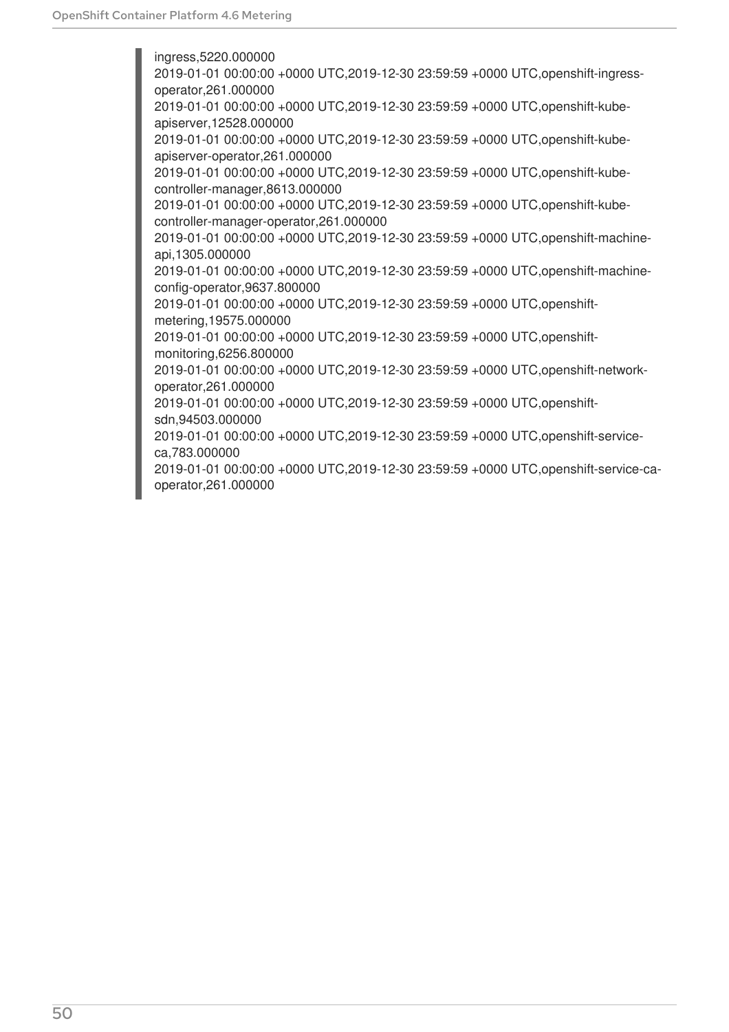```
ingress,5220.000000
2019-01-01 00:00:00 +0000 UTC,2019-12-30 23:59:59 +0000 UTC,openshift-ingress-operator,261.000000
2019-01-01 00:00:00 +0000 UTC,2019-12-30 23:59:59 +0000 UTC,openshift-kube-apiserver,12528.000000
2019-01-01 00:00:00 +0000 UTC,2019-12-30 23:59:59 +0000 UTC,openshift-kube-apiserver-operator,261.000000
2019-01-01 00:00:00 +0000 UTC,2019-12-30 23:59:59 +0000 UTC,openshift-kube-controller-manager,8613.000000
2019-01-01 00:00:00 +0000 UTC,2019-12-30 23:59:59 +0000 UTC,openshift-kube-controller-manager-operator,261.000000
2019-01-01 00:00:00 +0000 UTC,2019-12-30 23:59:59 +0000 UTC,openshift-machine-api,1305.000000
2019-01-01 00:00:00 +0000 UTC,2019-12-30 23:59:59 +0000 UTC,openshift-machine-config-operator,9637.800000
2019-01-01 00:00:00 +0000 UTC,2019-12-30 23:59:59 +0000 UTC,openshift-metering,19575.000000
2019-01-01 00:00:00 +0000 UTC,2019-12-30 23:59:59 +0000 UTC,openshift-monitoring,6256.800000
2019-01-01 00:00:00 +0000 UTC,2019-12-30 23:59:59 +0000 UTC,openshift-network-operator,261.000000
2019-01-01 00:00:00 +0000 UTC,2019-12-30 23:59:59 +0000 UTC,openshift-sdn,94503.000000
2019-01-01 00:00:00 +0000 UTC,2019-12-30 23:59:59 +0000 UTC,openshift-service-ca,783.000000
2019-01-01 00:00:00 +0000 UTC,2019-12-30 23:59:59 +0000 UTC,openshift-service-ca-operator,261.000000
```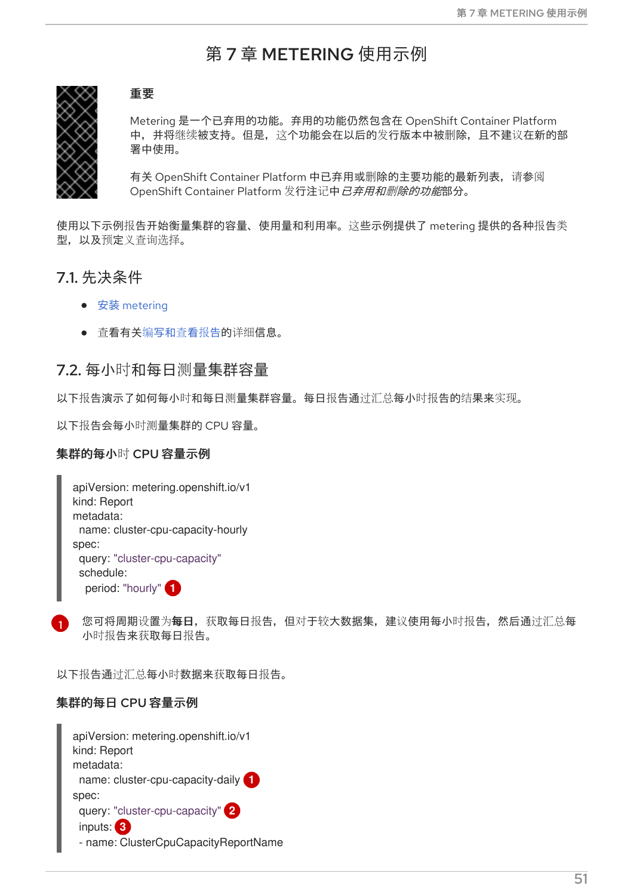# 第 7 章 METERING 使用示例

> **重要**
>
> Metering 是一个已弃用的功能。弃用的功能仍然包含在 OpenShift Container Platform 中，并将继续被支持。但是，这个功能会在以后的发行版本中被删除，且不建议在新的部署中使用。
>
> 有关 OpenShift Container Platform 中已弃用或删除的主要功能的最新列表，请参阅 OpenShift Container Platform 发行注记中*已弃用和删除的功能*部分。

使用以下示例报告开始衡量集群的容量、使用量和利用率。这些示例提供了 metering 提供的各种报告类型，以及预定义查询选择。

## 7.1. 先决条件

- 安装 metering
- 查看有关编写和查看报告的详细信息。

## 7.2. 每小时和每日测量集群容量

以下报告演示了如何每小时和每日测量集群容量。每日报告通过汇总每小时报告的结果来实现。

以下报告会每小时测量集群的 CPU 容量。

**集群的每小时 CPU 容量示例**

```
apiVersion: metering.openshift.io/v1
kind: Report
metadata:
  name: cluster-cpu-capacity-hourly
spec:
  query: "cluster-cpu-capacity"
  schedule:
    period: "hourly" (1)
```

(1) 您可将周期设置为**每日**，获取每日报告，但对于较大数据集，建议使用每小时报告，然后通过汇总每小时报告来获取每日报告。

以下报告通过汇总每小时数据来获取每日报告。

**集群的每日 CPU 容量示例**

```
apiVersion: metering.openshift.io/v1
kind: Report
metadata:
  name: cluster-cpu-capacity-daily (1)
spec:
  query: "cluster-cpu-capacity" (2)
  inputs: (3)
  - name: ClusterCpuCapacityReportName
```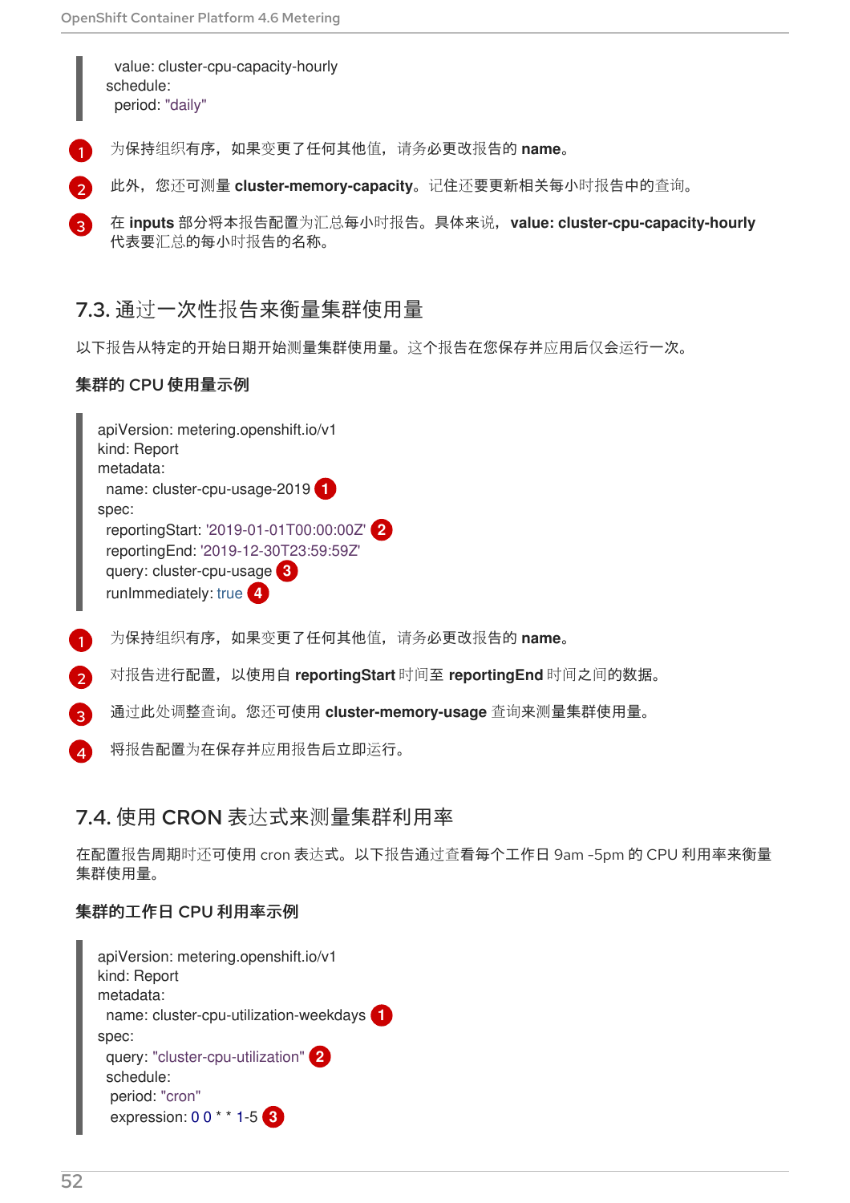```
    value: cluster-cpu-capacity-hourly
  schedule:
    period: "daily"
```

1. 为保持组织有序，如果变更了任何其他值，请务必更改报告的 **name**。
2. 此外，您还可测量 **cluster-memory-capacity**。记住还要更新相关每小时报告中的查询。
3. 在 **inputs** 部分将本报告配置为汇总每小时报告。具体来说，**value: cluster-cpu-capacity-hourly** 代表要汇总的每小时报告的名称。

## 7.3. 通过一次性报告来衡量集群使用量

以下报告从特定的开始日期开始测量集群使用量。这个报告在您保存并应用后仅会运行一次。

**集群的 CPU 使用量示例**

```
apiVersion: metering.openshift.io/v1
kind: Report
metadata:
  name: cluster-cpu-usage-2019 (1)
spec:
  reportingStart: '2019-01-01T00:00:00Z' (2)
  reportingEnd: '2019-12-30T23:59:59Z'
  query: cluster-cpu-usage (3)
  runImmediately: true (4)
```

1. 为保持组织有序，如果变更了任何其他值，请务必更改报告的 **name**。
2. 对报告进行配置，以使用自 **reportingStart** 时间至 **reportingEnd** 时间之间的数据。
3. 通过此处调整查询。您还可使用 **cluster-memory-usage** 查询来测量集群使用量。
4. 将报告配置为在保存并应用报告后立即运行。

## 7.4. 使用 CRON 表达式来测量集群利用率

在配置报告周期时还可使用 cron 表达式。以下报告通过查看每个工作日 9am -5pm 的 CPU 利用率来衡量集群使用量。

**集群的工作日 CPU 利用率示例**

```
apiVersion: metering.openshift.io/v1
kind: Report
metadata:
  name: cluster-cpu-utilization-weekdays (1)
spec:
  query: "cluster-cpu-utilization" (2)
  schedule:
   period: "cron"
   expression: 0 0 * * 1-5 (3)
```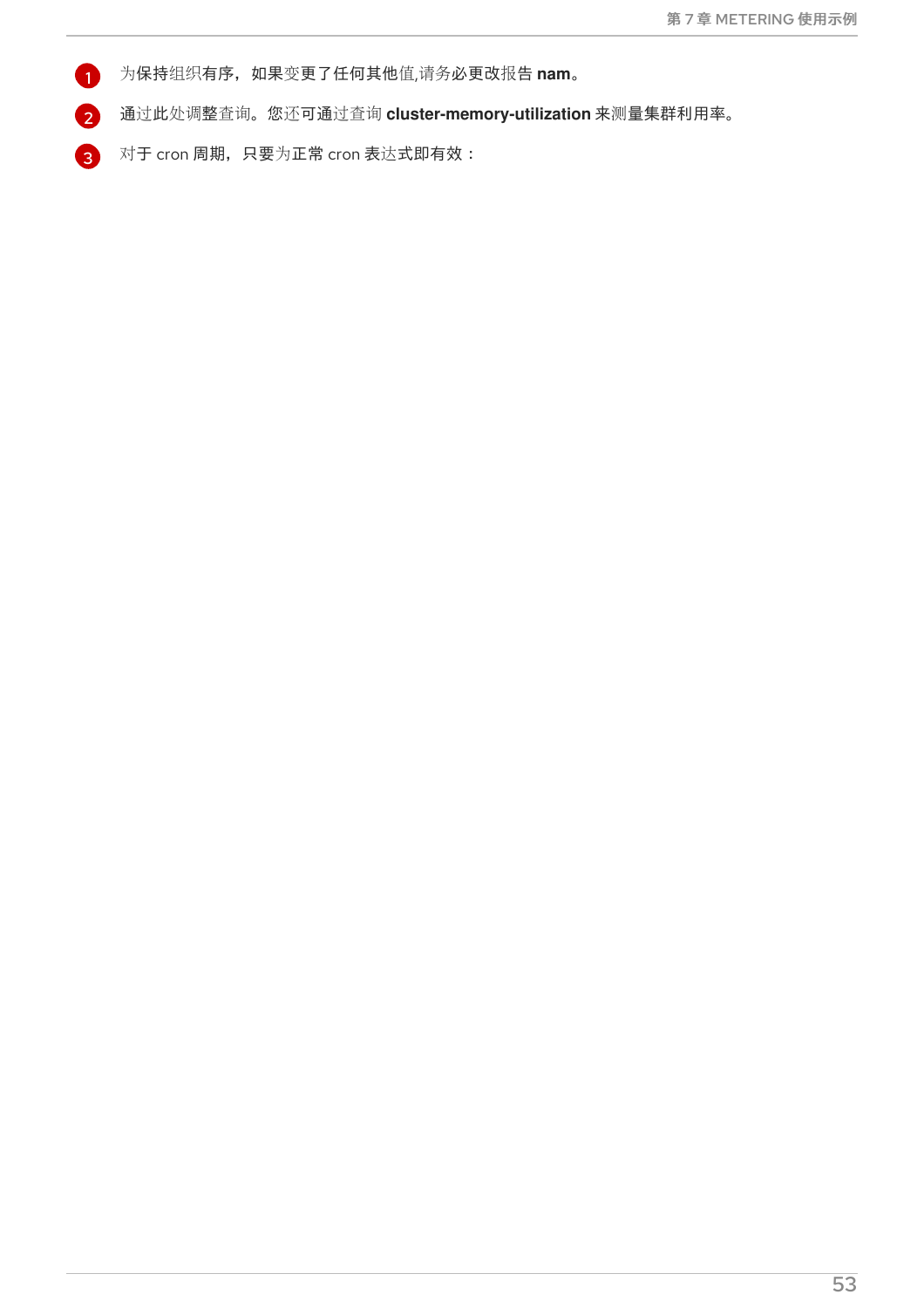1. 为保持组织有序，如果变更了任何其他值,请务必更改报告 **nam**。
2. 通过此处调整查询。您还可通过查询 **cluster-memory-utilization** 来测量集群利用率。
3. 对于 cron 周期，只要为正常 cron 表达式即有效：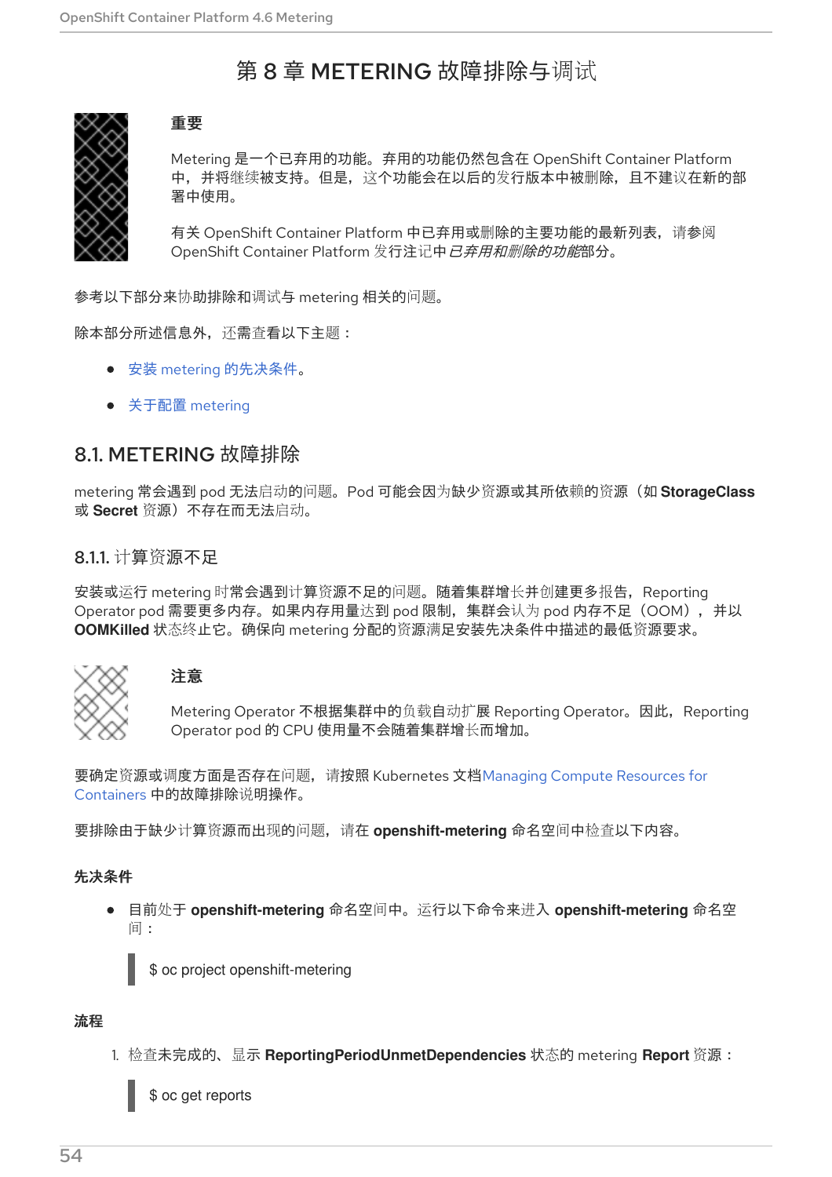# 第 8 章 METERING 故障排除与调试

> **重要**
>
> Metering 是一个已弃用的功能。弃用的功能仍然包含在 OpenShift Container Platform 中，并将继续被支持。但是，这个功能会在以后的发行版本中被删除，且不建议在新的部署中使用。
>
> 有关 OpenShift Container Platform 中已弃用或删除的主要功能的最新列表，请参阅 OpenShift Container Platform 发行注记中*已弃用和删除的功能*部分。

参考以下部分来协助排除和调试与 metering 相关的问题。

除本部分所述信息外，还需查看以下主题：

- 安装 metering 的先决条件。
- 关于配置 metering

## 8.1. METERING 故障排除

metering 常会遇到 pod 无法启动的问题。Pod 可能会因为缺少资源或其所依赖的资源（如 **StorageClass** 或 **Secret** 资源）不存在而无法启动。

### 8.1.1. 计算资源不足

安装或运行 metering 时常会遇到计算资源不足的问题。随着集群增长并创建更多报告，Reporting Operator pod 需要更多内存。如果内存用量达到 pod 限制，集群会认为 pod 内存不足（OOM），并以 **OOMKilled** 状态终止它。确保向 metering 分配的资源满足安装先决条件中描述的最低资源要求。

> **注意**
>
> Metering Operator 不根据集群中的负载自动扩展 Reporting Operator。因此，Reporting Operator pod 的 CPU 使用量不会随着集群增长而增加。

要确定资源或调度方面是否存在问题，请按照 Kubernetes 文档Managing Compute Resources for Containers 中的故障排除说明操作。

要排除由于缺少计算资源而出现的问题，请在 **openshift-metering** 命名空间中检查以下内容。

**先决条件**

- 目前处于 **openshift-metering** 命名空间中。运行以下命令来进入 **openshift-metering** 命名空间：

```
$ oc project openshift-metering
```

**流程**

1. 检查未完成的、显示 **ReportingPeriodUnmetDependencies** 状态的 metering **Report** 资源：

```
$ oc get reports
```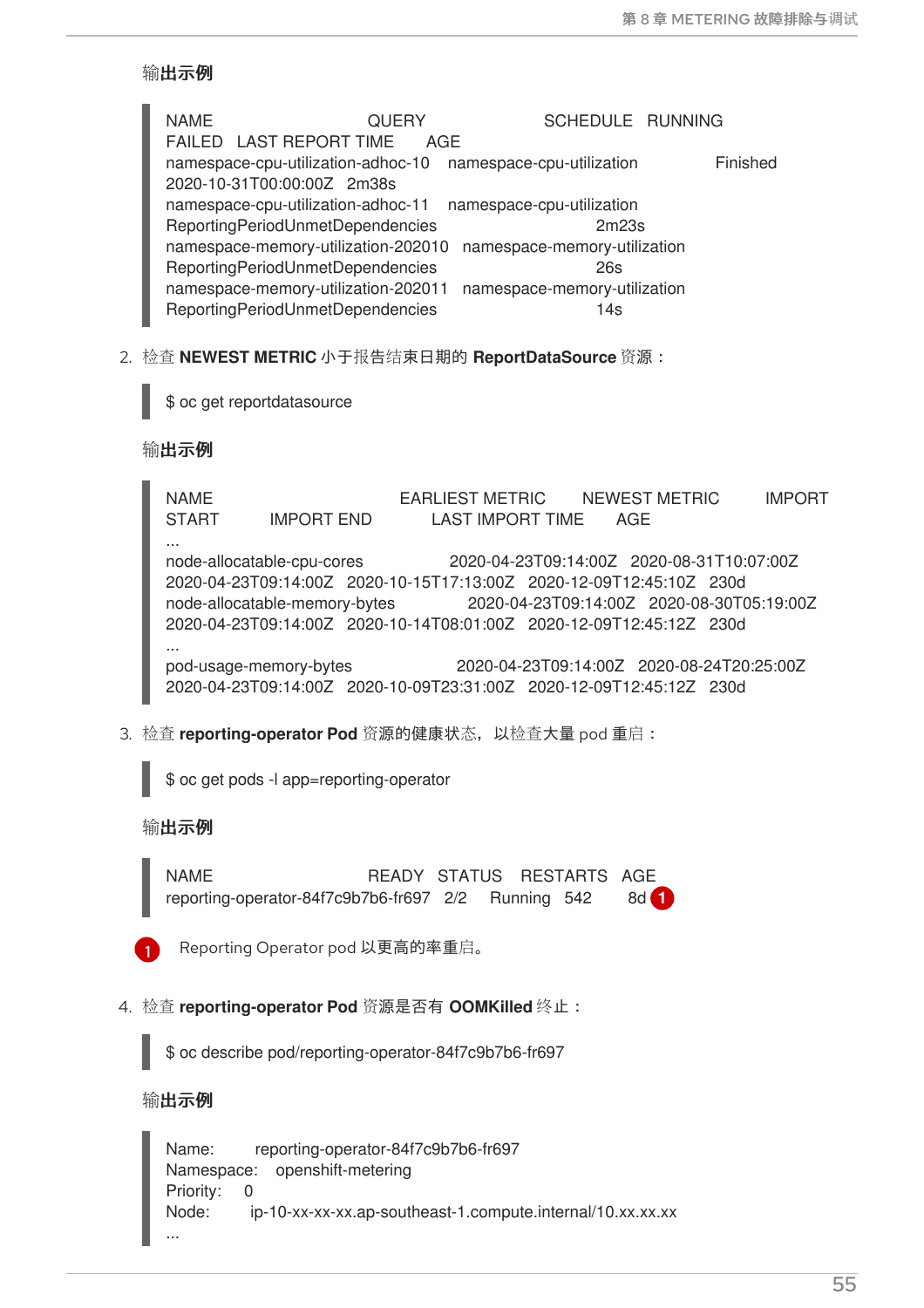输出示例

```
NAME                              QUERY                        SCHEDULE   RUNNING
FAILED   LAST REPORT TIME      AGE
namespace-cpu-utilization-adhoc-10   namespace-cpu-utilization                 Finished
2020-10-31T00:00:00Z   2m38s
namespace-cpu-utilization-adhoc-11   namespace-cpu-utilization
ReportingPeriodUnmetDependencies                    2m23s
namespace-memory-utilization-202010   namespace-memory-utilization
ReportingPeriodUnmetDependencies                    26s
namespace-memory-utilization-202011   namespace-memory-utilization
ReportingPeriodUnmetDependencies                    14s
```

2. 检查 **NEWEST METRIC** 小于报告结束日期的 **ReportDataSource** 资源：

```
$ oc get reportdatasource
```

输出示例

```
NAME                              EARLIEST METRIC       NEWEST METRIC          IMPORT
START          IMPORT END             LAST IMPORT TIME       AGE
...
node-allocatable-cpu-cores              2020-04-23T09:14:00Z   2020-08-31T10:07:00Z
2020-04-23T09:14:00Z   2020-10-15T17:13:00Z   2020-12-09T12:45:10Z   230d
node-allocatable-memory-bytes              2020-04-23T09:14:00Z   2020-08-30T05:19:00Z
2020-04-23T09:14:00Z   2020-10-14T08:01:00Z   2020-12-09T12:45:12Z   230d
...
pod-usage-memory-bytes                 2020-04-23T09:14:00Z   2020-08-24T20:25:00Z
2020-04-23T09:14:00Z   2020-10-09T23:31:00Z   2020-12-09T12:45:12Z   230d
```

3. 检查 **reporting-operator Pod** 资源的健康状态，以检查大量 pod 重启：

```
$ oc get pods -l app=reporting-operator
```

输出示例

```
NAME                              READY   STATUS    RESTARTS   AGE
reporting-operator-84f7c9b7b6-fr697   2/2     Running   542        8d (1)
```

(1) Reporting Operator pod 以更高的率重启。

4. 检查 **reporting-operator Pod** 资源是否有 **OOMKilled** 终止：

```
$ oc describe pod/reporting-operator-84f7c9b7b6-fr697
```

输出示例

```
Name:         reporting-operator-84f7c9b7b6-fr697
Namespace:    openshift-metering
Priority:     0
Node:         ip-10-xx-xx-xx.ap-southeast-1.compute.internal/10.xx.xx.xx
...
```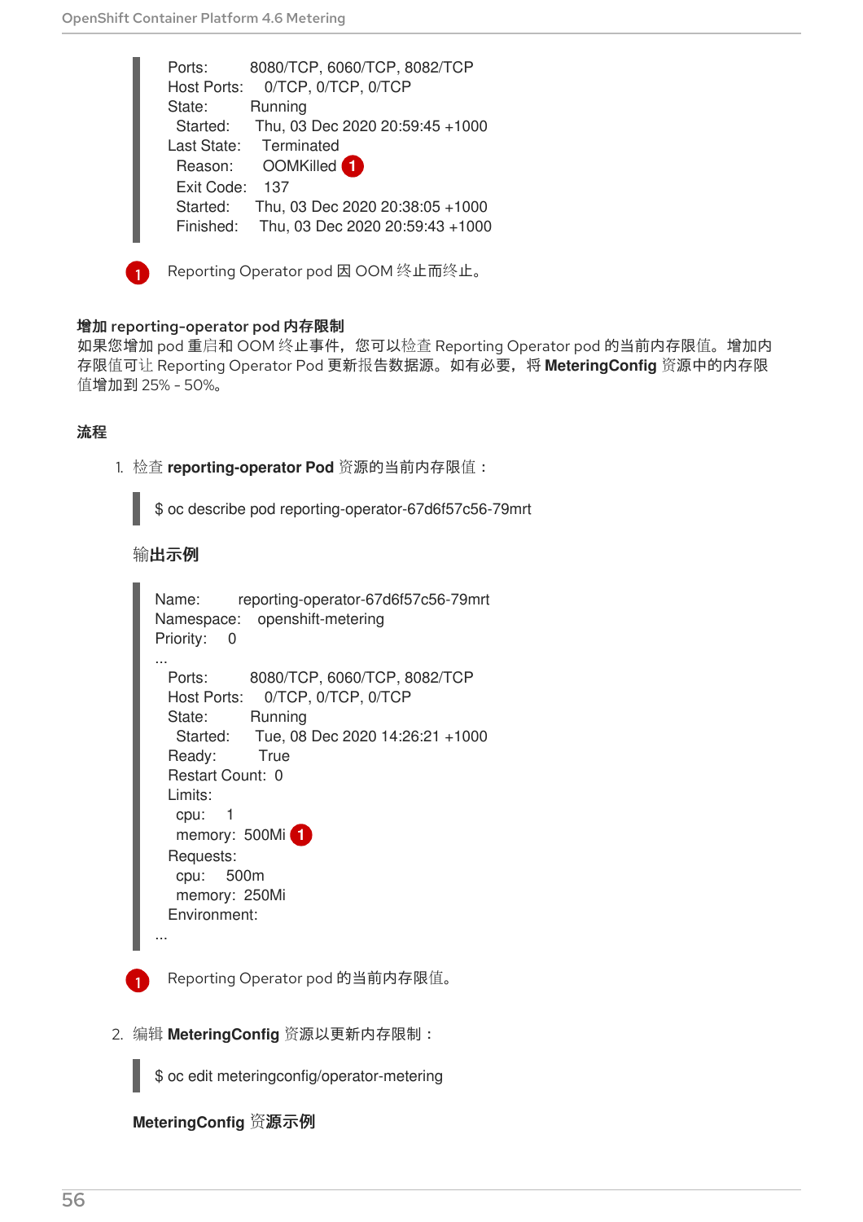```
Ports:      8080/TCP, 6060/TCP, 8082/TCP
Host Ports:   0/TCP, 0/TCP, 0/TCP
State:       Running
  Started:     Thu, 03 Dec 2020 20:59:45 +1000
Last State:    Terminated
  Reason:      OOMKilled 1
  Exit Code:   137
  Started:     Thu, 03 Dec 2020 20:38:05 +1000
  Finished:    Thu, 03 Dec 2020 20:59:43 +1000
```

1. Reporting Operator pod 因 OOM 终止而终止。

**增加 reporting-operator pod 内存限制**

如果您增加 pod 重启和 OOM 终止事件，您可以检查 Reporting Operator pod 的当前内存限值。增加内存限值可让 Reporting Operator Pod 更新报告数据源。如有必要，将 **MeteringConfig** 资源中的内存限值增加到 25% - 50%。

**流程**

1. 检查 **reporting-operator Pod** 资源的当前内存限值：

```
$ oc describe pod reporting-operator-67d6f57c56-79mrt
```

输出示例

```
Name:        reporting-operator-67d6f57c56-79mrt
Namespace:   openshift-metering
Priority:    0
...
  Ports:      8080/TCP, 6060/TCP, 8082/TCP
  Host Ports:   0/TCP, 0/TCP, 0/TCP
  State:       Running
    Started:     Tue, 08 Dec 2020 14:26:21 +1000
  Ready:        True
  Restart Count:  0
  Limits:
    cpu:     1
    memory:  500Mi 1
  Requests:
    cpu:     500m
    memory:  250Mi
  Environment:
...
```

1. Reporting Operator pod 的当前内存限值。

2. 编辑 **MeteringConfig** 资源以更新内存限制：

```
$ oc edit meteringconfig/operator-metering
```

**MeteringConfig 资源示例**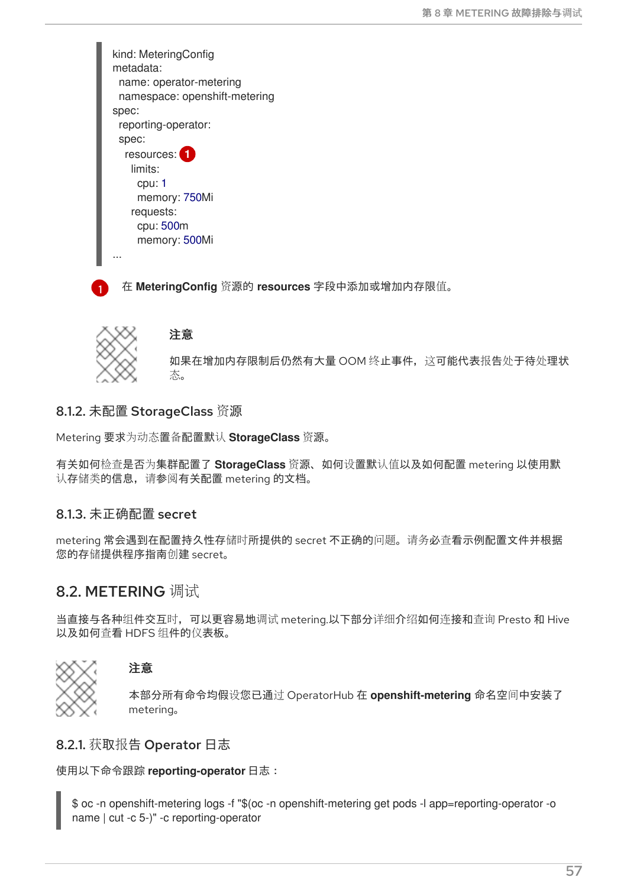```
kind: MeteringConfig
metadata:
  name: operator-metering
  namespace: openshift-metering
spec:
  reporting-operator:
  spec:
    resources: (1)
      limits:
        cpu: 1
        memory: 750Mi
      requests:
        cpu: 500m
        memory: 500Mi
...
```

(1) 在 **MeteringConfig** 资源的 **resources** 字段中添加或增加内存限值。

> **注意**
>
> 如果在增加内存限制后仍然有大量 OOM 终止事件，这可能代表报告处于待处理状态。

### 8.1.2. 未配置 StorageClass 资源

Metering 要求为动态置备配置默认 **StorageClass** 资源。

有关如何检查是否为集群配置了 **StorageClass** 资源、如何设置默认值以及如何配置 metering 以使用默认存储类的信息，请参阅有关配置 metering 的文档。

### 8.1.3. 未正确配置 secret

metering 常会遇到在配置持久性存储时所提供的 secret 不正确的问题。请务必查看示例配置文件并根据您的存储提供程序指南创建 secret。

## 8.2. METERING 调试

当直接与各种组件交互时，可以更容易地调试 metering.以下部分详细介绍如何连接和查询 Presto 和 Hive 以及如何查看 HDFS 组件的仪表板。

> **注意**
>
> 本部分所有命令均假设您已通过 OperatorHub 在 **openshift-metering** 命名空间中安装了 metering。

### 8.2.1. 获取报告 Operator 日志

使用以下命令跟踪 **reporting-operator** 日志：

```
$ oc -n openshift-metering logs -f "$(oc -n openshift-metering get pods -l app=reporting-operator -o name | cut -c 5-)" -c reporting-operator
```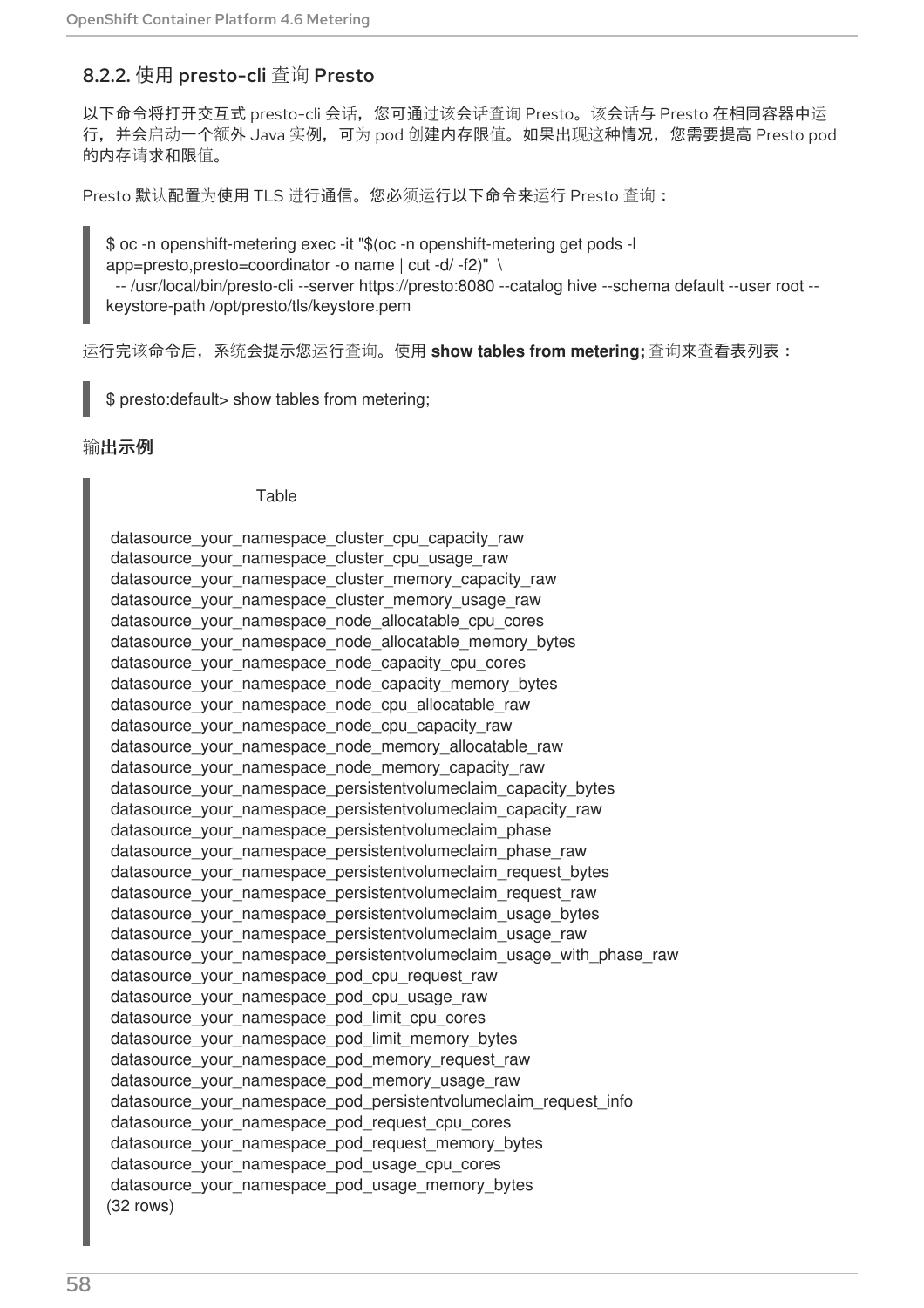### 8.2.2. 使用 presto-cli 查询 Presto

以下命令将打开交互式 presto-cli 会话，您可通过该会话查询 Presto。该会话与 Presto 在相同容器中运行，并会启动一个额外 Java 实例，可为 pod 创建内存限值。如果出现这种情况，您需要提高 Presto pod 的内存请求和限值。

Presto 默认配置为使用 TLS 进行通信。您必须运行以下命令来运行 Presto 查询：

```
$ oc -n openshift-metering exec -it "$(oc -n openshift-metering get pods -l app=presto,presto=coordinator -o name | cut -d/ -f2)"  \
  -- /usr/local/bin/presto-cli --server https://presto:8080 --catalog hive --schema default --user root --keystore-path /opt/presto/tls/keystore.pem
```

运行完该命令后，系统会提示您运行查询。使用 **show tables from metering;** 查询来查看表列表：

```
$ presto:default> show tables from metering;
```

**输出示例**

```
                 Table

 datasource_your_namespace_cluster_cpu_capacity_raw
 datasource_your_namespace_cluster_cpu_usage_raw
 datasource_your_namespace_cluster_memory_capacity_raw
 datasource_your_namespace_cluster_memory_usage_raw
 datasource_your_namespace_node_allocatable_cpu_cores
 datasource_your_namespace_node_allocatable_memory_bytes
 datasource_your_namespace_node_capacity_cpu_cores
 datasource_your_namespace_node_capacity_memory_bytes
 datasource_your_namespace_node_cpu_allocatable_raw
 datasource_your_namespace_node_cpu_capacity_raw
 datasource_your_namespace_node_memory_allocatable_raw
 datasource_your_namespace_node_memory_capacity_raw
 datasource_your_namespace_persistentvolumeclaim_capacity_bytes
 datasource_your_namespace_persistentvolumeclaim_capacity_raw
 datasource_your_namespace_persistentvolumeclaim_phase
 datasource_your_namespace_persistentvolumeclaim_phase_raw
 datasource_your_namespace_persistentvolumeclaim_request_bytes
 datasource_your_namespace_persistentvolumeclaim_request_raw
 datasource_your_namespace_persistentvolumeclaim_usage_bytes
 datasource_your_namespace_persistentvolumeclaim_usage_raw
 datasource_your_namespace_persistentvolumeclaim_usage_with_phase_raw
 datasource_your_namespace_pod_cpu_request_raw
 datasource_your_namespace_pod_cpu_usage_raw
 datasource_your_namespace_pod_limit_cpu_cores
 datasource_your_namespace_pod_limit_memory_bytes
 datasource_your_namespace_pod_memory_request_raw
 datasource_your_namespace_pod_memory_usage_raw
 datasource_your_namespace_pod_persistentvolumeclaim_request_info
 datasource_your_namespace_pod_request_cpu_cores
 datasource_your_namespace_pod_request_memory_bytes
 datasource_your_namespace_pod_usage_cpu_cores
 datasource_your_namespace_pod_usage_memory_bytes
(32 rows)
```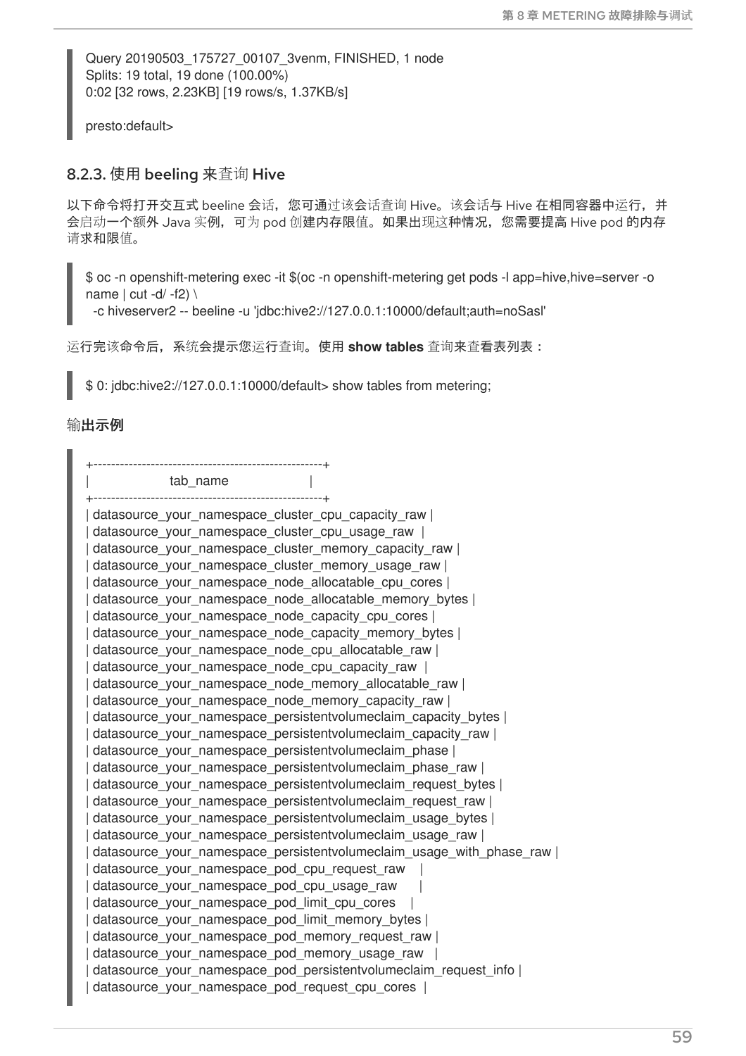```
Query 20190503_175727_00107_3venm, FINISHED, 1 node
Splits: 19 total, 19 done (100.00%)
0:02 [32 rows, 2.23KB] [19 rows/s, 1.37KB/s]

presto:default>
```

### 8.2.3. 使用 beeling 来查询 Hive

以下命令将打开交互式 beeline 会话，您可通过该会话查询 Hive。该会话与 Hive 在相同容器中运行，并会启动一个额外 Java 实例，可为 pod 创建内存限值。如果出现这种情况，您需要提高 Hive pod 的内存请求和限值。

```
$ oc -n openshift-metering exec -it $(oc -n openshift-metering get pods -l app=hive,hive=server -o name | cut -d/ -f2) \
  -c hiveserver2 -- beeline -u 'jdbc:hive2://127.0.0.1:10000/default;auth=noSasl'
```

运行完该命令后，系统会提示您运行查询。使用 **show tables** 查询来查看表列表：

```
$ 0: jdbc:hive2://127.0.0.1:10000/default> show tables from metering;
```

**输出示例**

```
+----------------------------------------------------+
|                      tab_name                      |
+----------------------------------------------------+
| datasource_your_namespace_cluster_cpu_capacity_raw |
| datasource_your_namespace_cluster_cpu_usage_raw  |
| datasource_your_namespace_cluster_memory_capacity_raw |
| datasource_your_namespace_cluster_memory_usage_raw |
| datasource_your_namespace_node_allocatable_cpu_cores |
| datasource_your_namespace_node_allocatable_memory_bytes |
| datasource_your_namespace_node_capacity_cpu_cores |
| datasource_your_namespace_node_capacity_memory_bytes |
| datasource_your_namespace_node_cpu_allocatable_raw |
| datasource_your_namespace_node_cpu_capacity_raw  |
| datasource_your_namespace_node_memory_allocatable_raw |
| datasource_your_namespace_node_memory_capacity_raw |
| datasource_your_namespace_persistentvolumeclaim_capacity_bytes |
| datasource_your_namespace_persistentvolumeclaim_capacity_raw |
| datasource_your_namespace_persistentvolumeclaim_phase |
| datasource_your_namespace_persistentvolumeclaim_phase_raw |
| datasource_your_namespace_persistentvolumeclaim_request_bytes |
| datasource_your_namespace_persistentvolumeclaim_request_raw |
| datasource_your_namespace_persistentvolumeclaim_usage_bytes |
| datasource_your_namespace_persistentvolumeclaim_usage_raw |
| datasource_your_namespace_persistentvolumeclaim_usage_with_phase_raw |
| datasource_your_namespace_pod_cpu_request_raw    |
| datasource_your_namespace_pod_cpu_usage_raw      |
| datasource_your_namespace_pod_limit_cpu_cores    |
| datasource_your_namespace_pod_limit_memory_bytes |
| datasource_your_namespace_pod_memory_request_raw |
| datasource_your_namespace_pod_memory_usage_raw   |
| datasource_your_namespace_pod_persistentvolumeclaim_request_info |
| datasource_your_namespace_pod_request_cpu_cores  |
```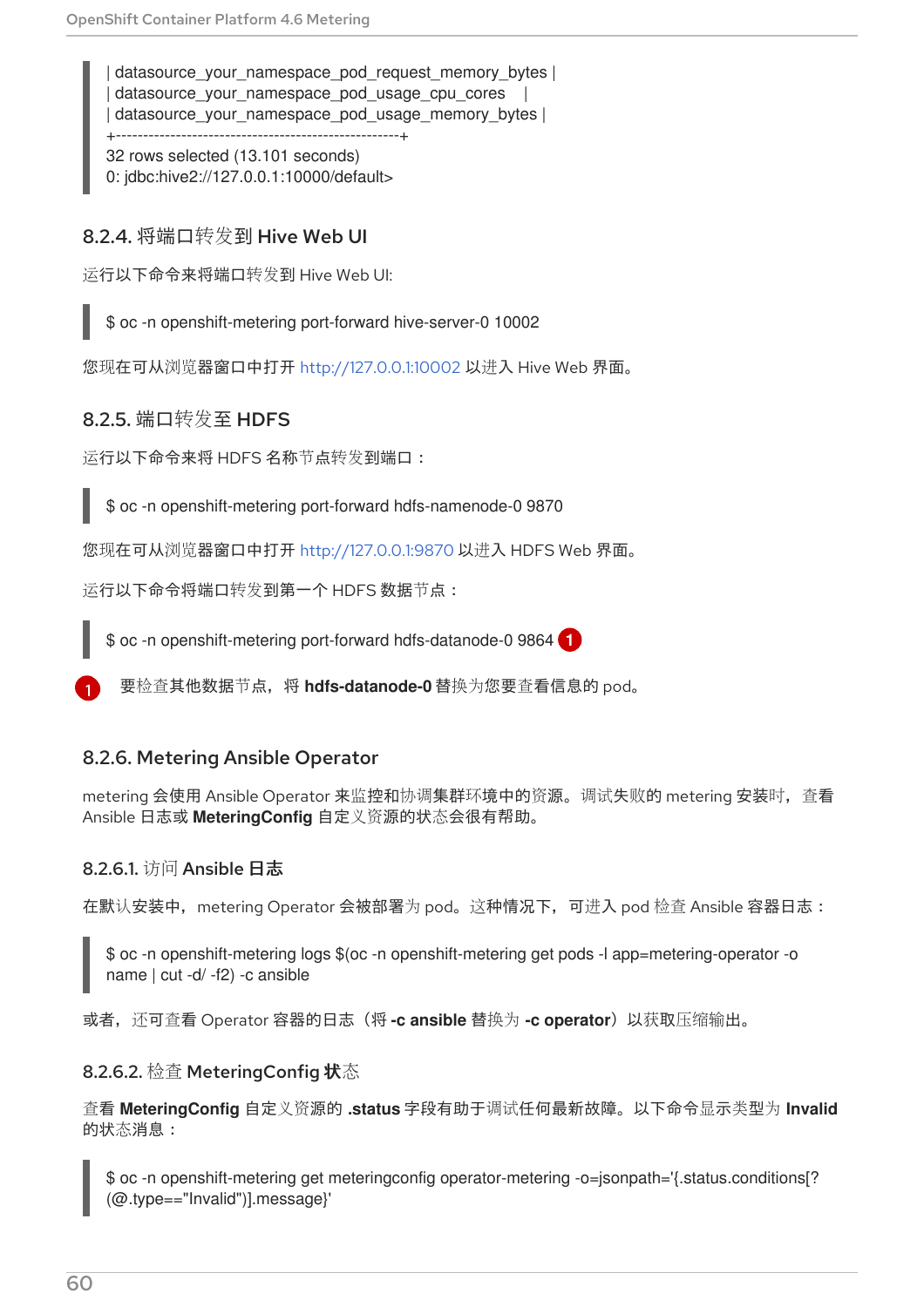```
| datasource_your_namespace_pod_request_memory_bytes |
| datasource_your_namespace_pod_usage_cpu_cores    |
| datasource_your_namespace_pod_usage_memory_bytes |
+----------------------------------------------------+
32 rows selected (13.101 seconds)
0: jdbc:hive2://127.0.0.1:10000/default>
```

### 8.2.4. 将端口转发到 Hive Web UI

运行以下命令来将端口转发到 Hive Web UI:

```
$ oc -n openshift-metering port-forward hive-server-0 10002
```

您现在可从浏览器窗口中打开 http://127.0.0.1:10002 以进入 Hive Web 界面。

### 8.2.5. 端口转发至 HDFS

运行以下命令来将 HDFS 名称节点转发到端口：

```
$ oc -n openshift-metering port-forward hdfs-namenode-0 9870
```

您现在可从浏览器窗口中打开 http://127.0.0.1:9870 以进入 HDFS Web 界面。

运行以下命令将端口转发到第一个 HDFS 数据节点：

```
$ oc -n openshift-metering port-forward hdfs-datanode-0 9864 (1)
```

(1) 要检查其他数据节点，将 **hdfs-datanode-0** 替换为您要查看信息的 pod。

### 8.2.6. Metering Ansible Operator

metering 会使用 Ansible Operator 来监控和协调集群环境中的资源。调试失败的 metering 安装时，查看 Ansible 日志或 **MeteringConfig** 自定义资源的状态会很有帮助。

#### 8.2.6.1. 访问 Ansible 日志

在默认安装中，metering Operator 会被部署为 pod。这种情况下，可进入 pod 检查 Ansible 容器日志：

```
$ oc -n openshift-metering logs $(oc -n openshift-metering get pods -l app=metering-operator -o name | cut -d/ -f2) -c ansible
```

或者，还可查看 Operator 容器的日志（将 **-c ansible** 替换为 **-c operator**）以获取压缩输出。

#### 8.2.6.2. 检查 MeteringConfig 状态

查看 **MeteringConfig** 自定义资源的 **.status** 字段有助于调试任何最新故障。以下命令显示类型为 **Invalid** 的状态消息：

```
$ oc -n openshift-metering get meteringconfig operator-metering -o=jsonpath='{.status.conditions[?(@.type=="Invalid")].message}'
```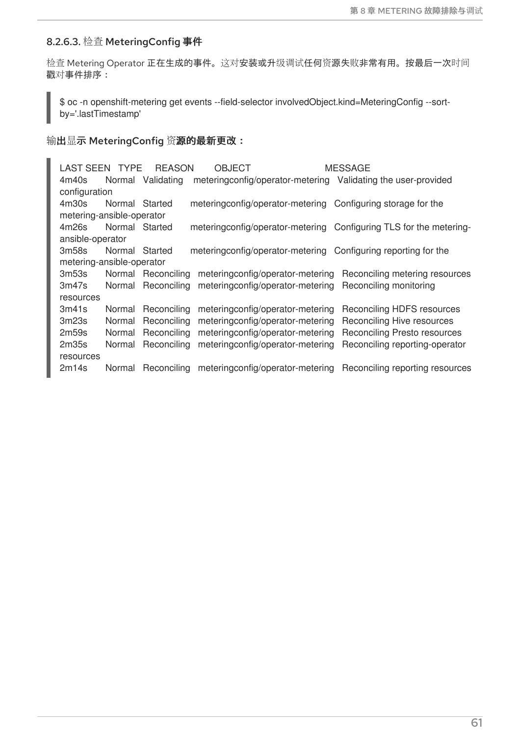#### 8.2.6.3. 检查 MeteringConfig 事件

检查 Metering Operator 正在生成的事件。这对安装或升级调试任何资源失败非常有用。按最后一次时间戳对事件排序：

```
$ oc -n openshift-metering get events --field-selector involvedObject.kind=MeteringConfig --sort-by='.lastTimestamp'
```

输出显示 MeteringConfig 资源的最新更改：

```
LAST SEEN   TYPE     REASON        OBJECT                              MESSAGE
4m40s       Normal   Validating    meteringconfig/operator-metering    Validating the user-provided configuration
4m30s       Normal   Started       meteringconfig/operator-metering    Configuring storage for the metering-ansible-operator
4m26s       Normal   Started       meteringconfig/operator-metering    Configuring TLS for the metering-ansible-operator
3m58s       Normal   Started       meteringconfig/operator-metering    Configuring reporting for the metering-ansible-operator
3m53s       Normal   Reconciling   meteringconfig/operator-metering    Reconciling metering resources
3m47s       Normal   Reconciling   meteringconfig/operator-metering    Reconciling monitoring resources
3m41s       Normal   Reconciling   meteringconfig/operator-metering    Reconciling HDFS resources
3m23s       Normal   Reconciling   meteringconfig/operator-metering    Reconciling Hive resources
2m59s       Normal   Reconciling   meteringconfig/operator-metering    Reconciling Presto resources
2m35s       Normal   Reconciling   meteringconfig/operator-metering    Reconciling reporting-operator resources
2m14s       Normal   Reconciling   meteringconfig/operator-metering    Reconciling reporting resources
```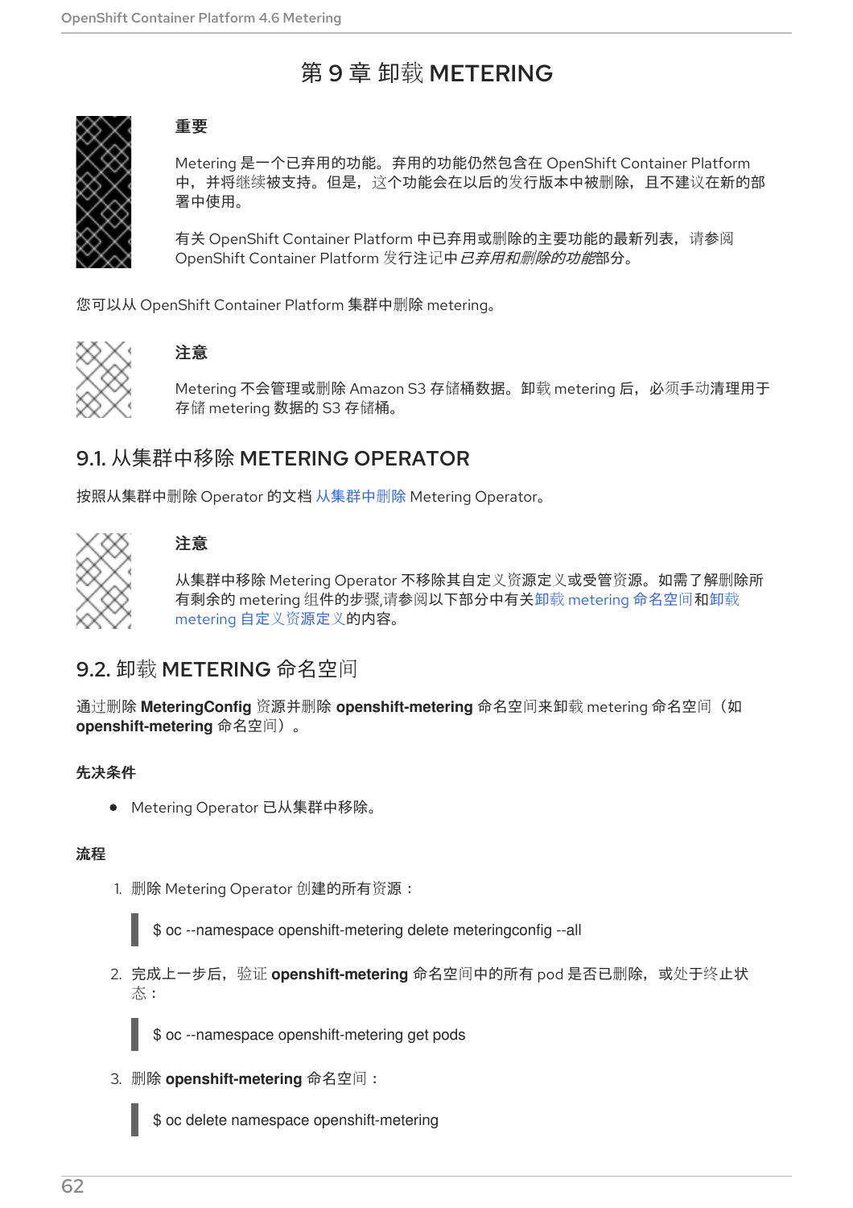# 第 9 章 卸载 METERING

> **重要**
>
> Metering 是一个已弃用的功能。弃用的功能仍然包含在 OpenShift Container Platform 中，并将继续被支持。但是，这个功能会在以后的发行版本中被删除，且不建议在新的部署中使用。
>
> 有关 OpenShift Container Platform 中已弃用或删除的主要功能的最新列表，请参阅 OpenShift Container Platform 发行注记中*已弃用和删除的功能*部分。

您可以从 OpenShift Container Platform 集群中删除 metering。

> **注意**
>
> Metering 不会管理或删除 Amazon S3 存储桶数据。卸载 metering 后，必须手动清理用于存储 metering 数据的 S3 存储桶。

## 9.1. 从集群中移除 METERING OPERATOR

按照从集群中删除 Operator 的文档 从集群中删除 Metering Operator。

> **注意**
>
> 从集群中移除 Metering Operator 不移除其自定义资源定义或受管资源。如需了解删除所有剩余的 metering 组件的步骤,请参阅以下部分中有关卸载 metering 命名空间和卸载 metering 自定义资源定义的内容。

## 9.2. 卸载 METERING 命名空间

通过删除 **MeteringConfig** 资源并删除 **openshift-metering** 命名空间来卸载 metering 命名空间（如 **openshift-metering** 命名空间）。

**先决条件**

- Metering Operator 已从集群中移除。

**流程**

1. 删除 Metering Operator 创建的所有资源：

```
$ oc --namespace openshift-metering delete meteringconfig --all
```

2. 完成上一步后，验证 **openshift-metering** 命名空间中的所有 pod 是否已删除，或处于终止状态：

```
$ oc --namespace openshift-metering get pods
```

3. 删除 **openshift-metering** 命名空间：

```
$ oc delete namespace openshift-metering
```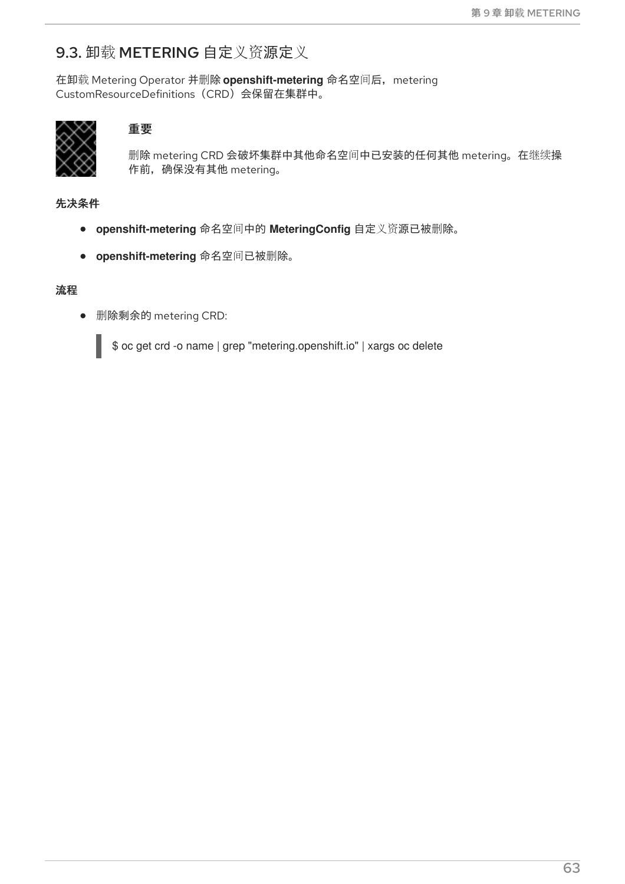## 9.3. 卸载 METERING 自定义资源定义

在卸载 Metering Operator 并删除 **openshift-metering** 命名空间后，metering CustomResourceDefinitions（CRD）会保留在集群中。

> **重要**
>
> 删除 metering CRD 会破坏集群中其他命名空间中已安装的任何其他 metering。在继续操作前，确保没有其他 metering。

**先决条件**

- **openshift-metering** 命名空间中的 **MeteringConfig** 自定义资源已被删除。
- **openshift-metering** 命名空间已被删除。

**流程**

- 删除剩余的 metering CRD:

```
$ oc get crd -o name | grep "metering.openshift.io" | xargs oc delete
```